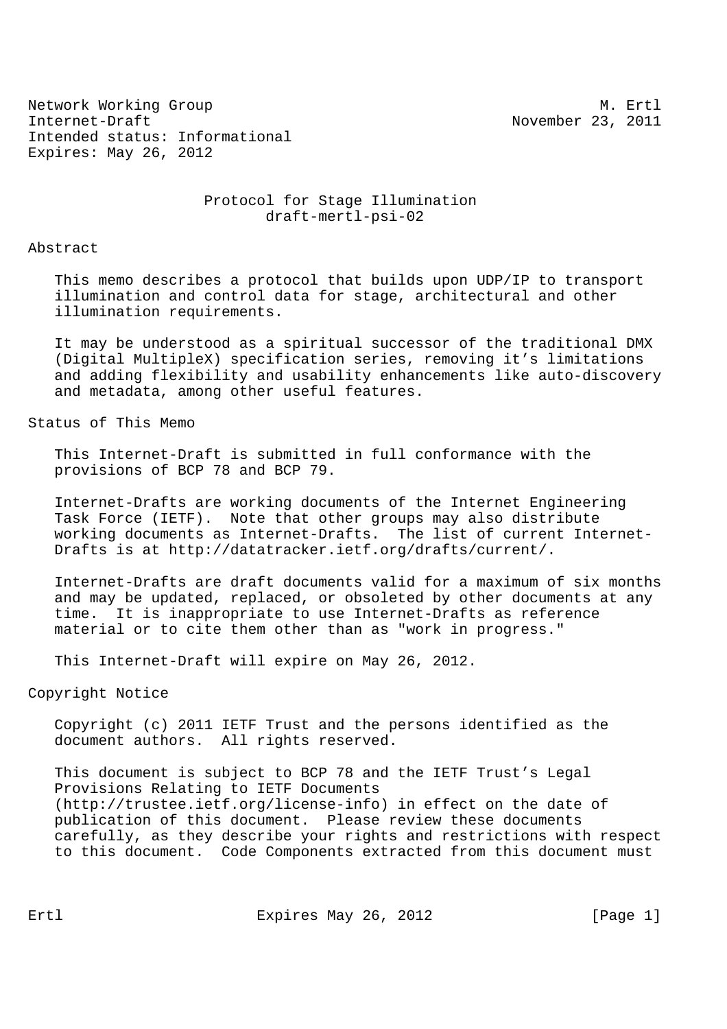Network Working Group M. Ertl
Internet-Draft November 23, 2011
Intended status: Informational
Expires: May 26, 2012

# Protocol for Stage Illumination
draft-mertl-psi-02

## Abstract

This memo describes a protocol that builds upon UDP/IP to transport illumination and control data for stage, architectural and other illumination requirements.

It may be understood as a spiritual successor of the traditional DMX (Digital MultipleX) specification series, removing it's limitations and adding flexibility and usability enhancements like auto-discovery and metadata, among other useful features.

## Status of This Memo

This Internet-Draft is submitted in full conformance with the provisions of BCP 78 and BCP 79.

Internet-Drafts are working documents of the Internet Engineering Task Force (IETF). Note that other groups may also distribute working documents as Internet-Drafts. The list of current Internet-Drafts is at http://datatracker.ietf.org/drafts/current/.

Internet-Drafts are draft documents valid for a maximum of six months and may be updated, replaced, or obsoleted by other documents at any time. It is inappropriate to use Internet-Drafts as reference material or to cite them other than as "work in progress."

This Internet-Draft will expire on May 26, 2012.

## Copyright Notice

Copyright (c) 2011 IETF Trust and the persons identified as the document authors. All rights reserved.

This document is subject to BCP 78 and the IETF Trust's Legal Provisions Relating to IETF Documents (http://trustee.ietf.org/license-info) in effect on the date of publication of this document. Please review these documents carefully, as they describe your rights and restrictions with respect to this document. Code Components extracted from this document must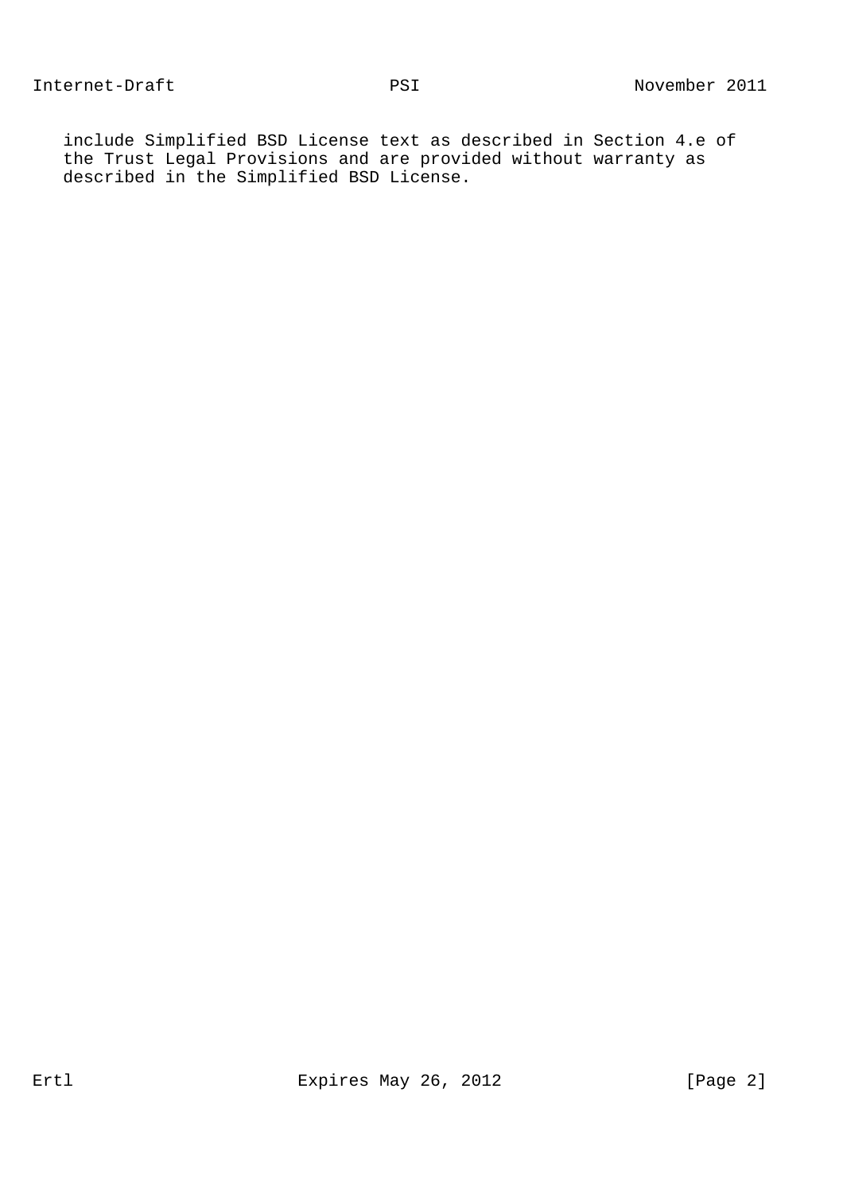include Simplified BSD License text as described in Section 4.e of the Trust Legal Provisions and are provided without warranty as described in the Simplified BSD License.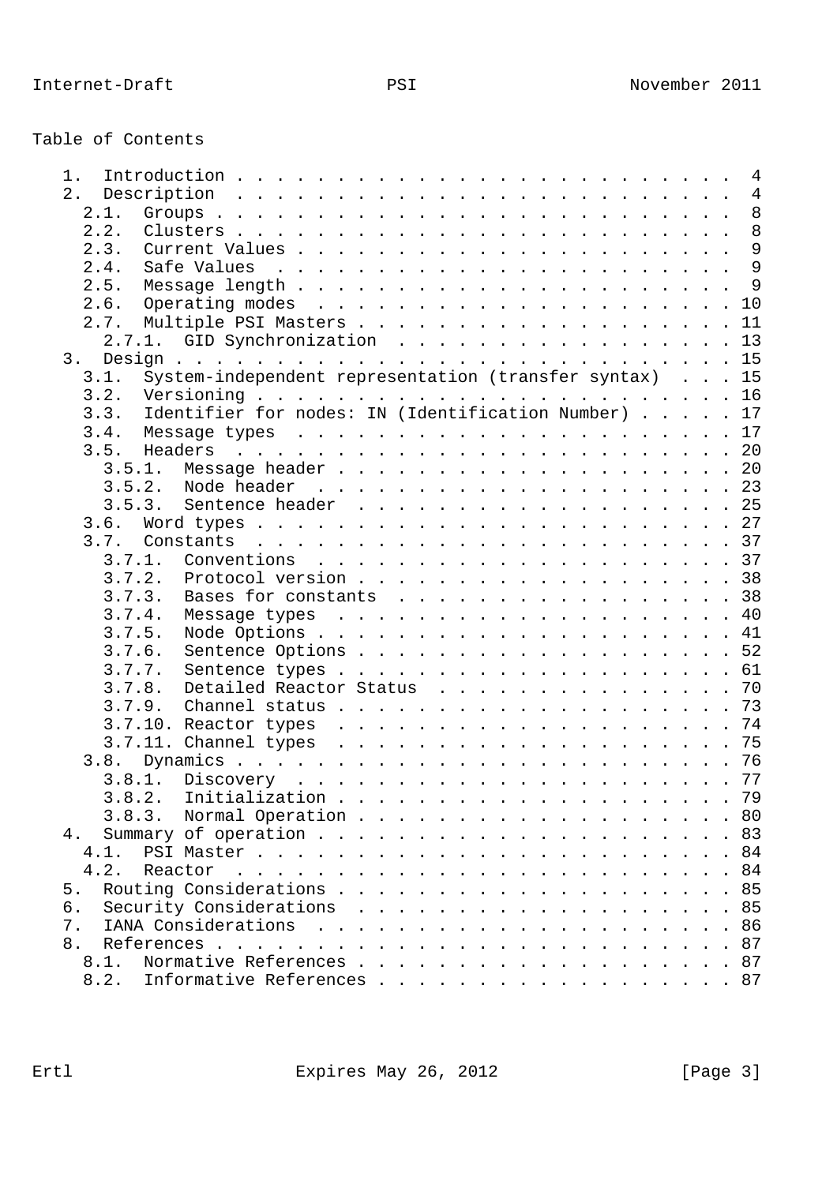# Table of Contents

```
   1.  Introduction . . . . . . . . . . . . . . . . . . . . . . . . .  4
   2.  Description  . . . . . . . . . . . . . . . . . . . . . . . . .  4
     2.1.  Groups . . . . . . . . . . . . . . . . . . . . . . . . . .  8
     2.2.  Clusters . . . . . . . . . . . . . . . . . . . . . . . . .  8
     2.3.  Current Values . . . . . . . . . . . . . . . . . . . . . .  9
     2.4.  Safe Values  . . . . . . . . . . . . . . . . . . . . . . .  9
     2.5.  Message length . . . . . . . . . . . . . . . . . . . . . .  9
     2.6.  Operating modes  . . . . . . . . . . . . . . . . . . . . . 10
     2.7.  Multiple PSI Masters . . . . . . . . . . . . . . . . . . . 11
       2.7.1.  GID Synchronization  . . . . . . . . . . . . . . . . . 13
   3.  Design . . . . . . . . . . . . . . . . . . . . . . . . . . . . 15
     3.1.  System-independent representation (transfer syntax)  . . . 15
     3.2.  Versioning . . . . . . . . . . . . . . . . . . . . . . . . 16
     3.3.  Identifier for nodes: IN (Identification Number) . . . . . 17
     3.4.  Message types  . . . . . . . . . . . . . . . . . . . . . . 17
     3.5.  Headers  . . . . . . . . . . . . . . . . . . . . . . . . . 20
       3.5.1.  Message header . . . . . . . . . . . . . . . . . . . . 20
       3.5.2.  Node header  . . . . . . . . . . . . . . . . . . . . . 23
       3.5.3.  Sentence header  . . . . . . . . . . . . . . . . . . . 25
     3.6.  Word types . . . . . . . . . . . . . . . . . . . . . . . . 27
     3.7.  Constants  . . . . . . . . . . . . . . . . . . . . . . . . 37
       3.7.1.  Conventions  . . . . . . . . . . . . . . . . . . . . . 37
       3.7.2.  Protocol version . . . . . . . . . . . . . . . . . . . 38
       3.7.3.  Bases for constants  . . . . . . . . . . . . . . . . . 38
       3.7.4.  Message types  . . . . . . . . . . . . . . . . . . . . 40
       3.7.5.  Node Options . . . . . . . . . . . . . . . . . . . . . 41
       3.7.6.  Sentence Options . . . . . . . . . . . . . . . . . . . 52
       3.7.7.  Sentence types . . . . . . . . . . . . . . . . . . . . 61
       3.7.8.  Detailed Reactor Status  . . . . . . . . . . . . . . . 70
       3.7.9.  Channel status . . . . . . . . . . . . . . . . . . . . 73
       3.7.10. Reactor types  . . . . . . . . . . . . . . . . . . . . 74
       3.7.11. Channel types  . . . . . . . . . . . . . . . . . . . . 75
     3.8.  Dynamics . . . . . . . . . . . . . . . . . . . . . . . . . 76
       3.8.1.  Discovery  . . . . . . . . . . . . . . . . . . . . . . 77
       3.8.2.  Initialization . . . . . . . . . . . . . . . . . . . . 79
       3.8.3.  Normal Operation . . . . . . . . . . . . . . . . . . . 80
   4.  Summary of operation . . . . . . . . . . . . . . . . . . . . . 83
     4.1.  PSI Master . . . . . . . . . . . . . . . . . . . . . . . . 84
     4.2.  Reactor  . . . . . . . . . . . . . . . . . . . . . . . . . 84
   5.  Routing Considerations . . . . . . . . . . . . . . . . . . . . 85
   6.  Security Considerations  . . . . . . . . . . . . . . . . . . . 85
   7.  IANA Considerations  . . . . . . . . . . . . . . . . . . . . . 86
   8.  References . . . . . . . . . . . . . . . . . . . . . . . . . . 87
     8.1.  Normative References . . . . . . . . . . . . . . . . . . . 87
     8.2.  Informative References . . . . . . . . . . . . . . . . . . 87
```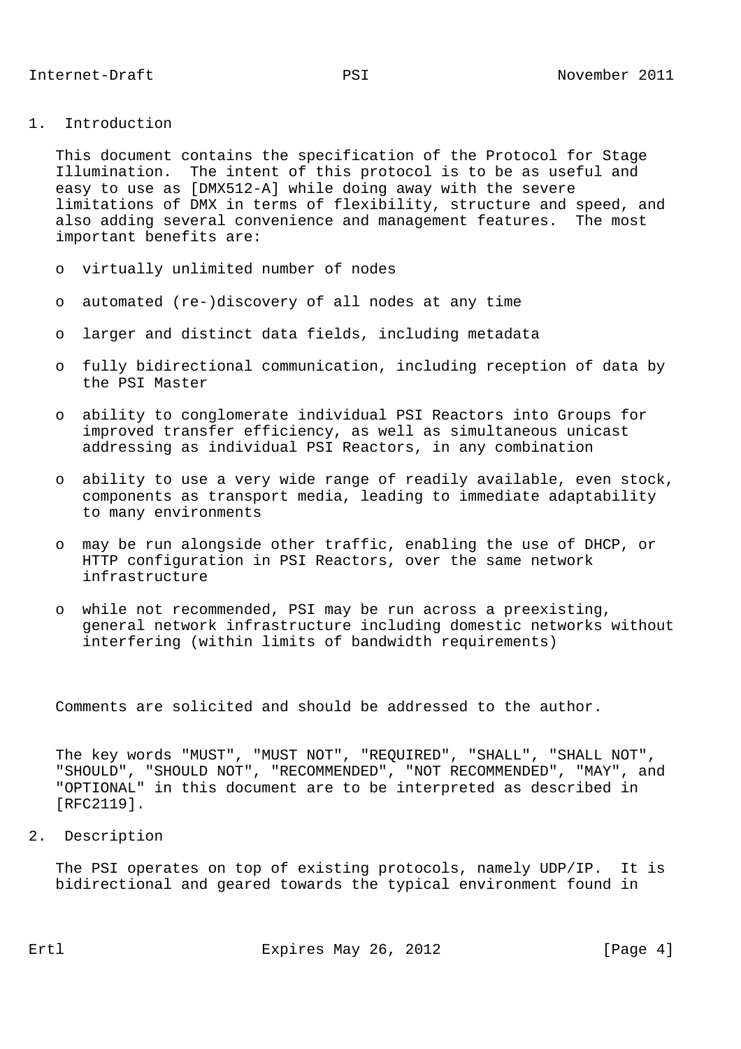## 1. Introduction

This document contains the specification of the Protocol for Stage Illumination. The intent of this protocol is to be as useful and easy to use as [DMX512-A] while doing away with the severe limitations of DMX in terms of flexibility, structure and speed, and also adding several convenience and management features. The most important benefits are:

- virtually unlimited number of nodes
- automated (re-)discovery of all nodes at any time
- larger and distinct data fields, including metadata
- fully bidirectional communication, including reception of data by the PSI Master
- ability to conglomerate individual PSI Reactors into Groups for improved transfer efficiency, as well as simultaneous unicast addressing as individual PSI Reactors, in any combination
- ability to use a very wide range of readily available, even stock, components as transport media, leading to immediate adaptability to many environments
- may be run alongside other traffic, enabling the use of DHCP, or HTTP configuration in PSI Reactors, over the same network infrastructure
- while not recommended, PSI may be run across a preexisting, general network infrastructure including domestic networks without interfering (within limits of bandwidth requirements)

Comments are solicited and should be addressed to the author.

The key words "MUST", "MUST NOT", "REQUIRED", "SHALL", "SHALL NOT", "SHOULD", "SHOULD NOT", "RECOMMENDED", "NOT RECOMMENDED", "MAY", and "OPTIONAL" in this document are to be interpreted as described in [RFC2119].

## 2. Description

The PSI operates on top of existing protocols, namely UDP/IP. It is bidirectional and geared towards the typical environment found in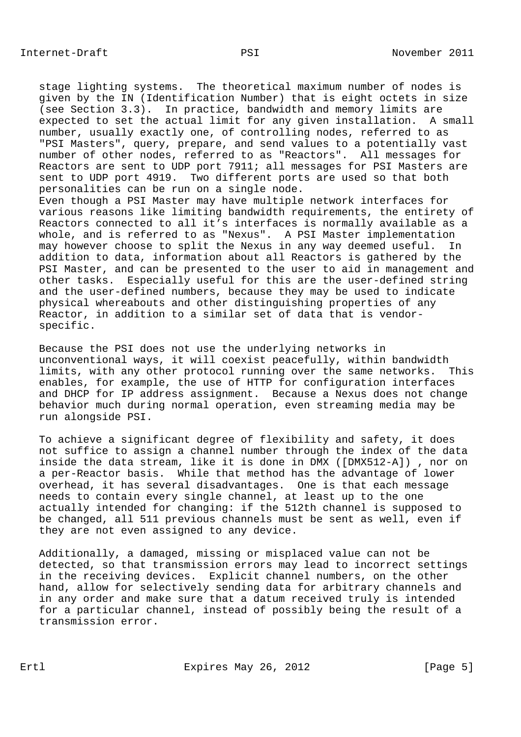stage lighting systems. The theoretical maximum number of nodes is given by the IN (Identification Number) that is eight octets in size (see Section 3.3). In practice, bandwidth and memory limits are expected to set the actual limit for any given installation. A small number, usually exactly one, of controlling nodes, referred to as "PSI Masters", query, prepare, and send values to a potentially vast number of other nodes, referred to as "Reactors". All messages for Reactors are sent to UDP port 7911; all messages for PSI Masters are sent to UDP port 4919. Two different ports are used so that both personalities can be run on a single node.
Even though a PSI Master may have multiple network interfaces for various reasons like limiting bandwidth requirements, the entirety of Reactors connected to all it's interfaces is normally available as a whole, and is referred to as "Nexus". A PSI Master implementation may however choose to split the Nexus in any way deemed useful. In addition to data, information about all Reactors is gathered by the PSI Master, and can be presented to the user to aid in management and other tasks. Especially useful for this are the user-defined string and the user-defined numbers, because they may be used to indicate physical whereabouts and other distinguishing properties of any Reactor, in addition to a similar set of data that is vendor-specific.

Because the PSI does not use the underlying networks in unconventional ways, it will coexist peacefully, within bandwidth limits, with any other protocol running over the same networks. This enables, for example, the use of HTTP for configuration interfaces and DHCP for IP address assignment. Because a Nexus does not change behavior much during normal operation, even streaming media may be run alongside PSI.

To achieve a significant degree of flexibility and safety, it does not suffice to assign a channel number through the index of the data inside the data stream, like it is done in DMX ([DMX512-A]) , nor on a per-Reactor basis. While that method has the advantage of lower overhead, it has several disadvantages. One is that each message needs to contain every single channel, at least up to the one actually intended for changing: if the 512th channel is supposed to be changed, all 511 previous channels must be sent as well, even if they are not even assigned to any device.

Additionally, a damaged, missing or misplaced value can not be detected, so that transmission errors may lead to incorrect settings in the receiving devices. Explicit channel numbers, on the other hand, allow for selectively sending data for arbitrary channels and in any order and make sure that a datum received truly is intended for a particular channel, instead of possibly being the result of a transmission error.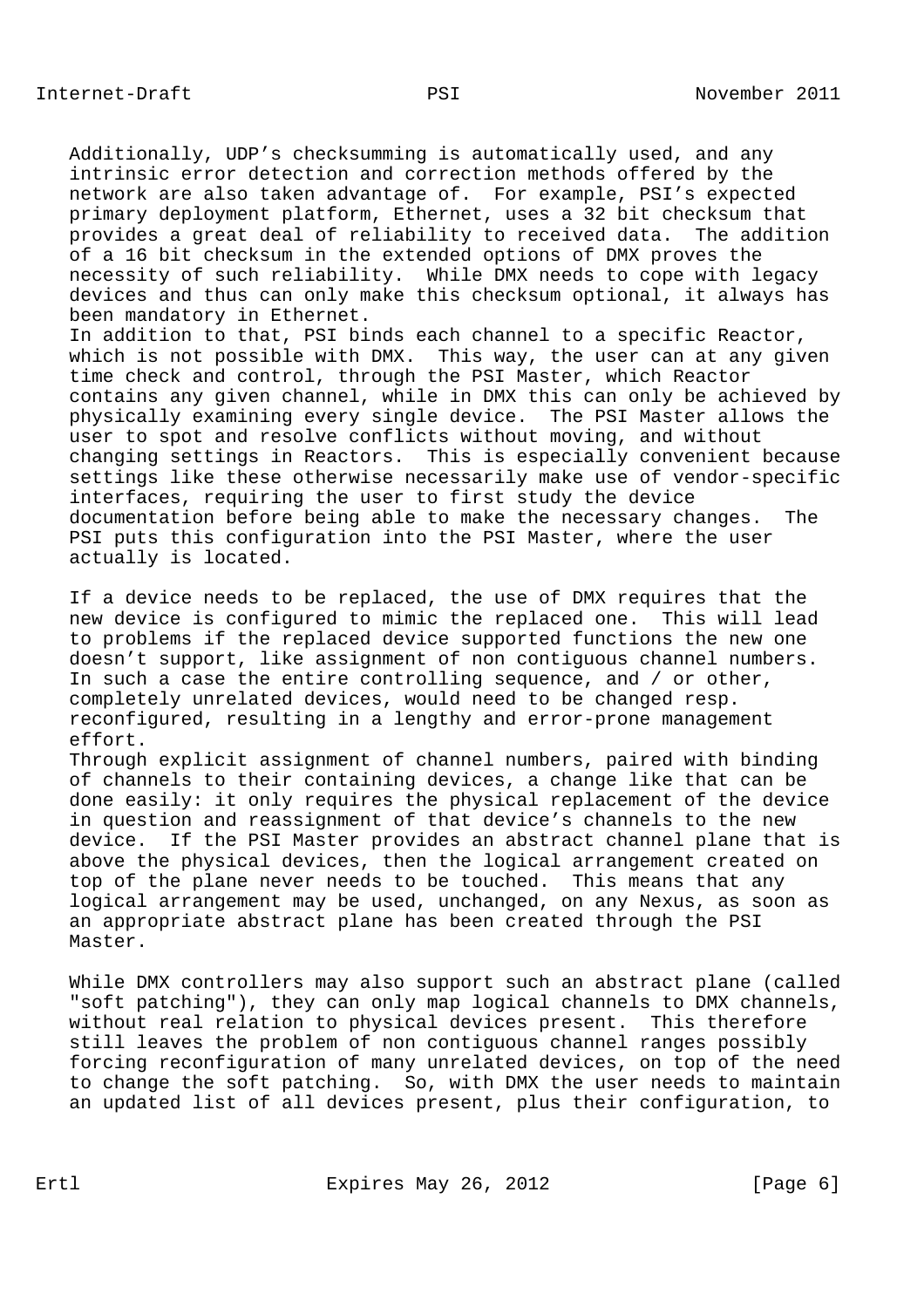Additionally, UDP’s checksumming is automatically used, and any intrinsic error detection and correction methods offered by the network are also taken advantage of. For example, PSI’s expected primary deployment platform, Ethernet, uses a 32 bit checksum that provides a great deal of reliability to received data. The addition of a 16 bit checksum in the extended options of DMX proves the necessity of such reliability. While DMX needs to cope with legacy devices and thus can only make this checksum optional, it always has been mandatory in Ethernet.
In addition to that, PSI binds each channel to a specific Reactor, which is not possible with DMX. This way, the user can at any given time check and control, through the PSI Master, which Reactor contains any given channel, while in DMX this can only be achieved by physically examining every single device. The PSI Master allows the user to spot and resolve conflicts without moving, and without changing settings in Reactors. This is especially convenient because settings like these otherwise necessarily make use of vendor-specific interfaces, requiring the user to first study the device documentation before being able to make the necessary changes. The PSI puts this configuration into the PSI Master, where the user actually is located.

If a device needs to be replaced, the use of DMX requires that the new device is configured to mimic the replaced one. This will lead to problems if the replaced device supported functions the new one doesn’t support, like assignment of non contiguous channel numbers. In such a case the entire controlling sequence, and / or other, completely unrelated devices, would need to be changed resp. reconfigured, resulting in a lengthy and error-prone management effort.
Through explicit assignment of channel numbers, paired with binding of channels to their containing devices, a change like that can be done easily: it only requires the physical replacement of the device in question and reassignment of that device’s channels to the new device. If the PSI Master provides an abstract channel plane that is above the physical devices, then the logical arrangement created on top of the plane never needs to be touched. This means that any logical arrangement may be used, unchanged, on any Nexus, as soon as an appropriate abstract plane has been created through the PSI Master.

While DMX controllers may also support such an abstract plane (called "soft patching"), they can only map logical channels to DMX channels, without real relation to physical devices present. This therefore still leaves the problem of non contiguous channel ranges possibly forcing reconfiguration of many unrelated devices, on top of the need to change the soft patching. So, with DMX the user needs to maintain an updated list of all devices present, plus their configuration, to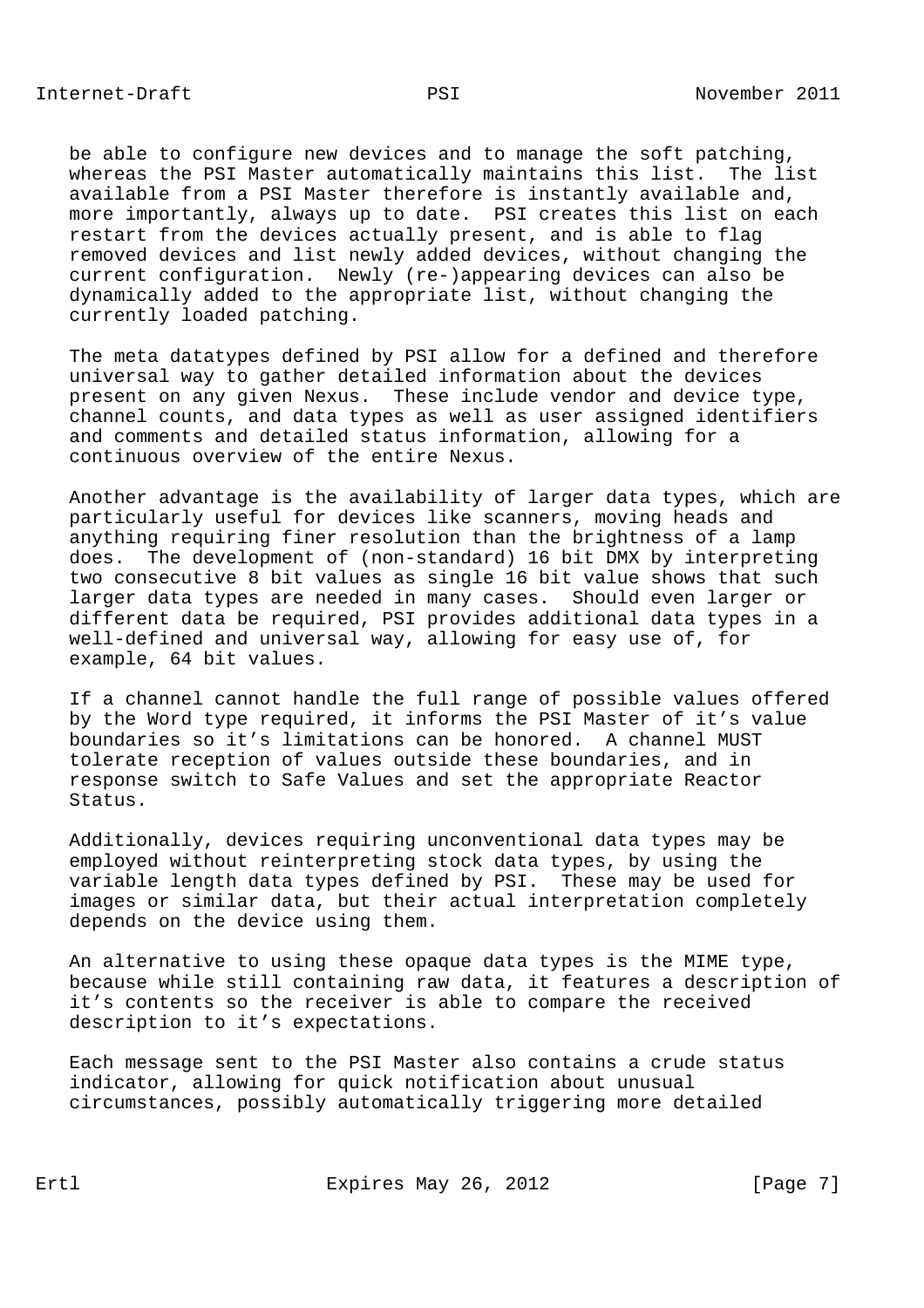be able to configure new devices and to manage the soft patching, whereas the PSI Master automatically maintains this list. The list available from a PSI Master therefore is instantly available and, more importantly, always up to date. PSI creates this list on each restart from the devices actually present, and is able to flag removed devices and list newly added devices, without changing the current configuration. Newly (re-)appearing devices can also be dynamically added to the appropriate list, without changing the currently loaded patching.

The meta datatypes defined by PSI allow for a defined and therefore universal way to gather detailed information about the devices present on any given Nexus. These include vendor and device type, channel counts, and data types as well as user assigned identifiers and comments and detailed status information, allowing for a continuous overview of the entire Nexus.

Another advantage is the availability of larger data types, which are particularly useful for devices like scanners, moving heads and anything requiring finer resolution than the brightness of a lamp does. The development of (non-standard) 16 bit DMX by interpreting two consecutive 8 bit values as single 16 bit value shows that such larger data types are needed in many cases. Should even larger or different data be required, PSI provides additional data types in a well-defined and universal way, allowing for easy use of, for example, 64 bit values.

If a channel cannot handle the full range of possible values offered by the Word type required, it informs the PSI Master of it's value boundaries so it's limitations can be honored. A channel MUST tolerate reception of values outside these boundaries, and in response switch to Safe Values and set the appropriate Reactor Status.

Additionally, devices requiring unconventional data types may be employed without reinterpreting stock data types, by using the variable length data types defined by PSI. These may be used for images or similar data, but their actual interpretation completely depends on the device using them.

An alternative to using these opaque data types is the MIME type, because while still containing raw data, it features a description of it's contents so the receiver is able to compare the received description to it's expectations.

Each message sent to the PSI Master also contains a crude status indicator, allowing for quick notification about unusual circumstances, possibly automatically triggering more detailed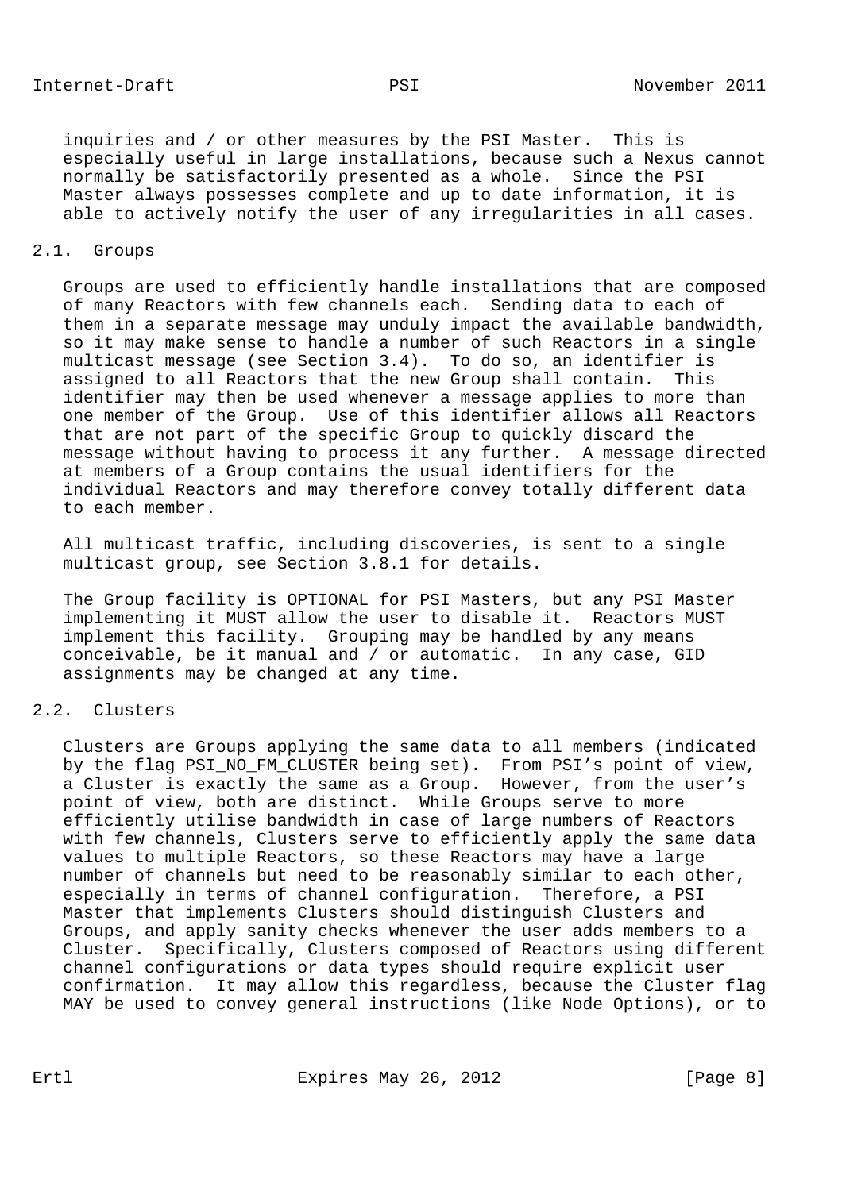inquiries and / or other measures by the PSI Master. This is especially useful in large installations, because such a Nexus cannot normally be satisfactorily presented as a whole. Since the PSI Master always possesses complete and up to date information, it is able to actively notify the user of any irregularities in all cases.

## 2.1. Groups

Groups are used to efficiently handle installations that are composed of many Reactors with few channels each. Sending data to each of them in a separate message may unduly impact the available bandwidth, so it may make sense to handle a number of such Reactors in a single multicast message (see Section 3.4). To do so, an identifier is assigned to all Reactors that the new Group shall contain. This identifier may then be used whenever a message applies to more than one member of the Group. Use of this identifier allows all Reactors that are not part of the specific Group to quickly discard the message without having to process it any further. A message directed at members of a Group contains the usual identifiers for the individual Reactors and may therefore convey totally different data to each member.

All multicast traffic, including discoveries, is sent to a single multicast group, see Section 3.8.1 for details.

The Group facility is OPTIONAL for PSI Masters, but any PSI Master implementing it MUST allow the user to disable it. Reactors MUST implement this facility. Grouping may be handled by any means conceivable, be it manual and / or automatic. In any case, GID assignments may be changed at any time.

## 2.2. Clusters

Clusters are Groups applying the same data to all members (indicated by the flag PSI_NO_FM_CLUSTER being set). From PSI's point of view, a Cluster is exactly the same as a Group. However, from the user's point of view, both are distinct. While Groups serve to more efficiently utilise bandwidth in case of large numbers of Reactors with few channels, Clusters serve to efficiently apply the same data values to multiple Reactors, so these Reactors may have a large number of channels but need to be reasonably similar to each other, especially in terms of channel configuration. Therefore, a PSI Master that implements Clusters should distinguish Clusters and Groups, and apply sanity checks whenever the user adds members to a Cluster. Specifically, Clusters composed of Reactors using different channel configurations or data types should require explicit user confirmation. It may allow this regardless, because the Cluster flag MAY be used to convey general instructions (like Node Options), or to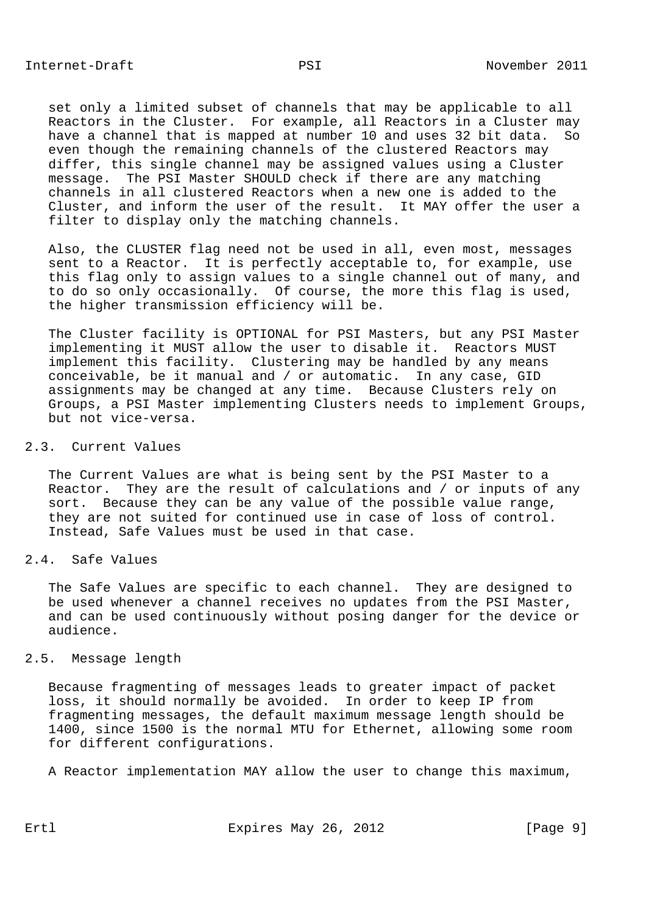set only a limited subset of channels that may be applicable to all Reactors in the Cluster. For example, all Reactors in a Cluster may have a channel that is mapped at number 10 and uses 32 bit data. So even though the remaining channels of the clustered Reactors may differ, this single channel may be assigned values using a Cluster message. The PSI Master SHOULD check if there are any matching channels in all clustered Reactors when a new one is added to the Cluster, and inform the user of the result. It MAY offer the user a filter to display only the matching channels.

Also, the CLUSTER flag need not be used in all, even most, messages sent to a Reactor. It is perfectly acceptable to, for example, use this flag only to assign values to a single channel out of many, and to do so only occasionally. Of course, the more this flag is used, the higher transmission efficiency will be.

The Cluster facility is OPTIONAL for PSI Masters, but any PSI Master implementing it MUST allow the user to disable it. Reactors MUST implement this facility. Clustering may be handled by any means conceivable, be it manual and / or automatic. In any case, GID assignments may be changed at any time. Because Clusters rely on Groups, a PSI Master implementing Clusters needs to implement Groups, but not vice-versa.

## 2.3. Current Values

The Current Values are what is being sent by the PSI Master to a Reactor. They are the result of calculations and / or inputs of any sort. Because they can be any value of the possible value range, they are not suited for continued use in case of loss of control. Instead, Safe Values must be used in that case.

## 2.4. Safe Values

The Safe Values are specific to each channel. They are designed to be used whenever a channel receives no updates from the PSI Master, and can be used continuously without posing danger for the device or audience.

## 2.5. Message length

Because fragmenting of messages leads to greater impact of packet loss, it should normally be avoided. In order to keep IP from fragmenting messages, the default maximum message length should be 1400, since 1500 is the normal MTU for Ethernet, allowing some room for different configurations.

A Reactor implementation MAY allow the user to change this maximum,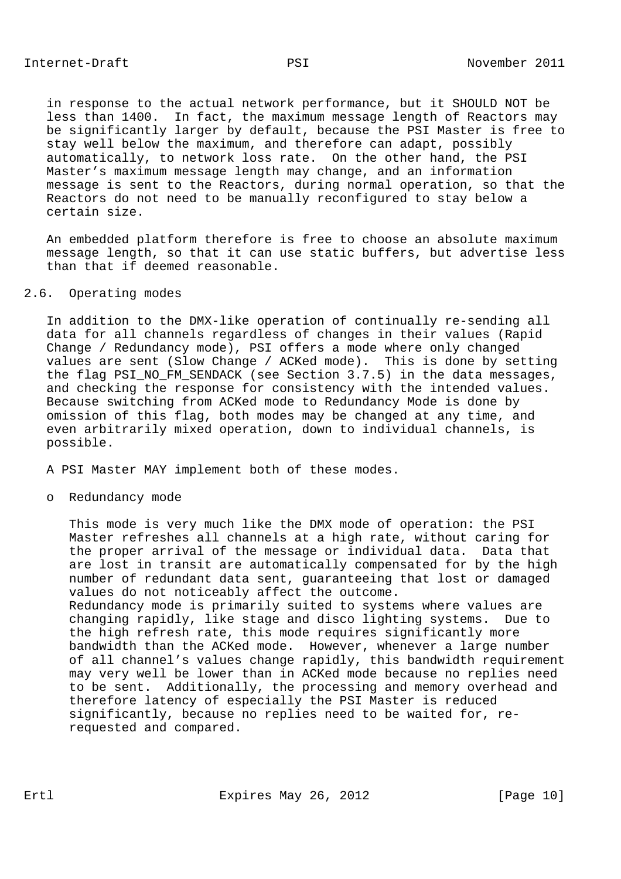in response to the actual network performance, but it SHOULD NOT be less than 1400. In fact, the maximum message length of Reactors may be significantly larger by default, because the PSI Master is free to stay well below the maximum, and therefore can adapt, possibly automatically, to network loss rate. On the other hand, the PSI Master's maximum message length may change, and an information message is sent to the Reactors, during normal operation, so that the Reactors do not need to be manually reconfigured to stay below a certain size.

An embedded platform therefore is free to choose an absolute maximum message length, so that it can use static buffers, but advertise less than that if deemed reasonable.

## 2.6. Operating modes

In addition to the DMX-like operation of continually re-sending all data for all channels regardless of changes in their values (Rapid Change / Redundancy mode), PSI offers a mode where only changed values are sent (Slow Change / ACKed mode). This is done by setting the flag PSI_NO_FM_SENDACK (see Section 3.7.5) in the data messages, and checking the response for consistency with the intended values. Because switching from ACKed mode to Redundancy Mode is done by omission of this flag, both modes may be changed at any time, and even arbitrarily mixed operation, down to individual channels, is possible.

A PSI Master MAY implement both of these modes.

- Redundancy mode

  This mode is very much like the DMX mode of operation: the PSI Master refreshes all channels at a high rate, without caring for the proper arrival of the message or individual data. Data that are lost in transit are automatically compensated for by the high number of redundant data sent, guaranteeing that lost or damaged values do not noticeably affect the outcome.
  Redundancy mode is primarily suited to systems where values are changing rapidly, like stage and disco lighting systems. Due to the high refresh rate, this mode requires significantly more bandwidth than the ACKed mode. However, whenever a large number of all channel's values change rapidly, this bandwidth requirement may very well be lower than in ACKed mode because no replies need to be sent. Additionally, the processing and memory overhead and therefore latency of especially the PSI Master is reduced significantly, because no replies need to be waited for, re-requested and compared.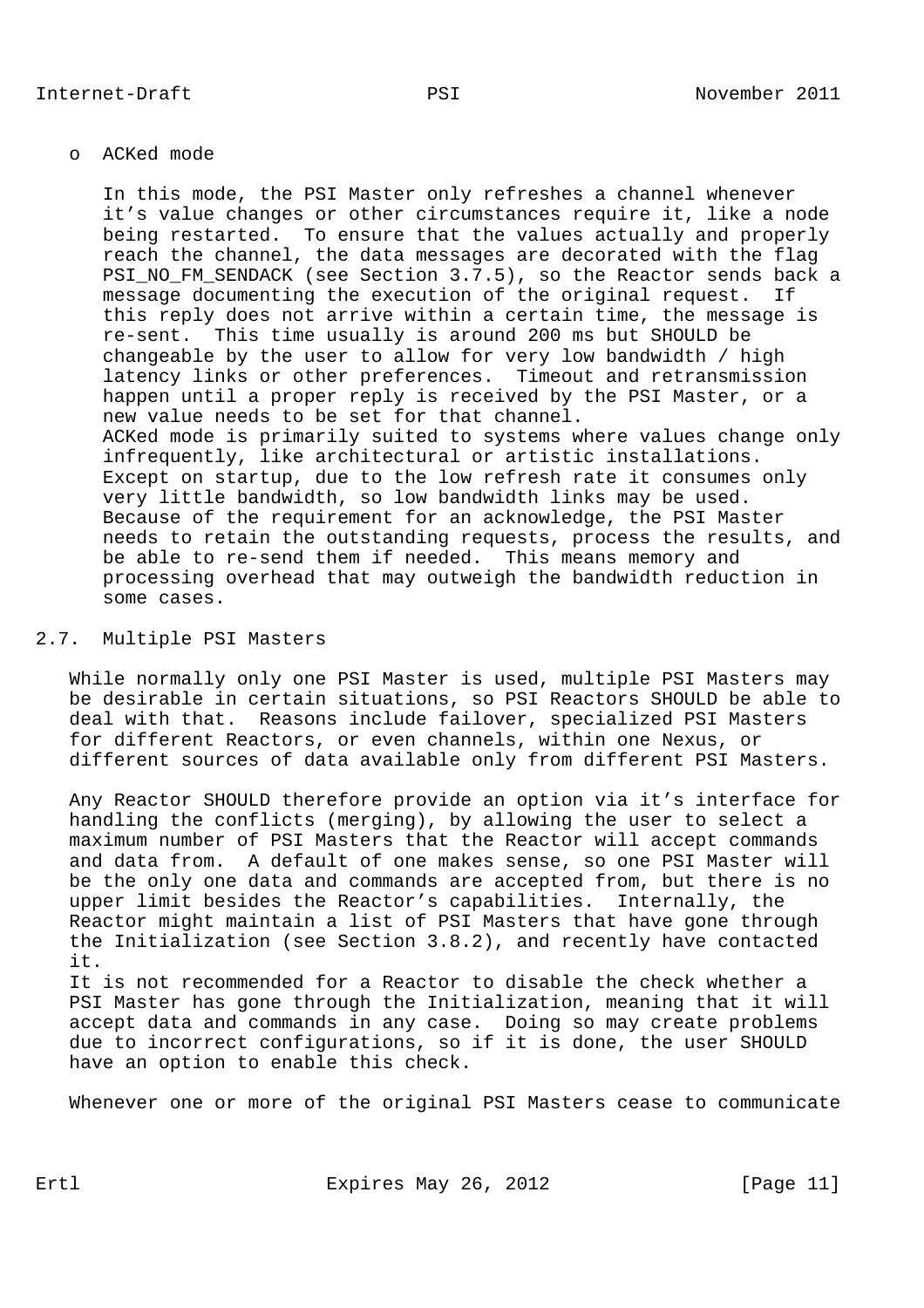- ACKed mode

  In this mode, the PSI Master only refreshes a channel whenever it’s value changes or other circumstances require it, like a node being restarted. To ensure that the values actually and properly reach the channel, the data messages are decorated with the flag PSI_NO_FM_SENDACK (see Section 3.7.5), so the Reactor sends back a message documenting the execution of the original request. If this reply does not arrive within a certain time, the message is re-sent. This time usually is around 200 ms but SHOULD be changeable by the user to allow for very low bandwidth / high latency links or other preferences. Timeout and retransmission happen until a proper reply is received by the PSI Master, or a new value needs to be set for that channel.
  ACKed mode is primarily suited to systems where values change only infrequently, like architectural or artistic installations. Except on startup, due to the low refresh rate it consumes only very little bandwidth, so low bandwidth links may be used. Because of the requirement for an acknowledge, the PSI Master needs to retain the outstanding requests, process the results, and be able to re-send them if needed. This means memory and processing overhead that may outweigh the bandwidth reduction in some cases.

## 2.7. Multiple PSI Masters

While normally only one PSI Master is used, multiple PSI Masters may be desirable in certain situations, so PSI Reactors SHOULD be able to deal with that. Reasons include failover, specialized PSI Masters for different Reactors, or even channels, within one Nexus, or different sources of data available only from different PSI Masters.

Any Reactor SHOULD therefore provide an option via it’s interface for handling the conflicts (merging), by allowing the user to select a maximum number of PSI Masters that the Reactor will accept commands and data from. A default of one makes sense, so one PSI Master will be the only one data and commands are accepted from, but there is no upper limit besides the Reactor’s capabilities. Internally, the Reactor might maintain a list of PSI Masters that have gone through the Initialization (see Section 3.8.2), and recently have contacted it.
It is not recommended for a Reactor to disable the check whether a PSI Master has gone through the Initialization, meaning that it will accept data and commands in any case. Doing so may create problems due to incorrect configurations, so if it is done, the user SHOULD have an option to enable this check.

Whenever one or more of the original PSI Masters cease to communicate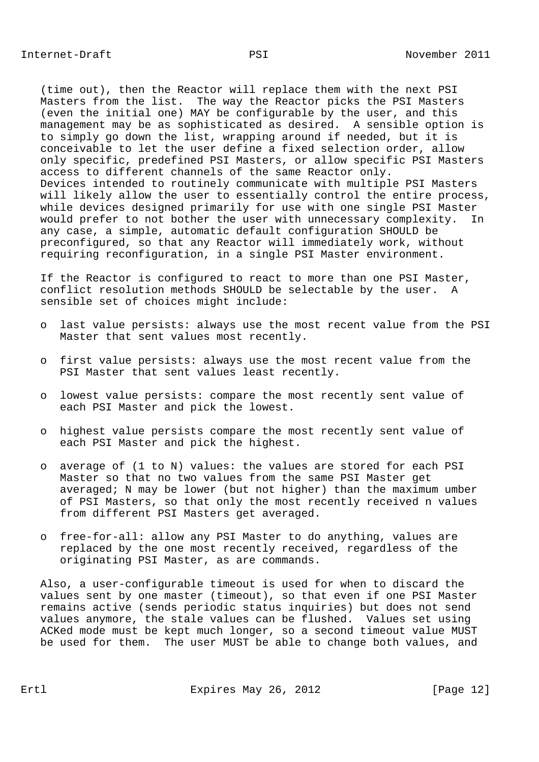(time out), then the Reactor will replace them with the next PSI Masters from the list. The way the Reactor picks the PSI Masters (even the initial one) MAY be configurable by the user, and this management may be as sophisticated as desired. A sensible option is to simply go down the list, wrapping around if needed, but it is conceivable to let the user define a fixed selection order, allow only specific, predefined PSI Masters, or allow specific PSI Masters access to different channels of the same Reactor only. Devices intended to routinely communicate with multiple PSI Masters will likely allow the user to essentially control the entire process, while devices designed primarily for use with one single PSI Master would prefer to not bother the user with unnecessary complexity. In any case, a simple, automatic default configuration SHOULD be preconfigured, so that any Reactor will immediately work, without requiring reconfiguration, in a single PSI Master environment.

If the Reactor is configured to react to more than one PSI Master, conflict resolution methods SHOULD be selectable by the user. A sensible set of choices might include:

- last value persists: always use the most recent value from the PSI Master that sent values most recently.
- first value persists: always use the most recent value from the PSI Master that sent values least recently.
- lowest value persists: compare the most recently sent value of each PSI Master and pick the lowest.
- highest value persists compare the most recently sent value of each PSI Master and pick the highest.
- average of (1 to N) values: the values are stored for each PSI Master so that no two values from the same PSI Master get averaged; N may be lower (but not higher) than the maximum umber of PSI Masters, so that only the most recently received n values from different PSI Masters get averaged.
- free-for-all: allow any PSI Master to do anything, values are replaced by the one most recently received, regardless of the originating PSI Master, as are commands.

Also, a user-configurable timeout is used for when to discard the values sent by one master (timeout), so that even if one PSI Master remains active (sends periodic status inquiries) but does not send values anymore, the stale values can be flushed. Values set using ACKed mode must be kept much longer, so a second timeout value MUST be used for them. The user MUST be able to change both values, and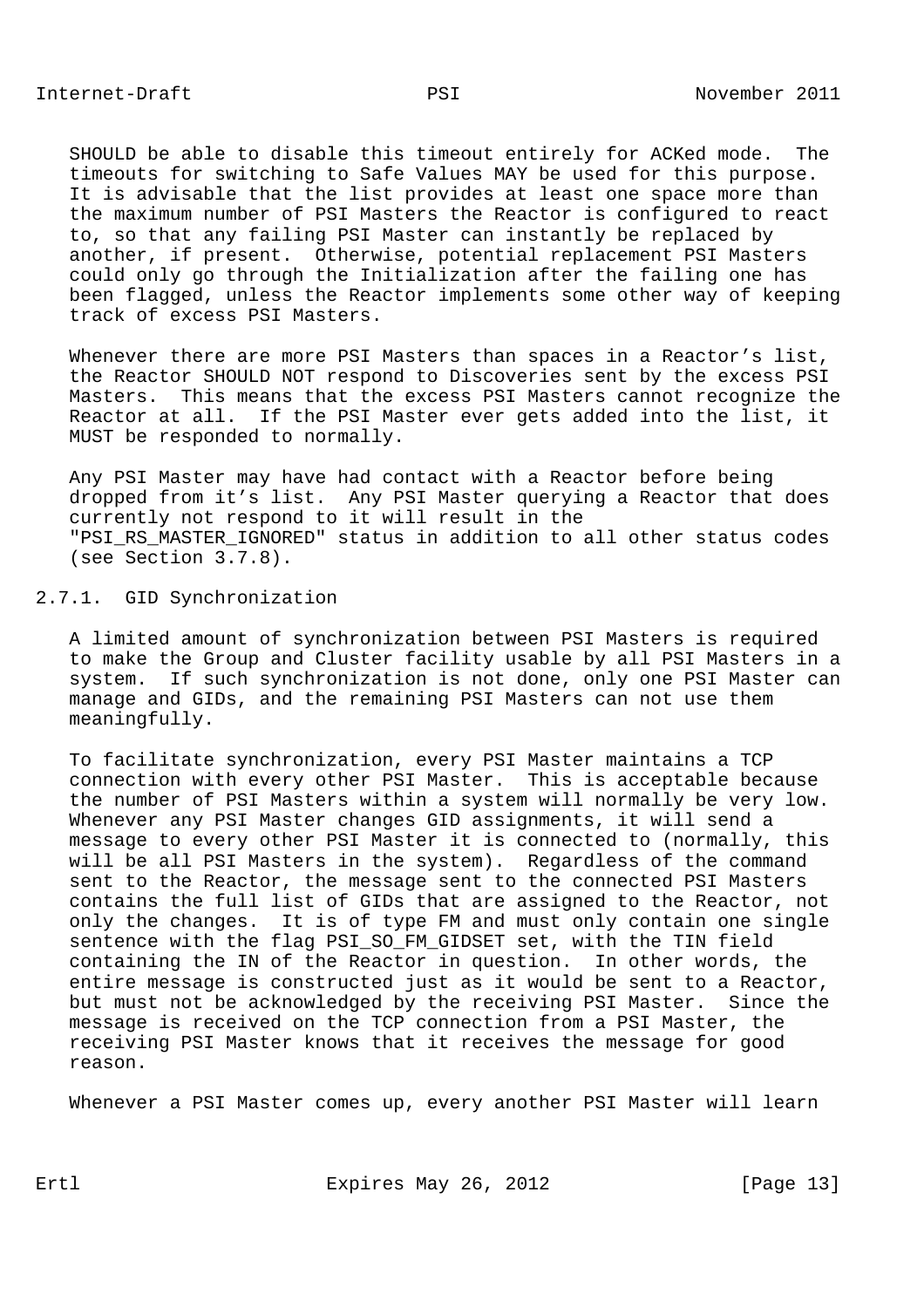SHOULD be able to disable this timeout entirely for ACKed mode. The timeouts for switching to Safe Values MAY be used for this purpose. It is advisable that the list provides at least one space more than the maximum number of PSI Masters the Reactor is configured to react to, so that any failing PSI Master can instantly be replaced by another, if present. Otherwise, potential replacement PSI Masters could only go through the Initialization after the failing one has been flagged, unless the Reactor implements some other way of keeping track of excess PSI Masters.

Whenever there are more PSI Masters than spaces in a Reactor's list, the Reactor SHOULD NOT respond to Discoveries sent by the excess PSI Masters. This means that the excess PSI Masters cannot recognize the Reactor at all. If the PSI Master ever gets added into the list, it MUST be responded to normally.

Any PSI Master may have had contact with a Reactor before being dropped from it's list. Any PSI Master querying a Reactor that does currently not respond to it will result in the "PSI_RS_MASTER_IGNORED" status in addition to all other status codes (see Section 3.7.8).

### 2.7.1. GID Synchronization

A limited amount of synchronization between PSI Masters is required to make the Group and Cluster facility usable by all PSI Masters in a system. If such synchronization is not done, only one PSI Master can manage and GIDs, and the remaining PSI Masters can not use them meaningfully.

To facilitate synchronization, every PSI Master maintains a TCP connection with every other PSI Master. This is acceptable because the number of PSI Masters within a system will normally be very low. Whenever any PSI Master changes GID assignments, it will send a message to every other PSI Master it is connected to (normally, this will be all PSI Masters in the system). Regardless of the command sent to the Reactor, the message sent to the connected PSI Masters contains the full list of GIDs that are assigned to the Reactor, not only the changes. It is of type FM and must only contain one single sentence with the flag PSI_SO_FM_GIDSET set, with the TIN field containing the IN of the Reactor in question. In other words, the entire message is constructed just as it would be sent to a Reactor, but must not be acknowledged by the receiving PSI Master. Since the message is received on the TCP connection from a PSI Master, the receiving PSI Master knows that it receives the message for good reason.

Whenever a PSI Master comes up, every another PSI Master will learn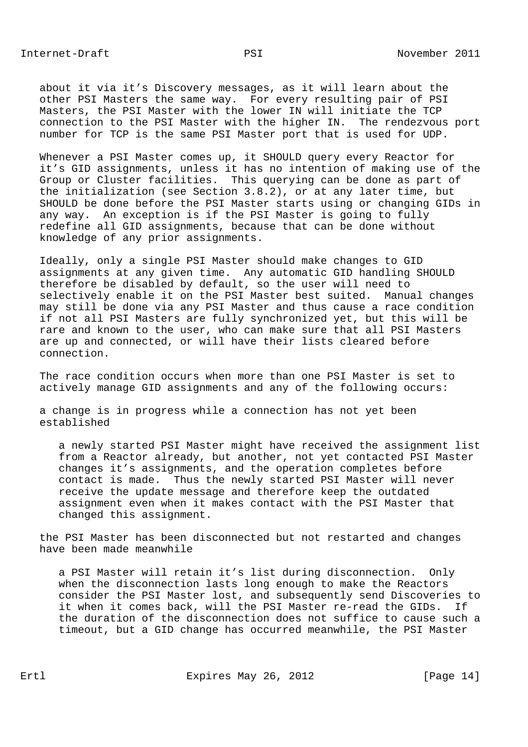about it via it’s Discovery messages, as it will learn about the other PSI Masters the same way. For every resulting pair of PSI Masters, the PSI Master with the lower IN will initiate the TCP connection to the PSI Master with the higher IN. The rendezvous port number for TCP is the same PSI Master port that is used for UDP.

Whenever a PSI Master comes up, it SHOULD query every Reactor for it’s GID assignments, unless it has no intention of making use of the Group or Cluster facilities. This querying can be done as part of the initialization (see Section 3.8.2), or at any later time, but SHOULD be done before the PSI Master starts using or changing GIDs in any way. An exception is if the PSI Master is going to fully redefine all GID assignments, because that can be done without knowledge of any prior assignments.

Ideally, only a single PSI Master should make changes to GID assignments at any given time. Any automatic GID handling SHOULD therefore be disabled by default, so the user will need to selectively enable it on the PSI Master best suited. Manual changes may still be done via any PSI Master and thus cause a race condition if not all PSI Masters are fully synchronized yet, but this will be rare and known to the user, who can make sure that all PSI Masters are up and connected, or will have their lists cleared before connection.

The race condition occurs when more than one PSI Master is set to actively manage GID assignments and any of the following occurs:

a change is in progress while a connection has not yet been established

> a newly started PSI Master might have received the assignment list from a Reactor already, but another, not yet contacted PSI Master changes it’s assignments, and the operation completes before contact is made. Thus the newly started PSI Master will never receive the update message and therefore keep the outdated assignment even when it makes contact with the PSI Master that changed this assignment.

the PSI Master has been disconnected but not restarted and changes have been made meanwhile

> a PSI Master will retain it’s list during disconnection. Only when the disconnection lasts long enough to make the Reactors consider the PSI Master lost, and subsequently send Discoveries to it when it comes back, will the PSI Master re-read the GIDs. If the duration of the disconnection does not suffice to cause such a timeout, but a GID change has occurred meanwhile, the PSI Master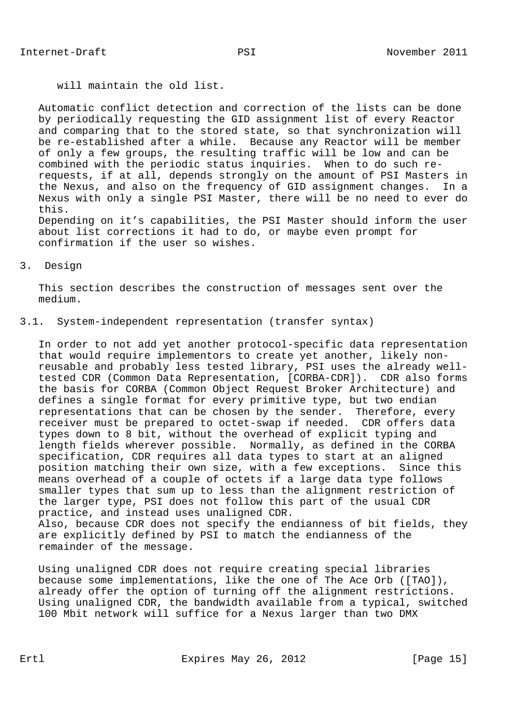will maintain the old list.

Automatic conflict detection and correction of the lists can be done by periodically requesting the GID assignment list of every Reactor and comparing that to the stored state, so that synchronization will be re-established after a while. Because any Reactor will be member of only a few groups, the resulting traffic will be low and can be combined with the periodic status inquiries. When to do such re-requests, if at all, depends strongly on the amount of PSI Masters in the Nexus, and also on the frequency of GID assignment changes. In a Nexus with only a single PSI Master, there will be no need to ever do this.
Depending on it’s capabilities, the PSI Master should inform the user about list corrections it had to do, or maybe even prompt for confirmation if the user so wishes.

## 3. Design

This section describes the construction of messages sent over the medium.

### 3.1. System-independent representation (transfer syntax)

In order to not add yet another protocol-specific data representation that would require implementors to create yet another, likely non-reusable and probably less tested library, PSI uses the already well-tested CDR (Common Data Representation, [CORBA-CDR]). CDR also forms the basis for CORBA (Common Object Request Broker Architecture) and defines a single format for every primitive type, but two endian representations that can be chosen by the sender. Therefore, every receiver must be prepared to octet-swap if needed. CDR offers data types down to 8 bit, without the overhead of explicit typing and length fields wherever possible. Normally, as defined in the CORBA specification, CDR requires all data types to start at an aligned position matching their own size, with a few exceptions. Since this means overhead of a couple of octets if a large data type follows smaller types that sum up to less than the alignment restriction of the larger type, PSI does not follow this part of the usual CDR practice, and instead uses unaligned CDR.
Also, because CDR does not specify the endianness of bit fields, they are explicitly defined by PSI to match the endianness of the remainder of the message.

Using unaligned CDR does not require creating special libraries because some implementations, like the one of The Ace Orb ([TAO]), already offer the option of turning off the alignment restrictions. Using unaligned CDR, the bandwidth available from a typical, switched 100 Mbit network will suffice for a Nexus larger than two DMX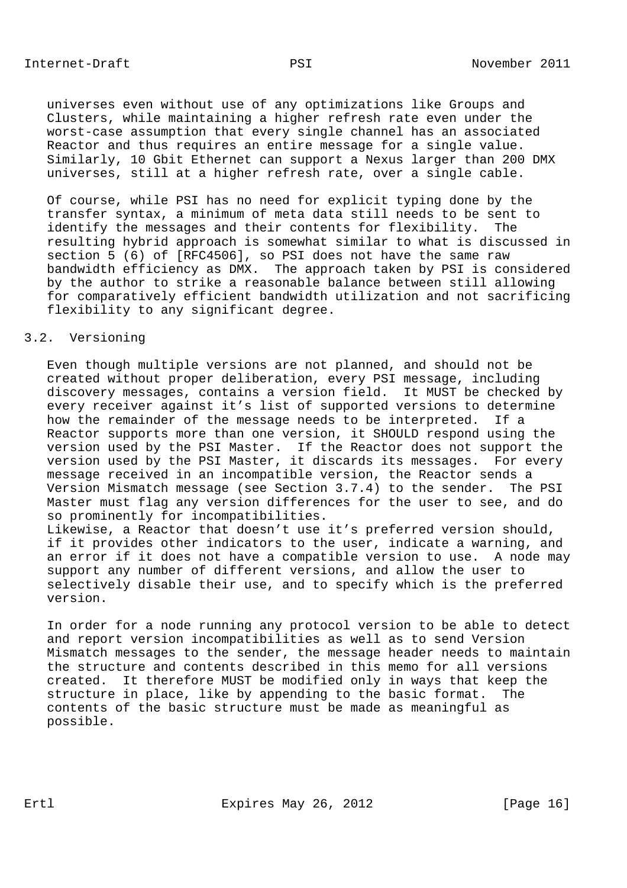universes even without use of any optimizations like Groups and Clusters, while maintaining a higher refresh rate even under the worst-case assumption that every single channel has an associated Reactor and thus requires an entire message for a single value. Similarly, 10 Gbit Ethernet can support a Nexus larger than 200 DMX universes, still at a higher refresh rate, over a single cable.

Of course, while PSI has no need for explicit typing done by the transfer syntax, a minimum of meta data still needs to be sent to identify the messages and their contents for flexibility. The resulting hybrid approach is somewhat similar to what is discussed in section 5 (6) of [RFC4506], so PSI does not have the same raw bandwidth efficiency as DMX. The approach taken by PSI is considered by the author to strike a reasonable balance between still allowing for comparatively efficient bandwidth utilization and not sacrificing flexibility to any significant degree.

## 3.2. Versioning

Even though multiple versions are not planned, and should not be created without proper deliberation, every PSI message, including discovery messages, contains a version field. It MUST be checked by every receiver against it’s list of supported versions to determine how the remainder of the message needs to be interpreted. If a Reactor supports more than one version, it SHOULD respond using the version used by the PSI Master. If the Reactor does not support the version used by the PSI Master, it discards its messages. For every message received in an incompatible version, the Reactor sends a Version Mismatch message (see Section 3.7.4) to the sender. The PSI Master must flag any version differences for the user to see, and do so prominently for incompatibilities.
Likewise, a Reactor that doesn’t use it’s preferred version should, if it provides other indicators to the user, indicate a warning, and an error if it does not have a compatible version to use. A node may support any number of different versions, and allow the user to selectively disable their use, and to specify which is the preferred version.

In order for a node running any protocol version to be able to detect and report version incompatibilities as well as to send Version Mismatch messages to the sender, the message header needs to maintain the structure and contents described in this memo for all versions created. It therefore MUST be modified only in ways that keep the structure in place, like by appending to the basic format. The contents of the basic structure must be made as meaningful as possible.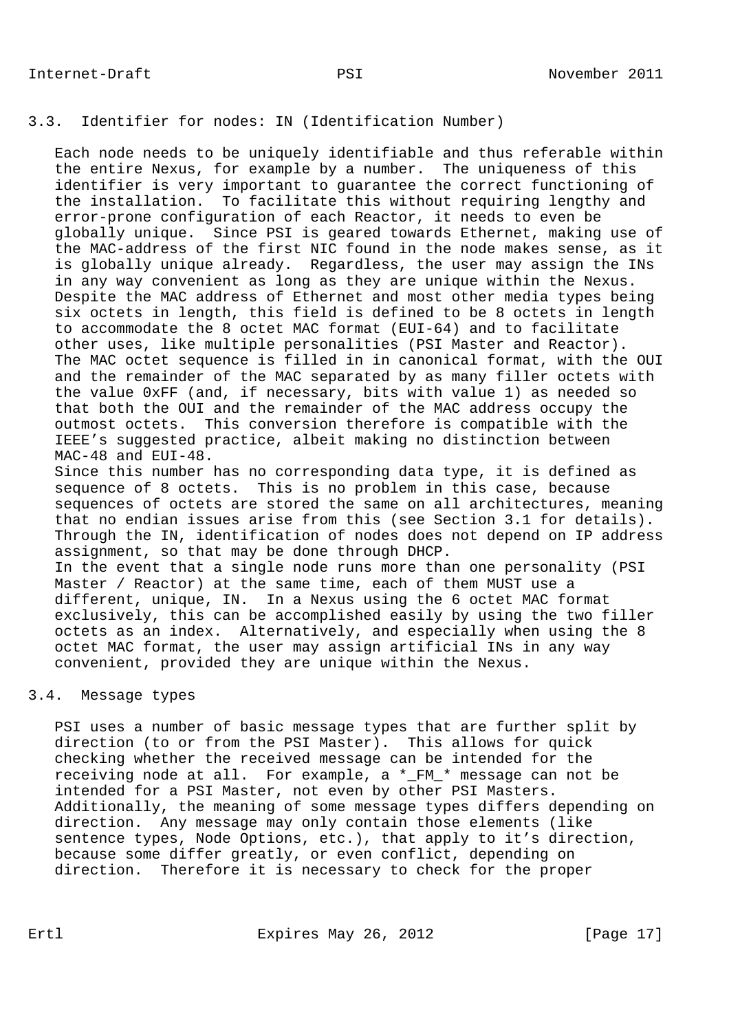### 3.3. Identifier for nodes: IN (Identification Number)

Each node needs to be uniquely identifiable and thus referable within the entire Nexus, for example by a number. The uniqueness of this identifier is very important to guarantee the correct functioning of the installation. To facilitate this without requiring lengthy and error-prone configuration of each Reactor, it needs to even be globally unique. Since PSI is geared towards Ethernet, making use of the MAC-address of the first NIC found in the node makes sense, as it is globally unique already. Regardless, the user may assign the INs in any way convenient as long as they are unique within the Nexus. Despite the MAC address of Ethernet and most other media types being six octets in length, this field is defined to be 8 octets in length to accommodate the 8 octet MAC format (EUI-64) and to facilitate other uses, like multiple personalities (PSI Master and Reactor). The MAC octet sequence is filled in in canonical format, with the OUI and the remainder of the MAC separated by as many filler octets with the value 0xFF (and, if necessary, bits with value 1) as needed so that both the OUI and the remainder of the MAC address occupy the outmost octets. This conversion therefore is compatible with the IEEE's suggested practice, albeit making no distinction between MAC-48 and EUI-48.
Since this number has no corresponding data type, it is defined as sequence of 8 octets. This is no problem in this case, because sequences of octets are stored the same on all architectures, meaning that no endian issues arise from this (see Section 3.1 for details). Through the IN, identification of nodes does not depend on IP address assignment, so that may be done through DHCP.
In the event that a single node runs more than one personality (PSI Master / Reactor) at the same time, each of them MUST use a different, unique, IN. In a Nexus using the 6 octet MAC format exclusively, this can be accomplished easily by using the two filler octets as an index. Alternatively, and especially when using the 8 octet MAC format, the user may assign artificial INs in any way convenient, provided they are unique within the Nexus.

### 3.4. Message types

PSI uses a number of basic message types that are further split by direction (to or from the PSI Master). This allows for quick checking whether the received message can be intended for the receiving node at all. For example, a *_FM_* message can not be intended for a PSI Master, not even by other PSI Masters. Additionally, the meaning of some message types differs depending on direction. Any message may only contain those elements (like sentence types, Node Options, etc.), that apply to it's direction, because some differ greatly, or even conflict, depending on direction. Therefore it is necessary to check for the proper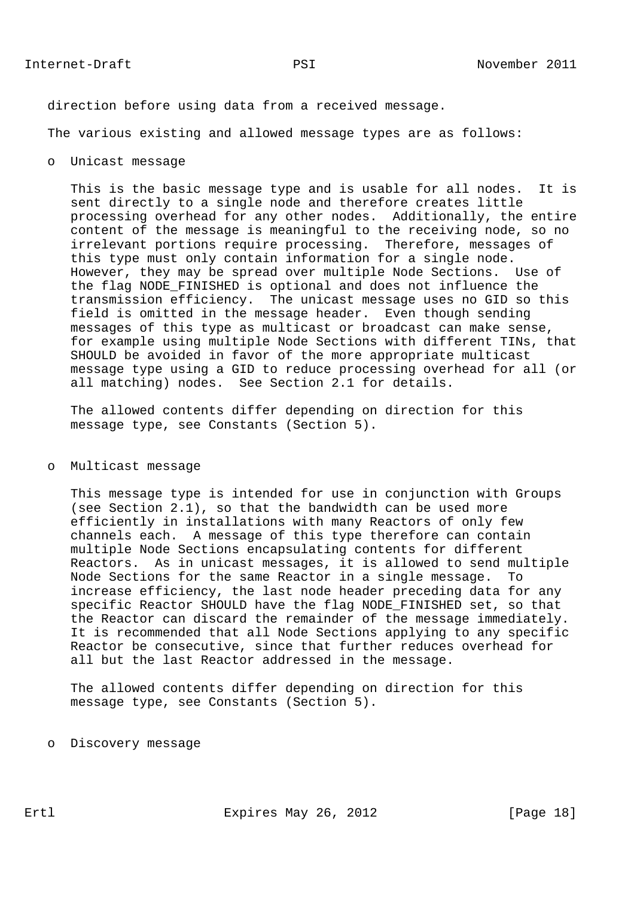direction before using data from a received message.

The various existing and allowed message types are as follows:

- Unicast message

  This is the basic message type and is usable for all nodes. It is sent directly to a single node and therefore creates little processing overhead for any other nodes. Additionally, the entire content of the message is meaningful to the receiving node, so no irrelevant portions require processing. Therefore, messages of this type must only contain information for a single node. However, they may be spread over multiple Node Sections. Use of the flag NODE_FINISHED is optional and does not influence the transmission efficiency. The unicast message uses no GID so this field is omitted in the message header. Even though sending messages of this type as multicast or broadcast can make sense, for example using multiple Node Sections with different TINs, that SHOULD be avoided in favor of the more appropriate multicast message type using a GID to reduce processing overhead for all (or all matching) nodes. See Section 2.1 for details.

  The allowed contents differ depending on direction for this message type, see Constants (Section 5).

- Multicast message

  This message type is intended for use in conjunction with Groups (see Section 2.1), so that the bandwidth can be used more efficiently in installations with many Reactors of only few channels each. A message of this type therefore can contain multiple Node Sections encapsulating contents for different Reactors. As in unicast messages, it is allowed to send multiple Node Sections for the same Reactor in a single message. To increase efficiency, the last node header preceding data for any specific Reactor SHOULD have the flag NODE_FINISHED set, so that the Reactor can discard the remainder of the message immediately. It is recommended that all Node Sections applying to any specific Reactor be consecutive, since that further reduces overhead for all but the last Reactor addressed in the message.

  The allowed contents differ depending on direction for this message type, see Constants (Section 5).

- Discovery message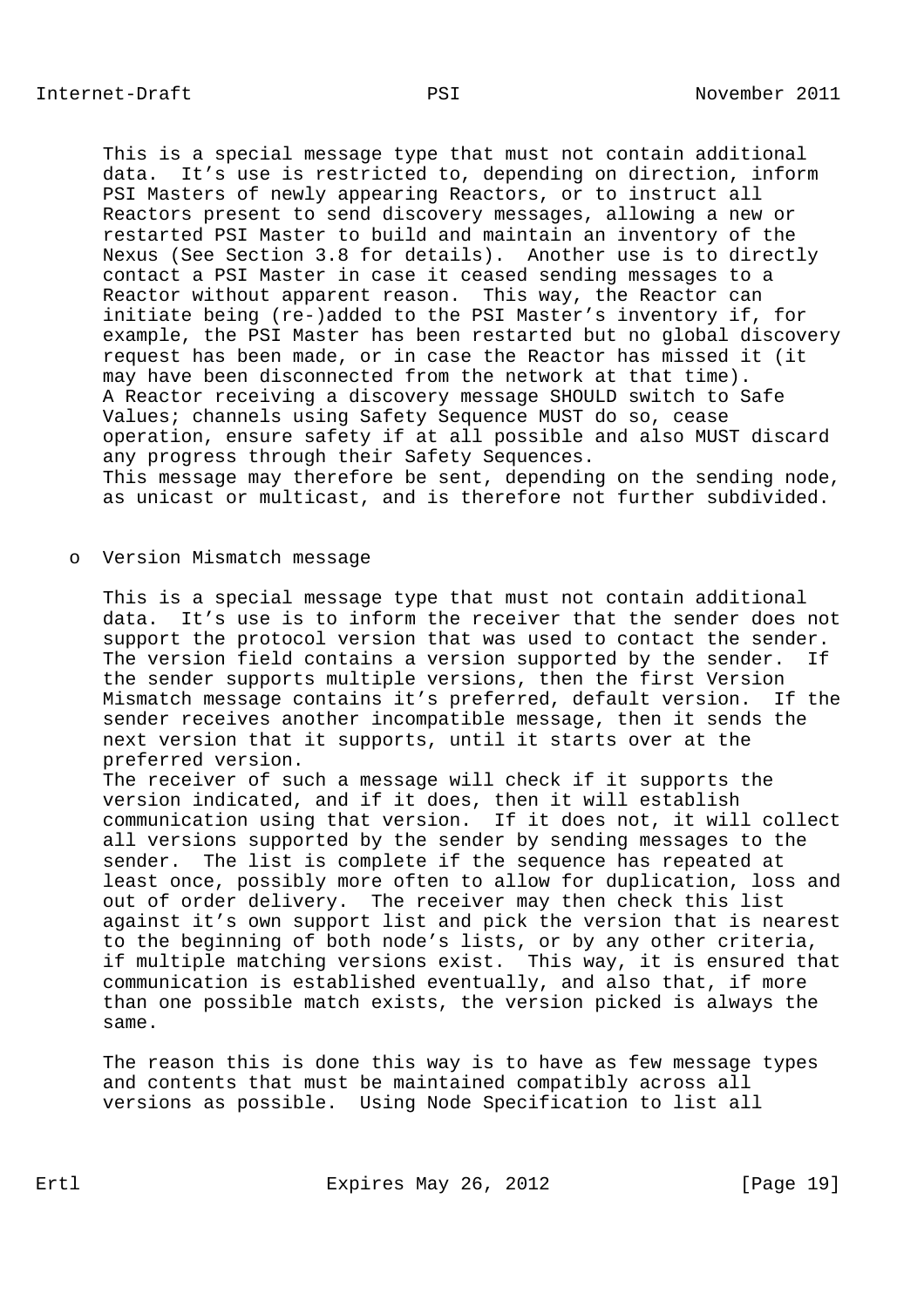This is a special message type that must not contain additional data. It's use is restricted to, depending on direction, inform PSI Masters of newly appearing Reactors, or to instruct all Reactors present to send discovery messages, allowing a new or restarted PSI Master to build and maintain an inventory of the Nexus (See Section 3.8 for details). Another use is to directly contact a PSI Master in case it ceased sending messages to a Reactor without apparent reason. This way, the Reactor can initiate being (re-)added to the PSI Master's inventory if, for example, the PSI Master has been restarted but no global discovery request has been made, or in case the Reactor has missed it (it may have been disconnected from the network at that time).
A Reactor receiving a discovery message SHOULD switch to Safe Values; channels using Safety Sequence MUST do so, cease operation, ensure safety if at all possible and also MUST discard any progress through their Safety Sequences.
This message may therefore be sent, depending on the sending node, as unicast or multicast, and is therefore not further subdivided.

- Version Mismatch message

  This is a special message type that must not contain additional data. It's use is to inform the receiver that the sender does not support the protocol version that was used to contact the sender. The version field contains a version supported by the sender. If the sender supports multiple versions, then the first Version Mismatch message contains it's preferred, default version. If the sender receives another incompatible message, then it sends the next version that it supports, until it starts over at the preferred version.
  The receiver of such a message will check if it supports the version indicated, and if it does, then it will establish communication using that version. If it does not, it will collect all versions supported by the sender by sending messages to the sender. The list is complete if the sequence has repeated at least once, possibly more often to allow for duplication, loss and out of order delivery. The receiver may then check this list against it's own support list and pick the version that is nearest to the beginning of both node's lists, or by any other criteria, if multiple matching versions exist. This way, it is ensured that communication is established eventually, and also that, if more than one possible match exists, the version picked is always the same.

  The reason this is done this way is to have as few message types and contents that must be maintained compatibly across all versions as possible. Using Node Specification to list all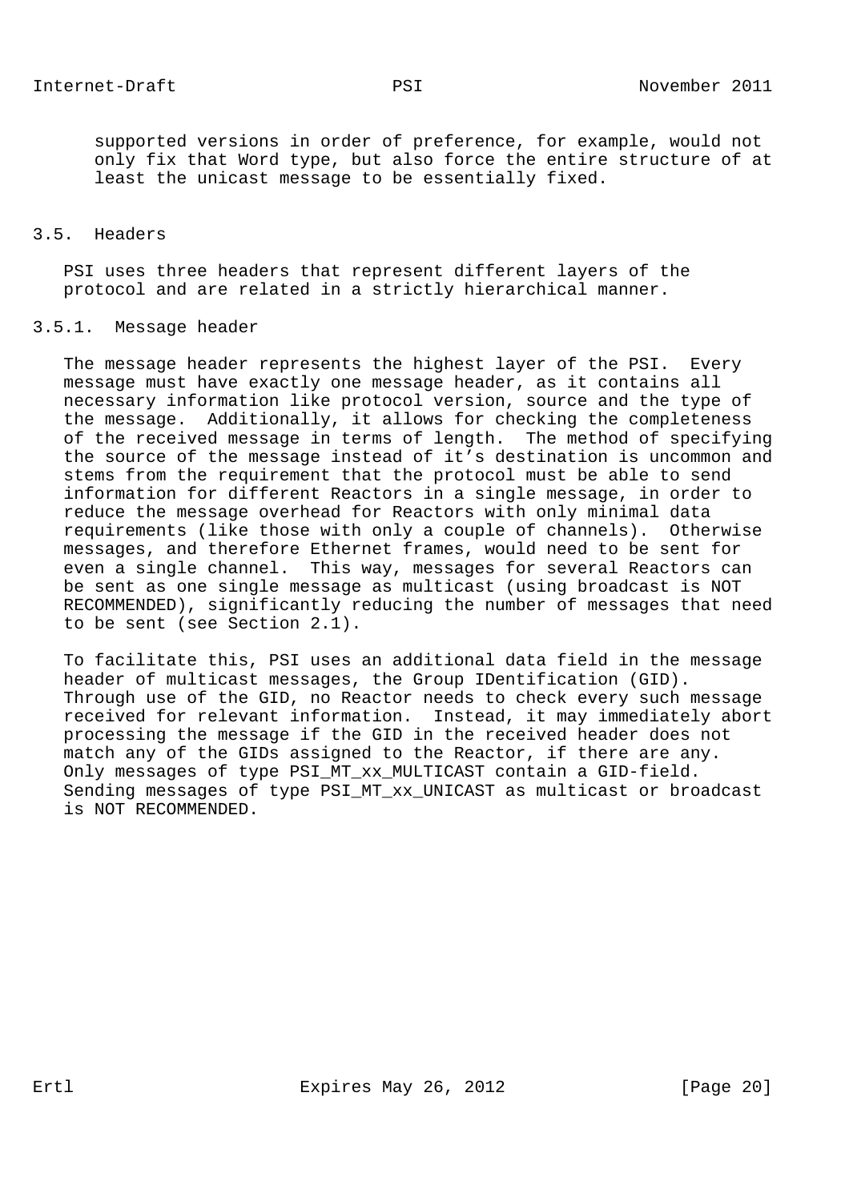supported versions in order of preference, for example, would not only fix that Word type, but also force the entire structure of at least the unicast message to be essentially fixed.

### 3.5. Headers

PSI uses three headers that represent different layers of the protocol and are related in a strictly hierarchical manner.

#### 3.5.1. Message header

The message header represents the highest layer of the PSI. Every message must have exactly one message header, as it contains all necessary information like protocol version, source and the type of the message. Additionally, it allows for checking the completeness of the received message in terms of length. The method of specifying the source of the message instead of it’s destination is uncommon and stems from the requirement that the protocol must be able to send information for different Reactors in a single message, in order to reduce the message overhead for Reactors with only minimal data requirements (like those with only a couple of channels). Otherwise messages, and therefore Ethernet frames, would need to be sent for even a single channel. This way, messages for several Reactors can be sent as one single message as multicast (using broadcast is NOT RECOMMENDED), significantly reducing the number of messages that need to be sent (see Section 2.1).

To facilitate this, PSI uses an additional data field in the message header of multicast messages, the Group IDentification (GID). Through use of the GID, no Reactor needs to check every such message received for relevant information. Instead, it may immediately abort processing the message if the GID in the received header does not match any of the GIDs assigned to the Reactor, if there are any. Only messages of type PSI_MT_xx_MULTICAST contain a GID-field. Sending messages of type PSI_MT_xx_UNICAST as multicast or broadcast is NOT RECOMMENDED.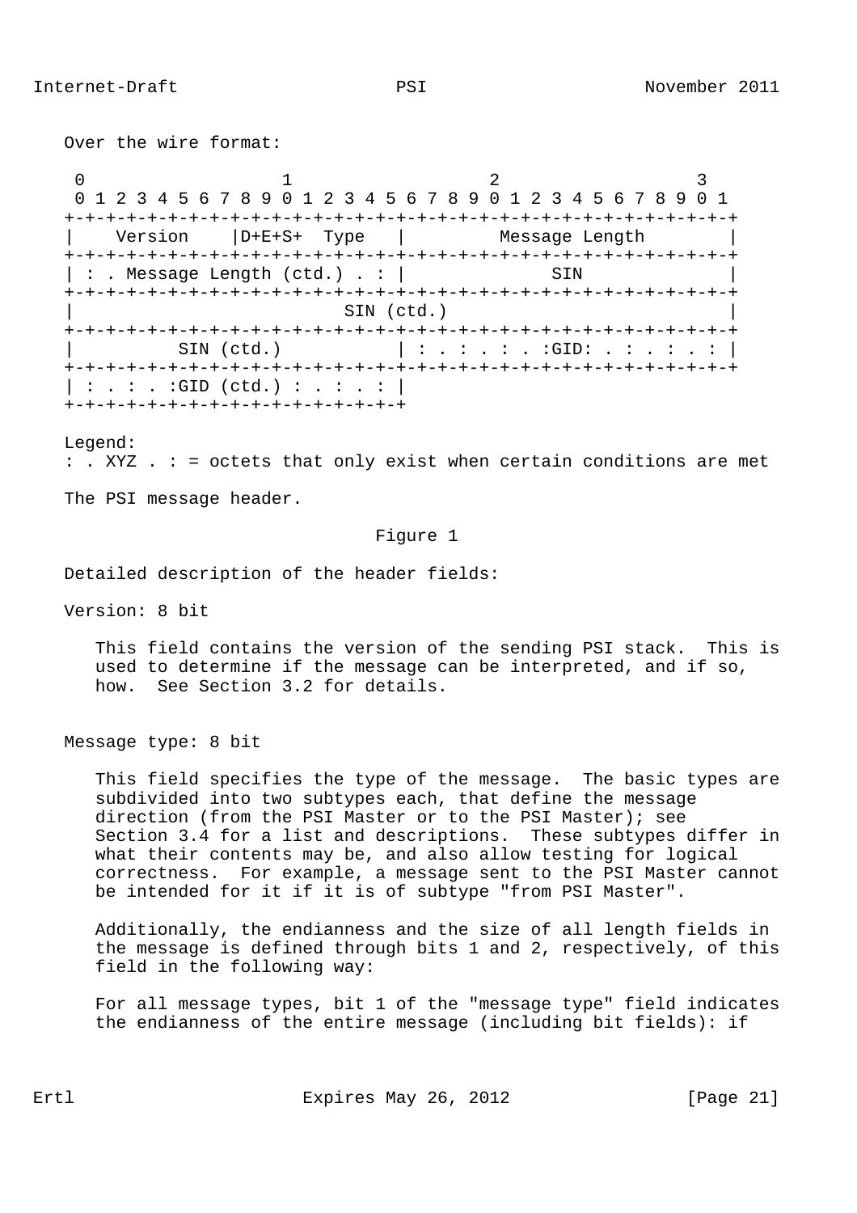Over the wire format:

```
 0                   1                   2                   3
 0 1 2 3 4 5 6 7 8 9 0 1 2 3 4 5 6 7 8 9 0 1 2 3 4 5 6 7 8 9 0 1
+-+-+-+-+-+-+-+-+-+-+-+-+-+-+-+-+-+-+-+-+-+-+-+-+-+-+-+-+-+-+-+-+
|    Version    |D+E+S+  Type   |         Message Length        |
+-+-+-+-+-+-+-+-+-+-+-+-+-+-+-+-+-+-+-+-+-+-+-+-+-+-+-+-+-+-+-+-+
| : . Message Length (ctd.) . : |              SIN              |
+-+-+-+-+-+-+-+-+-+-+-+-+-+-+-+-+-+-+-+-+-+-+-+-+-+-+-+-+-+-+-+-+
|                          SIN (ctd.)                           |
+-+-+-+-+-+-+-+-+-+-+-+-+-+-+-+-+-+-+-+-+-+-+-+-+-+-+-+-+-+-+-+-+
|          SIN (ctd.)           | : . : . : . :GID: . : . : . : |
+-+-+-+-+-+-+-+-+-+-+-+-+-+-+-+-+-+-+-+-+-+-+-+-+-+-+-+-+-+-+-+-+
| : . : . :GID (ctd.) : . : . : |
+-+-+-+-+-+-+-+-+-+-+-+-+-+-+-+-+
```

Legend:
: . XYZ . : = octets that only exist when certain conditions are met

The PSI message header.

Figure 1

Detailed description of the header fields:

Version: 8 bit

This field contains the version of the sending PSI stack. This is used to determine if the message can be interpreted, and if so, how. See Section 3.2 for details.

Message type: 8 bit

This field specifies the type of the message. The basic types are subdivided into two subtypes each, that define the message direction (from the PSI Master or to the PSI Master); see Section 3.4 for a list and descriptions. These subtypes differ in what their contents may be, and also allow testing for logical correctness. For example, a message sent to the PSI Master cannot be intended for it if it is of subtype "from PSI Master".

Additionally, the endianness and the size of all length fields in the message is defined through bits 1 and 2, respectively, of this field in the following way:

For all message types, bit 1 of the "message type" field indicates the endianness of the entire message (including bit fields): if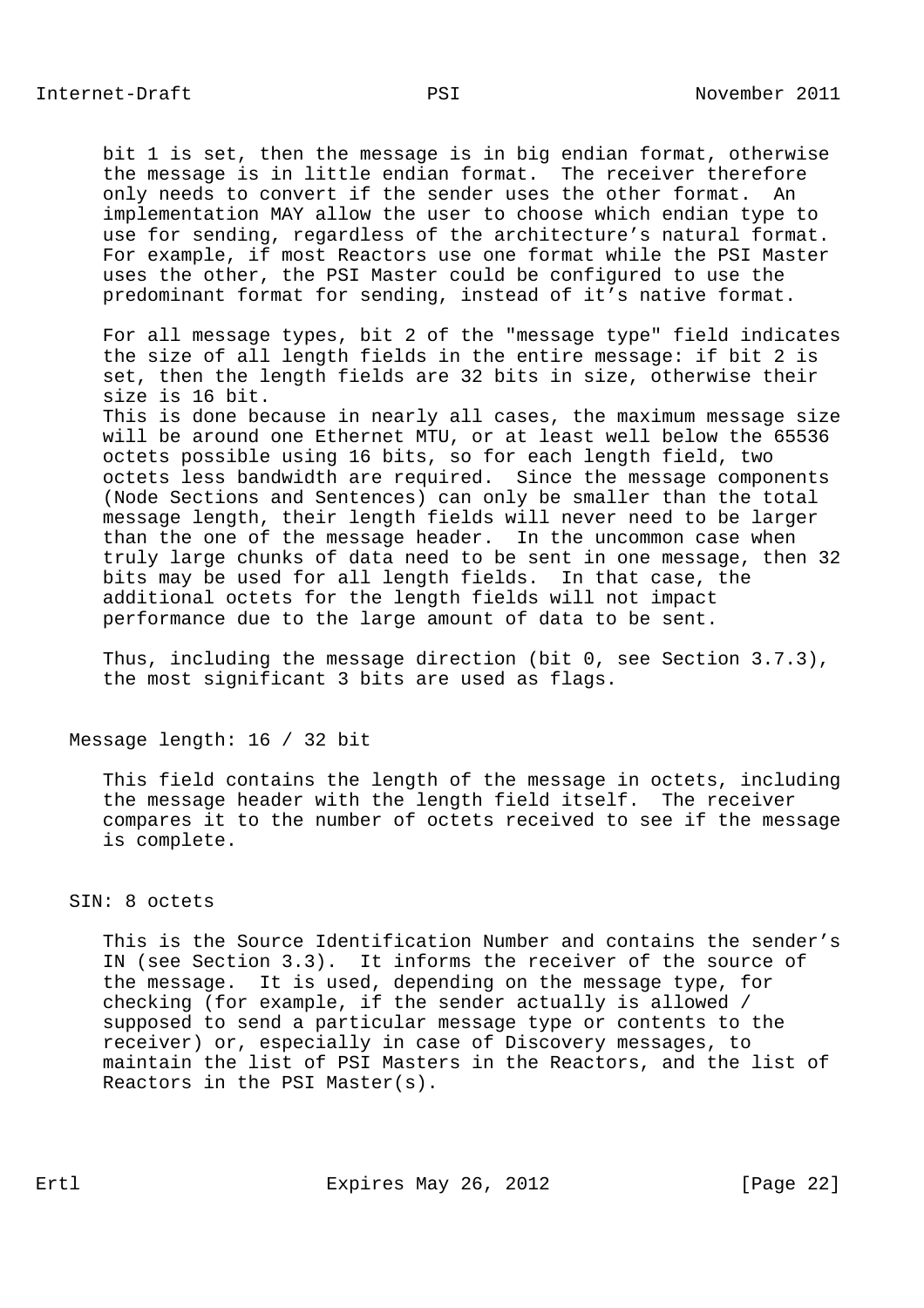bit 1 is set, then the message is in big endian format, otherwise the message is in little endian format. The receiver therefore only needs to convert if the sender uses the other format. An implementation MAY allow the user to choose which endian type to use for sending, regardless of the architecture's natural format. For example, if most Reactors use one format while the PSI Master uses the other, the PSI Master could be configured to use the predominant format for sending, instead of it's native format.

For all message types, bit 2 of the "message type" field indicates the size of all length fields in the entire message: if bit 2 is set, then the length fields are 32 bits in size, otherwise their size is 16 bit.
This is done because in nearly all cases, the maximum message size will be around one Ethernet MTU, or at least well below the 65536 octets possible using 16 bits, so for each length field, two octets less bandwidth are required. Since the message components (Node Sections and Sentences) can only be smaller than the total message length, their length fields will never need to be larger than the one of the message header. In the uncommon case when truly large chunks of data need to be sent in one message, then 32 bits may be used for all length fields. In that case, the additional octets for the length fields will not impact performance due to the large amount of data to be sent.

Thus, including the message direction (bit 0, see Section 3.7.3), the most significant 3 bits are used as flags.

Message length: 16 / 32 bit

This field contains the length of the message in octets, including the message header with the length field itself. The receiver compares it to the number of octets received to see if the message is complete.

SIN: 8 octets

This is the Source Identification Number and contains the sender's IN (see Section 3.3). It informs the receiver of the source of the message. It is used, depending on the message type, for checking (for example, if the sender actually is allowed / supposed to send a particular message type or contents to the receiver) or, especially in case of Discovery messages, to maintain the list of PSI Masters in the Reactors, and the list of Reactors in the PSI Master(s).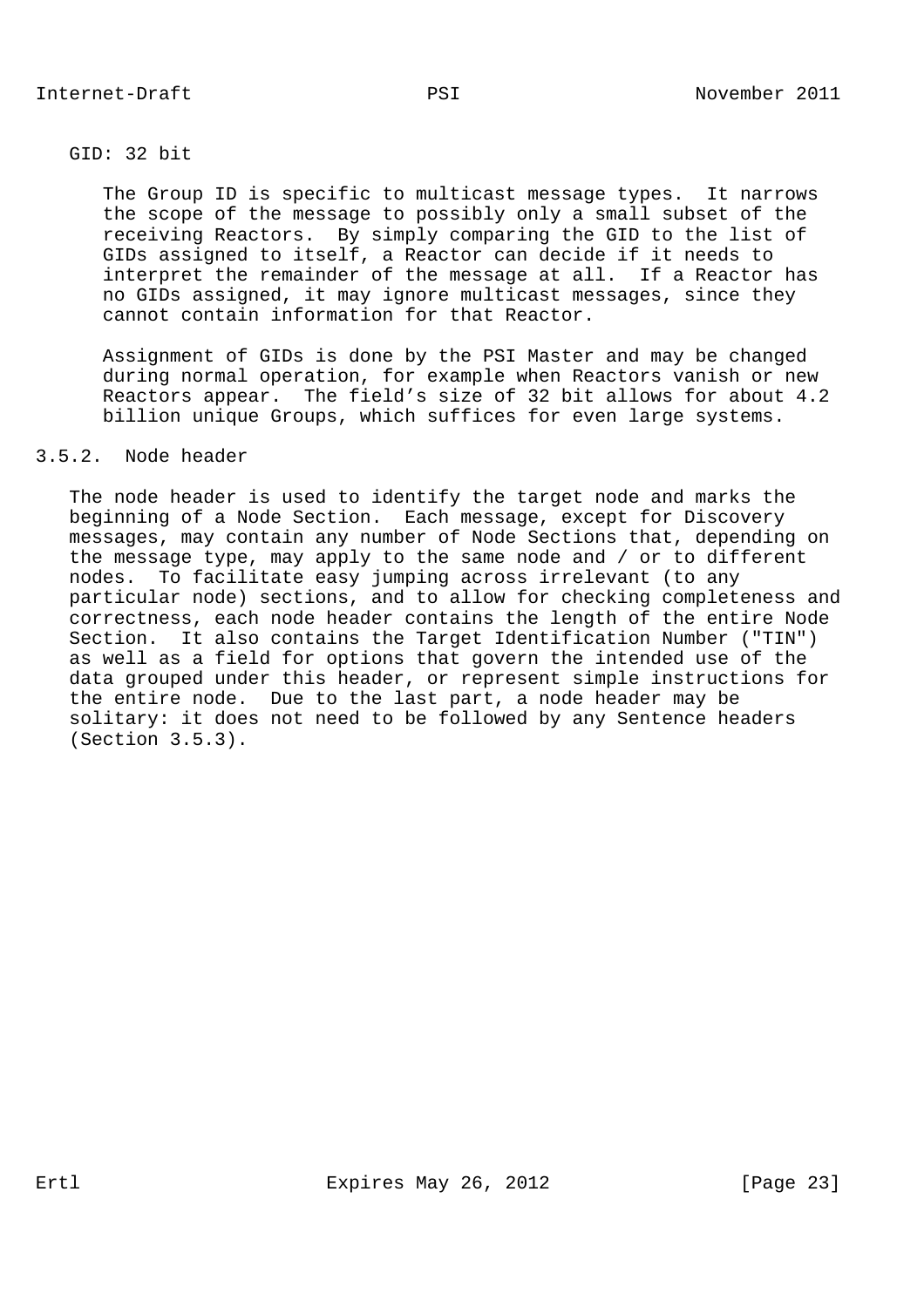GID: 32 bit

The Group ID is specific to multicast message types. It narrows the scope of the message to possibly only a small subset of the receiving Reactors. By simply comparing the GID to the list of GIDs assigned to itself, a Reactor can decide if it needs to interpret the remainder of the message at all. If a Reactor has no GIDs assigned, it may ignore multicast messages, since they cannot contain information for that Reactor.

Assignment of GIDs is done by the PSI Master and may be changed during normal operation, for example when Reactors vanish or new Reactors appear. The field’s size of 32 bit allows for about 4.2 billion unique Groups, which suffices for even large systems.

### 3.5.2. Node header

The node header is used to identify the target node and marks the beginning of a Node Section. Each message, except for Discovery messages, may contain any number of Node Sections that, depending on the message type, may apply to the same node and / or to different nodes. To facilitate easy jumping across irrelevant (to any particular node) sections, and to allow for checking completeness and correctness, each node header contains the length of the entire Node Section. It also contains the Target Identification Number ("TIN") as well as a field for options that govern the intended use of the data grouped under this header, or represent simple instructions for the entire node. Due to the last part, a node header may be solitary: it does not need to be followed by any Sentence headers (Section 3.5.3).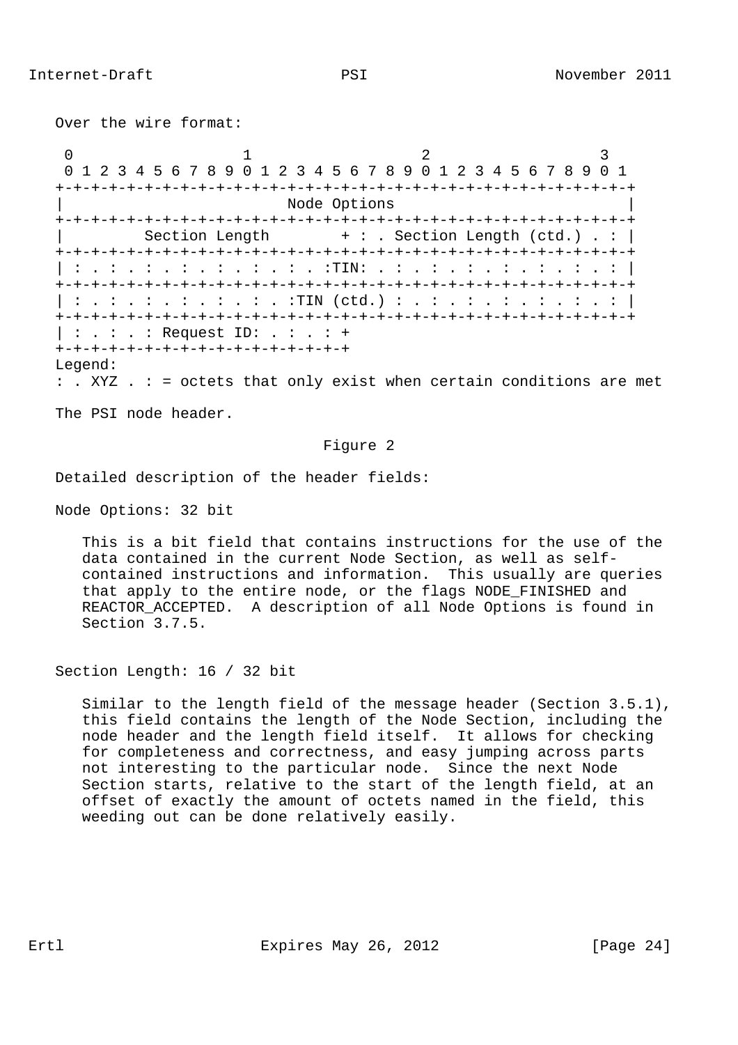Over the wire format:

```
 0                   1                   2                   3
 0 1 2 3 4 5 6 7 8 9 0 1 2 3 4 5 6 7 8 9 0 1 2 3 4 5 6 7 8 9 0 1
+-+-+-+-+-+-+-+-+-+-+-+-+-+-+-+-+-+-+-+-+-+-+-+-+-+-+-+-+-+-+-+-+
|                          Node Options                         |
+-+-+-+-+-+-+-+-+-+-+-+-+-+-+-+-+-+-+-+-+-+-+-+-+-+-+-+-+-+-+-+-+
|        Section Length        + : . Section Length (ctd.) . : |
+-+-+-+-+-+-+-+-+-+-+-+-+-+-+-+-+-+-+-+-+-+-+-+-+-+-+-+-+-+-+-+-+
| : . : . : . : . : . : . : . :TIN: . : . : . : . : . : . : . : |
+-+-+-+-+-+-+-+-+-+-+-+-+-+-+-+-+-+-+-+-+-+-+-+-+-+-+-+-+-+-+-+-+
| : . : . : . : . : . : . :TIN (ctd.) : . : . : . : . : . : . : |
+-+-+-+-+-+-+-+-+-+-+-+-+-+-+-+-+-+-+-+-+-+-+-+-+-+-+-+-+-+-+-+-+
| : . : . : Request ID: . : . : +
+-+-+-+-+-+-+-+-+-+-+-+-+-+-+-+-+
Legend:
: . XYZ . : = octets that only exist when certain conditions are met
```

The PSI node header.

Figure 2

Detailed description of the header fields:

Node Options: 32 bit

This is a bit field that contains instructions for the use of the data contained in the current Node Section, as well as self-contained instructions and information. This usually are queries that apply to the entire node, or the flags NODE_FINISHED and REACTOR_ACCEPTED. A description of all Node Options is found in Section 3.7.5.

Section Length: 16 / 32 bit

Similar to the length field of the message header (Section 3.5.1), this field contains the length of the Node Section, including the node header and the length field itself. It allows for checking for completeness and correctness, and easy jumping across parts not interesting to the particular node. Since the next Node Section starts, relative to the start of the length field, at an offset of exactly the amount of octets named in the field, this weeding out can be done relatively easily.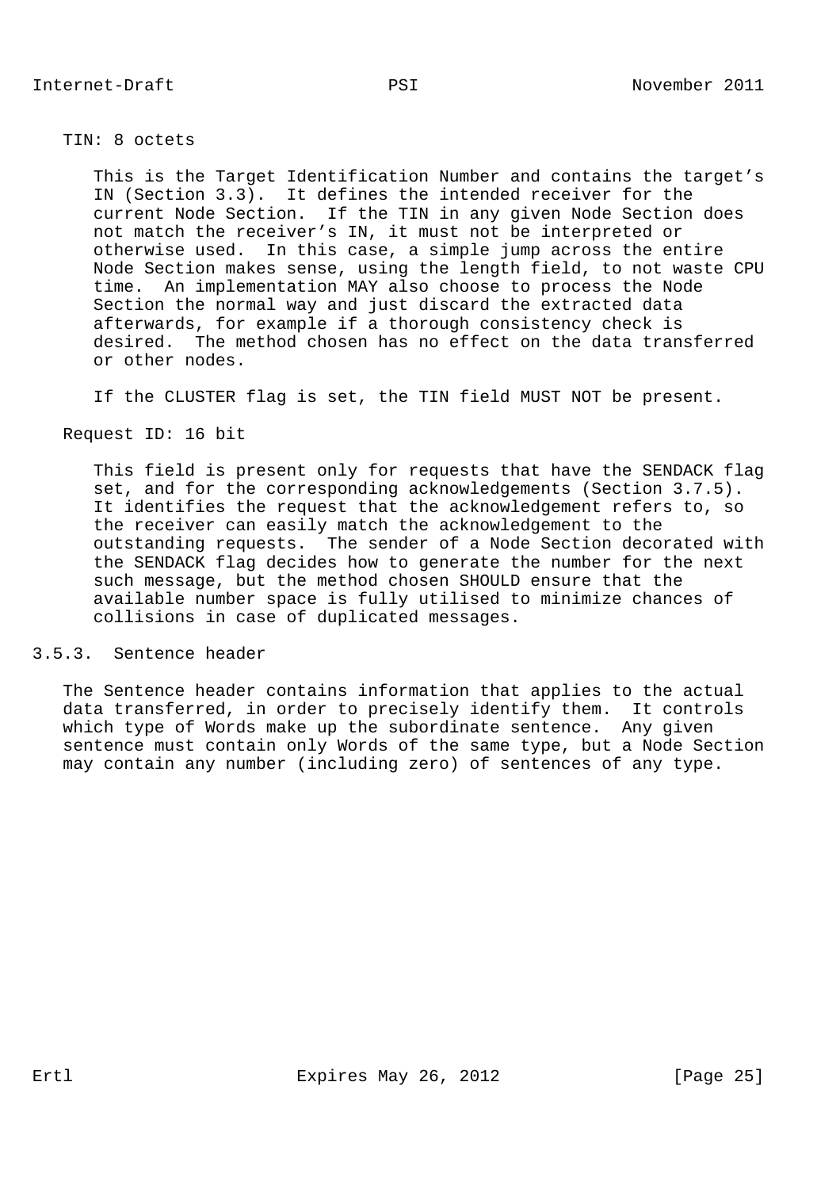TIN: 8 octets

This is the Target Identification Number and contains the target's IN (Section 3.3). It defines the intended receiver for the current Node Section. If the TIN in any given Node Section does not match the receiver's IN, it must not be interpreted or otherwise used. In this case, a simple jump across the entire Node Section makes sense, using the length field, to not waste CPU time. An implementation MAY also choose to process the Node Section the normal way and just discard the extracted data afterwards, for example if a thorough consistency check is desired. The method chosen has no effect on the data transferred or other nodes.

If the CLUSTER flag is set, the TIN field MUST NOT be present.

Request ID: 16 bit

This field is present only for requests that have the SENDACK flag set, and for the corresponding acknowledgements (Section 3.7.5). It identifies the request that the acknowledgement refers to, so the receiver can easily match the acknowledgement to the outstanding requests. The sender of a Node Section decorated with the SENDACK flag decides how to generate the number for the next such message, but the method chosen SHOULD ensure that the available number space is fully utilised to minimize chances of collisions in case of duplicated messages.

### 3.5.3. Sentence header

The Sentence header contains information that applies to the actual data transferred, in order to precisely identify them. It controls which type of Words make up the subordinate sentence. Any given sentence must contain only Words of the same type, but a Node Section may contain any number (including zero) of sentences of any type.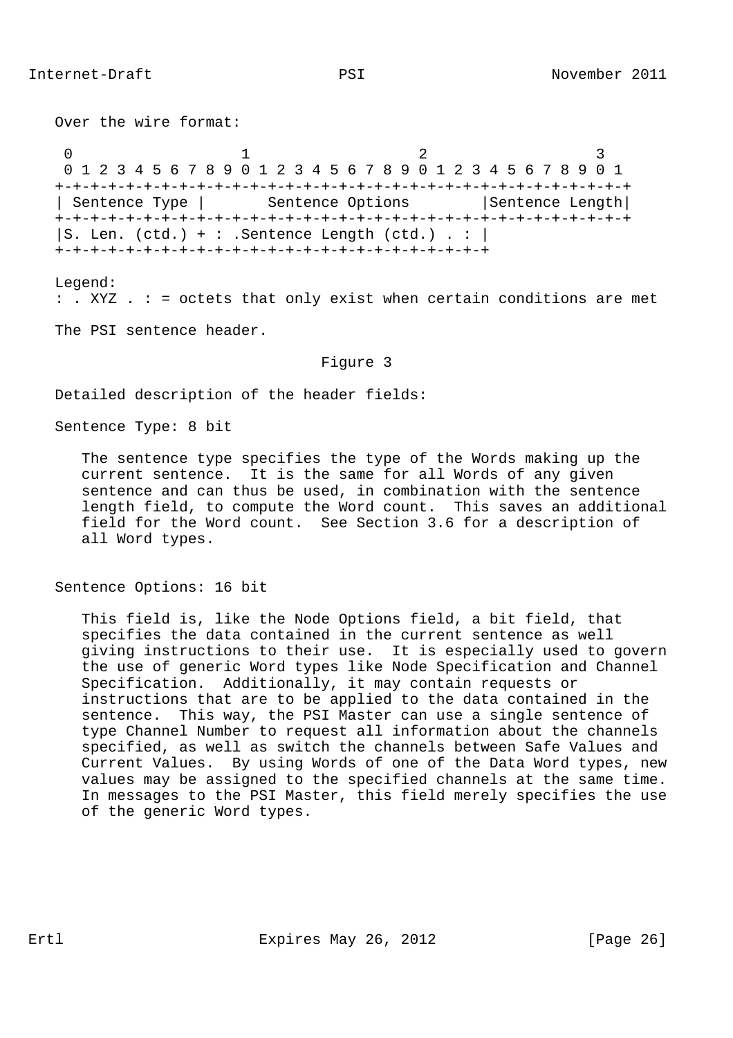Over the wire format:

```
 0                   1                   2                   3
 0 1 2 3 4 5 6 7 8 9 0 1 2 3 4 5 6 7 8 9 0 1 2 3 4 5 6 7 8 9 0 1
+-+-+-+-+-+-+-+-+-+-+-+-+-+-+-+-+-+-+-+-+-+-+-+-+-+-+-+-+-+-+-+-+
| Sentence Type |       Sentence Options        |Sentence Length|
+-+-+-+-+-+-+-+-+-+-+-+-+-+-+-+-+-+-+-+-+-+-+-+-+-+-+-+-+-+-+-+-+
|S. Len. (ctd.) + : .Sentence Length (ctd.) . : |
+-+-+-+-+-+-+-+-+-+-+-+-+-+-+-+-+-+-+-+-+-+-+-+-+
```

Legend:
: . XYZ . : = octets that only exist when certain conditions are met

The PSI sentence header.

Figure 3

Detailed description of the header fields:

Sentence Type: 8 bit

The sentence type specifies the type of the Words making up the current sentence. It is the same for all Words of any given sentence and can thus be used, in combination with the sentence length field, to compute the Word count. This saves an additional field for the Word count. See Section 3.6 for a description of all Word types.

Sentence Options: 16 bit

This field is, like the Node Options field, a bit field, that specifies the data contained in the current sentence as well giving instructions to their use. It is especially used to govern the use of generic Word types like Node Specification and Channel Specification. Additionally, it may contain requests or instructions that are to be applied to the data contained in the sentence. This way, the PSI Master can use a single sentence of type Channel Number to request all information about the channels specified, as well as switch the channels between Safe Values and Current Values. By using Words of one of the Data Word types, new values may be assigned to the specified channels at the same time. In messages to the PSI Master, this field merely specifies the use of the generic Word types.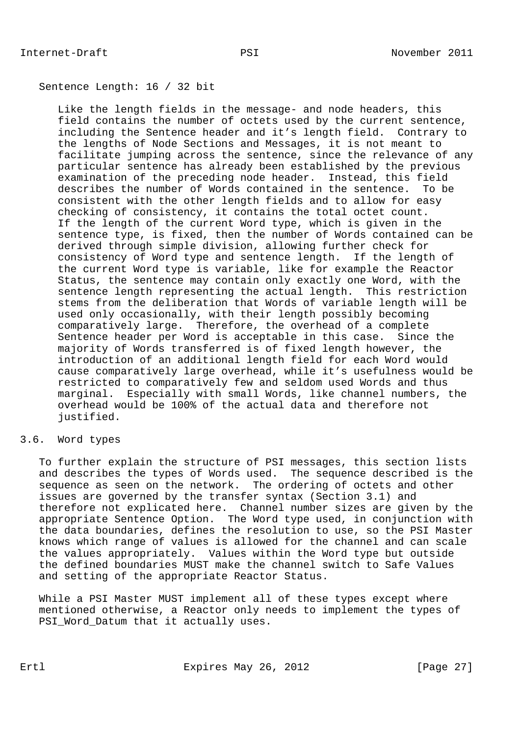Sentence Length: 16 / 32 bit

Like the length fields in the message- and node headers, this field contains the number of octets used by the current sentence, including the Sentence header and it’s length field. Contrary to the lengths of Node Sections and Messages, it is not meant to facilitate jumping across the sentence, since the relevance of any particular sentence has already been established by the previous examination of the preceding node header. Instead, this field describes the number of Words contained in the sentence. To be consistent with the other length fields and to allow for easy checking of consistency, it contains the total octet count. If the length of the current Word type, which is given in the sentence type, is fixed, then the number of Words contained can be derived through simple division, allowing further check for consistency of Word type and sentence length. If the length of the current Word type is variable, like for example the Reactor Status, the sentence may contain only exactly one Word, with the sentence length representing the actual length. This restriction stems from the deliberation that Words of variable length will be used only occasionally, with their length possibly becoming comparatively large. Therefore, the overhead of a complete Sentence header per Word is acceptable in this case. Since the majority of Words transferred is of fixed length however, the introduction of an additional length field for each Word would cause comparatively large overhead, while it’s usefulness would be restricted to comparatively few and seldom used Words and thus marginal. Especially with small Words, like channel numbers, the overhead would be 100% of the actual data and therefore not justified.

## 3.6. Word types

To further explain the structure of PSI messages, this section lists and describes the types of Words used. The sequence described is the sequence as seen on the network. The ordering of octets and other issues are governed by the transfer syntax (Section 3.1) and therefore not explicated here. Channel number sizes are given by the appropriate Sentence Option. The Word type used, in conjunction with the data boundaries, defines the resolution to use, so the PSI Master knows which range of values is allowed for the channel and can scale the values appropriately. Values within the Word type but outside the defined boundaries MUST make the channel switch to Safe Values and setting of the appropriate Reactor Status.

While a PSI Master MUST implement all of these types except where mentioned otherwise, a Reactor only needs to implement the types of PSI_Word_Datum that it actually uses.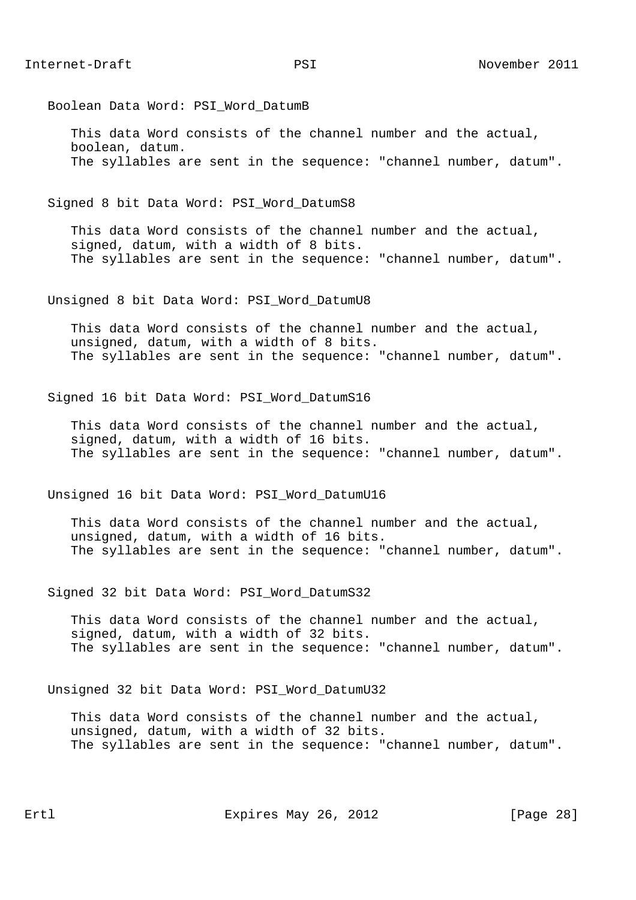Boolean Data Word: PSI_Word_DatumB

This data Word consists of the channel number and the actual, boolean, datum.
The syllables are sent in the sequence: "channel number, datum".

Signed 8 bit Data Word: PSI_Word_DatumS8

This data Word consists of the channel number and the actual, signed, datum, with a width of 8 bits.
The syllables are sent in the sequence: "channel number, datum".

Unsigned 8 bit Data Word: PSI_Word_DatumU8

This data Word consists of the channel number and the actual, unsigned, datum, with a width of 8 bits.
The syllables are sent in the sequence: "channel number, datum".

Signed 16 bit Data Word: PSI_Word_DatumS16

This data Word consists of the channel number and the actual, signed, datum, with a width of 16 bits.
The syllables are sent in the sequence: "channel number, datum".

Unsigned 16 bit Data Word: PSI_Word_DatumU16

This data Word consists of the channel number and the actual, unsigned, datum, with a width of 16 bits.
The syllables are sent in the sequence: "channel number, datum".

Signed 32 bit Data Word: PSI_Word_DatumS32

This data Word consists of the channel number and the actual, signed, datum, with a width of 32 bits.
The syllables are sent in the sequence: "channel number, datum".

Unsigned 32 bit Data Word: PSI_Word_DatumU32

This data Word consists of the channel number and the actual, unsigned, datum, with a width of 32 bits.
The syllables are sent in the sequence: "channel number, datum".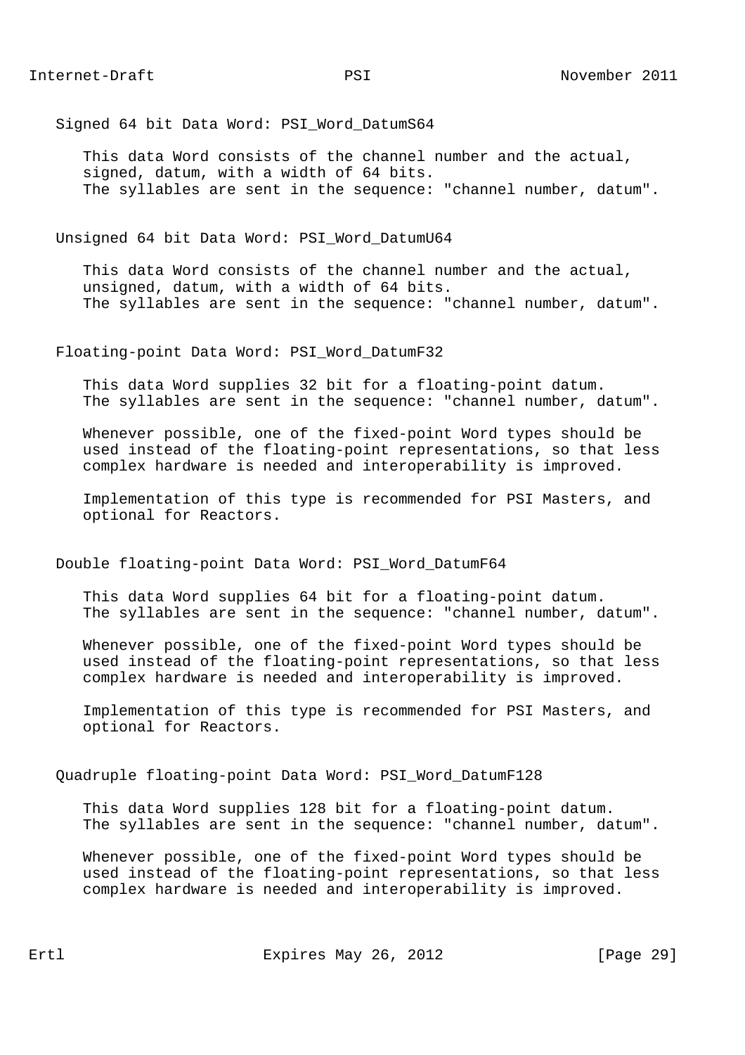Signed 64 bit Data Word: PSI_Word_DatumS64

This data Word consists of the channel number and the actual, signed, datum, with a width of 64 bits.
The syllables are sent in the sequence: "channel number, datum".

Unsigned 64 bit Data Word: PSI_Word_DatumU64

This data Word consists of the channel number and the actual, unsigned, datum, with a width of 64 bits.
The syllables are sent in the sequence: "channel number, datum".

Floating-point Data Word: PSI_Word_DatumF32

This data Word supplies 32 bit for a floating-point datum.
The syllables are sent in the sequence: "channel number, datum".

Whenever possible, one of the fixed-point Word types should be used instead of the floating-point representations, so that less complex hardware is needed and interoperability is improved.

Implementation of this type is recommended for PSI Masters, and optional for Reactors.

Double floating-point Data Word: PSI_Word_DatumF64

This data Word supplies 64 bit for a floating-point datum.
The syllables are sent in the sequence: "channel number, datum".

Whenever possible, one of the fixed-point Word types should be used instead of the floating-point representations, so that less complex hardware is needed and interoperability is improved.

Implementation of this type is recommended for PSI Masters, and optional for Reactors.

Quadruple floating-point Data Word: PSI_Word_DatumF128

This data Word supplies 128 bit for a floating-point datum.
The syllables are sent in the sequence: "channel number, datum".

Whenever possible, one of the fixed-point Word types should be used instead of the floating-point representations, so that less complex hardware is needed and interoperability is improved.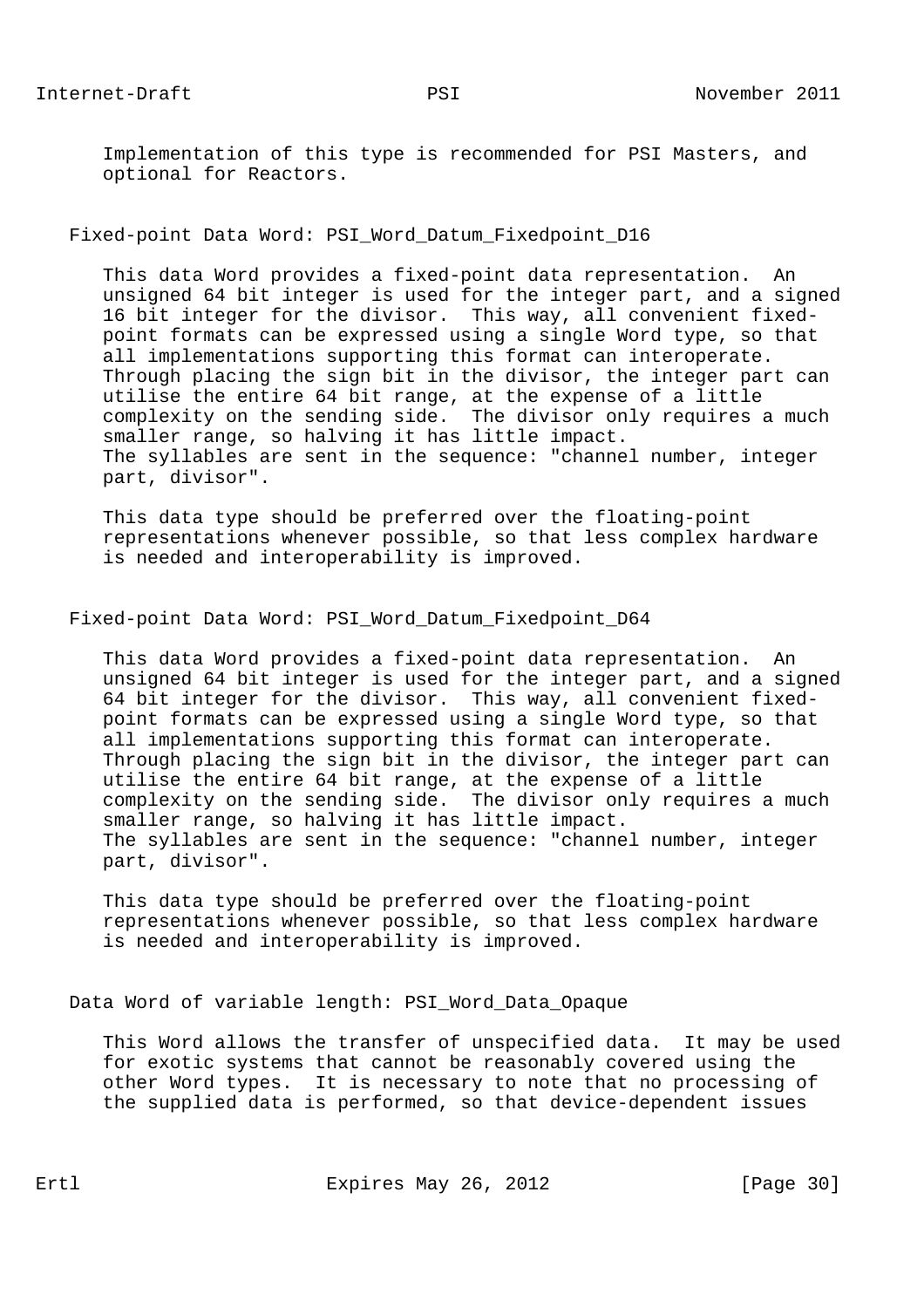Implementation of this type is recommended for PSI Masters, and optional for Reactors.

### Fixed-point Data Word: PSI_Word_Datum_Fixedpoint_D16

This data Word provides a fixed-point data representation. An unsigned 64 bit integer is used for the integer part, and a signed 16 bit integer for the divisor. This way, all convenient fixed-point formats can be expressed using a single Word type, so that all implementations supporting this format can interoperate. Through placing the sign bit in the divisor, the integer part can utilise the entire 64 bit range, at the expense of a little complexity on the sending side. The divisor only requires a much smaller range, so halving it has little impact.
The syllables are sent in the sequence: "channel number, integer part, divisor".

This data type should be preferred over the floating-point representations whenever possible, so that less complex hardware is needed and interoperability is improved.

### Fixed-point Data Word: PSI_Word_Datum_Fixedpoint_D64

This data Word provides a fixed-point data representation. An unsigned 64 bit integer is used for the integer part, and a signed 64 bit integer for the divisor. This way, all convenient fixed-point formats can be expressed using a single Word type, so that all implementations supporting this format can interoperate. Through placing the sign bit in the divisor, the integer part can utilise the entire 64 bit range, at the expense of a little complexity on the sending side. The divisor only requires a much smaller range, so halving it has little impact.
The syllables are sent in the sequence: "channel number, integer part, divisor".

This data type should be preferred over the floating-point representations whenever possible, so that less complex hardware is needed and interoperability is improved.

### Data Word of variable length: PSI_Word_Data_Opaque

This Word allows the transfer of unspecified data. It may be used for exotic systems that cannot be reasonably covered using the other Word types. It is necessary to note that no processing of the supplied data is performed, so that device-dependent issues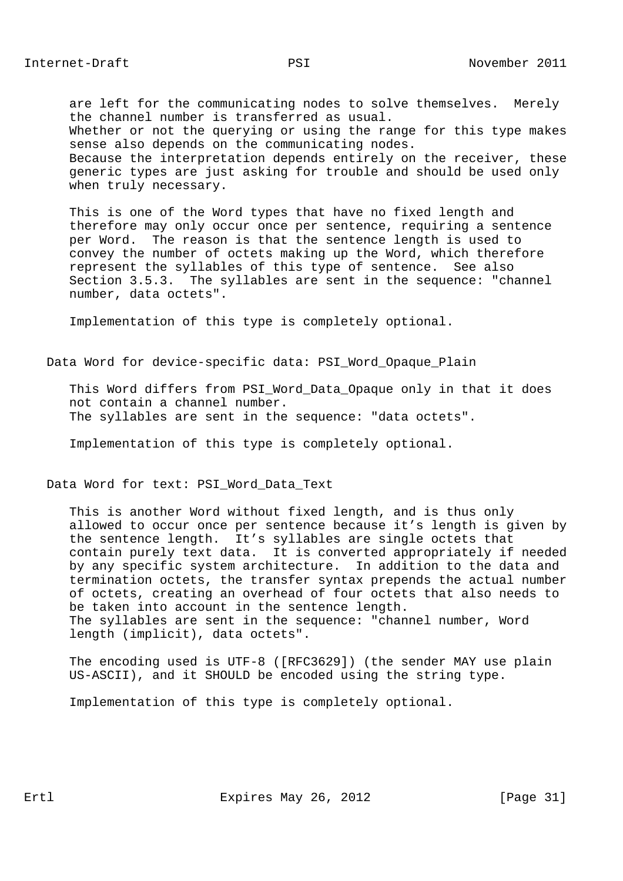are left for the communicating nodes to solve themselves. Merely the channel number is transferred as usual.
Whether or not the querying or using the range for this type makes sense also depends on the communicating nodes.
Because the interpretation depends entirely on the receiver, these generic types are just asking for trouble and should be used only when truly necessary.

This is one of the Word types that have no fixed length and therefore may only occur once per sentence, requiring a sentence per Word. The reason is that the sentence length is used to convey the number of octets making up the Word, which therefore represent the syllables of this type of sentence. See also Section 3.5.3. The syllables are sent in the sequence: "channel number, data octets".

Implementation of this type is completely optional.

### Data Word for device-specific data: PSI_Word_Opaque_Plain

This Word differs from PSI_Word_Data_Opaque only in that it does not contain a channel number.
The syllables are sent in the sequence: "data octets".

Implementation of this type is completely optional.

### Data Word for text: PSI_Word_Data_Text

This is another Word without fixed length, and is thus only allowed to occur once per sentence because it's length is given by the sentence length. It's syllables are single octets that contain purely text data. It is converted appropriately if needed by any specific system architecture. In addition to the data and termination octets, the transfer syntax prepends the actual number of octets, creating an overhead of four octets that also needs to be taken into account in the sentence length.
The syllables are sent in the sequence: "channel number, Word length (implicit), data octets".

The encoding used is UTF-8 ([RFC3629]) (the sender MAY use plain US-ASCII), and it SHOULD be encoded using the string type.

Implementation of this type is completely optional.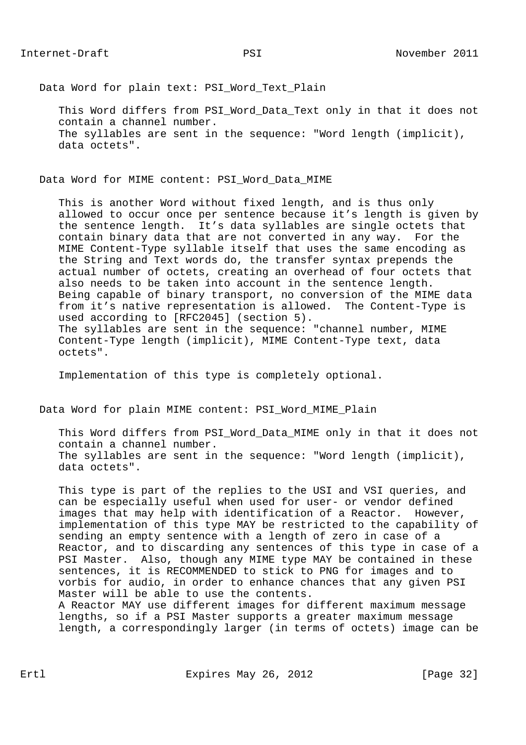Data Word for plain text: PSI_Word_Text_Plain

This Word differs from PSI_Word_Data_Text only in that it does not contain a channel number.
The syllables are sent in the sequence: "Word length (implicit), data octets".

Data Word for MIME content: PSI_Word_Data_MIME

This is another Word without fixed length, and is thus only allowed to occur once per sentence because it’s length is given by the sentence length. It’s data syllables are single octets that contain binary data that are not converted in any way. For the MIME Content-Type syllable itself that uses the same encoding as the String and Text words do, the transfer syntax prepends the actual number of octets, creating an overhead of four octets that also needs to be taken into account in the sentence length. Being capable of binary transport, no conversion of the MIME data from it’s native representation is allowed. The Content-Type is used according to [RFC2045] (section 5).
The syllables are sent in the sequence: "channel number, MIME Content-Type length (implicit), MIME Content-Type text, data octets".

Implementation of this type is completely optional.

Data Word for plain MIME content: PSI_Word_MIME_Plain

This Word differs from PSI_Word_Data_MIME only in that it does not contain a channel number.
The syllables are sent in the sequence: "Word length (implicit), data octets".

This type is part of the replies to the USI and VSI queries, and can be especially useful when used for user- or vendor defined images that may help with identification of a Reactor. However, implementation of this type MAY be restricted to the capability of sending an empty sentence with a length of zero in case of a Reactor, and to discarding any sentences of this type in case of a PSI Master. Also, though any MIME type MAY be contained in these sentences, it is RECOMMENDED to stick to PNG for images and to vorbis for audio, in order to enhance chances that any given PSI Master will be able to use the contents.
A Reactor MAY use different images for different maximum message lengths, so if a PSI Master supports a greater maximum message length, a correspondingly larger (in terms of octets) image can be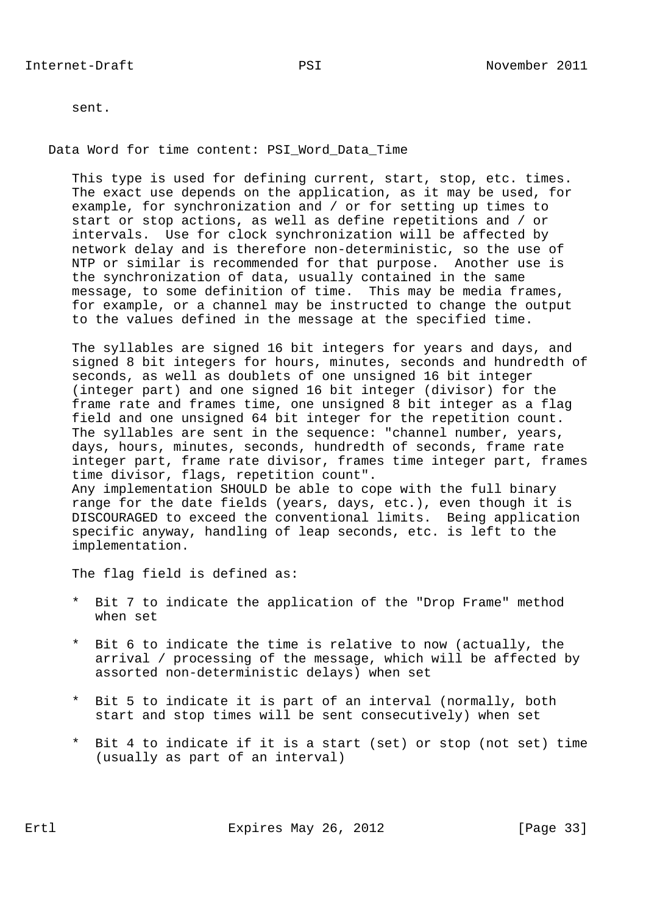sent.

Data Word for time content: PSI_Word_Data_Time

This type is used for defining current, start, stop, etc. times. The exact use depends on the application, as it may be used, for example, for synchronization and / or for setting up times to start or stop actions, as well as define repetitions and / or intervals. Use for clock synchronization will be affected by network delay and is therefore non-deterministic, so the use of NTP or similar is recommended for that purpose. Another use is the synchronization of data, usually contained in the same message, to some definition of time. This may be media frames, for example, or a channel may be instructed to change the output to the values defined in the message at the specified time.

The syllables are signed 16 bit integers for years and days, and signed 8 bit integers for hours, minutes, seconds and hundredth of seconds, as well as doublets of one unsigned 16 bit integer (integer part) and one signed 16 bit integer (divisor) for the frame rate and frames time, one unsigned 8 bit integer as a flag field and one unsigned 64 bit integer for the repetition count. The syllables are sent in the sequence: "channel number, years, days, hours, minutes, seconds, hundredth of seconds, frame rate integer part, frame rate divisor, frames time integer part, frames time divisor, flags, repetition count".
Any implementation SHOULD be able to cope with the full binary range for the date fields (years, days, etc.), even though it is DISCOURAGED to exceed the conventional limits. Being application specific anyway, handling of leap seconds, etc. is left to the implementation.

The flag field is defined as:

* Bit 7 to indicate the application of the "Drop Frame" method when set

* Bit 6 to indicate the time is relative to now (actually, the arrival / processing of the message, which will be affected by assorted non-deterministic delays) when set

* Bit 5 to indicate it is part of an interval (normally, both start and stop times will be sent consecutively) when set

* Bit 4 to indicate if it is a start (set) or stop (not set) time (usually as part of an interval)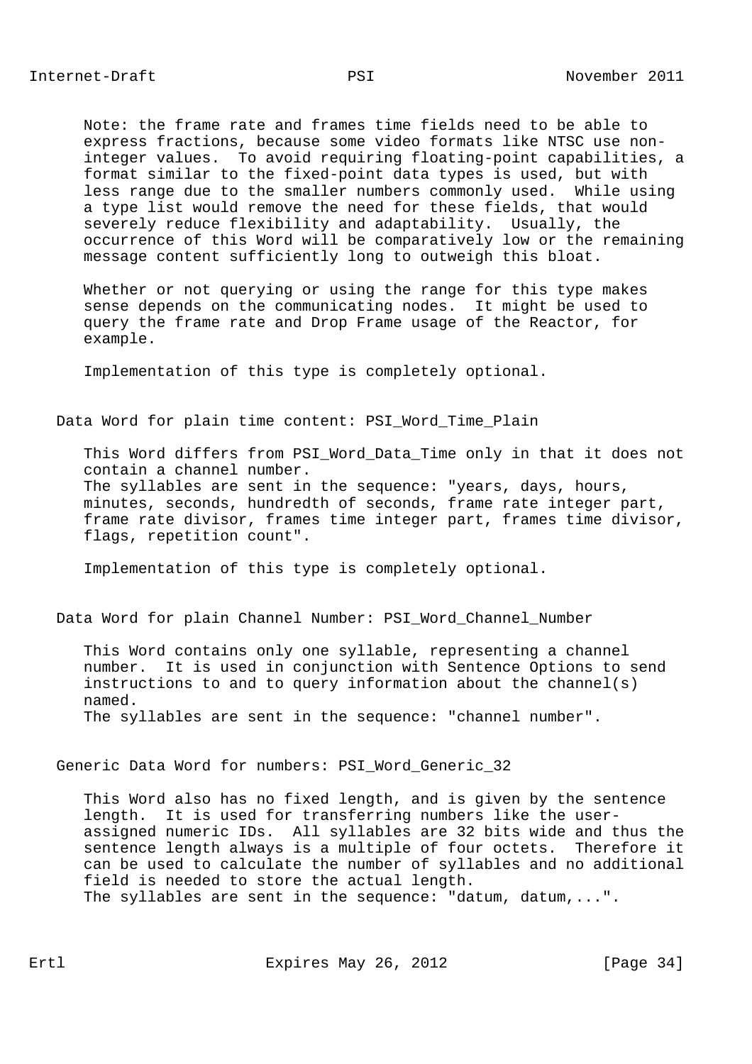Note: the frame rate and frames time fields need to be able to express fractions, because some video formats like NTSC use non-integer values. To avoid requiring floating-point capabilities, a format similar to the fixed-point data types is used, but with less range due to the smaller numbers commonly used. While using a type list would remove the need for these fields, that would severely reduce flexibility and adaptability. Usually, the occurrence of this Word will be comparatively low or the remaining message content sufficiently long to outweigh this bloat.

Whether or not querying or using the range for this type makes sense depends on the communicating nodes. It might be used to query the frame rate and Drop Frame usage of the Reactor, for example.

Implementation of this type is completely optional.

### Data Word for plain time content: PSI_Word_Time_Plain

This Word differs from PSI_Word_Data_Time only in that it does not contain a channel number.
The syllables are sent in the sequence: "years, days, hours, minutes, seconds, hundredth of seconds, frame rate integer part, frame rate divisor, frames time integer part, frames time divisor, flags, repetition count".

Implementation of this type is completely optional.

### Data Word for plain Channel Number: PSI_Word_Channel_Number

This Word contains only one syllable, representing a channel number. It is used in conjunction with Sentence Options to send instructions to and to query information about the channel(s) named.
The syllables are sent in the sequence: "channel number".

### Generic Data Word for numbers: PSI_Word_Generic_32

This Word also has no fixed length, and is given by the sentence length. It is used for transferring numbers like the user-assigned numeric IDs. All syllables are 32 bits wide and thus the sentence length always is a multiple of four octets. Therefore it can be used to calculate the number of syllables and no additional field is needed to store the actual length.
The syllables are sent in the sequence: "datum, datum,...".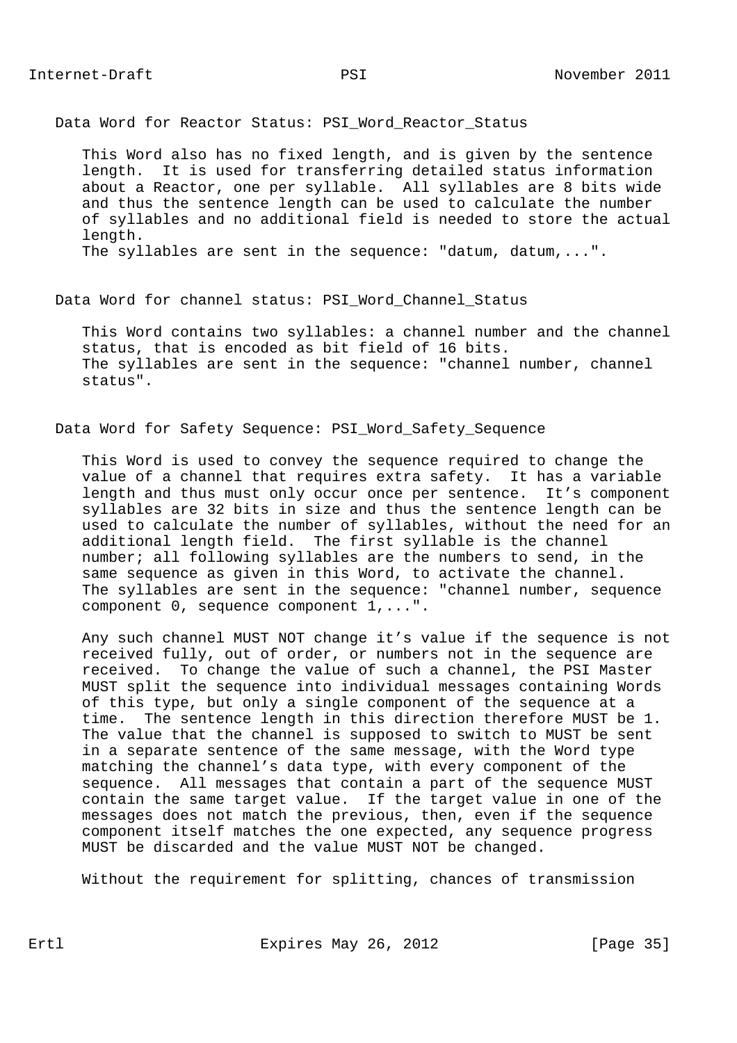Data Word for Reactor Status: PSI_Word_Reactor_Status

This Word also has no fixed length, and is given by the sentence length. It is used for transferring detailed status information about a Reactor, one per syllable. All syllables are 8 bits wide and thus the sentence length can be used to calculate the number of syllables and no additional field is needed to store the actual length.
The syllables are sent in the sequence: "datum, datum,...".

Data Word for channel status: PSI_Word_Channel_Status

This Word contains two syllables: a channel number and the channel status, that is encoded as bit field of 16 bits.
The syllables are sent in the sequence: "channel number, channel status".

Data Word for Safety Sequence: PSI_Word_Safety_Sequence

This Word is used to convey the sequence required to change the value of a channel that requires extra safety. It has a variable length and thus must only occur once per sentence. It's component syllables are 32 bits in size and thus the sentence length can be used to calculate the number of syllables, without the need for an additional length field. The first syllable is the channel number; all following syllables are the numbers to send, in the same sequence as given in this Word, to activate the channel.
The syllables are sent in the sequence: "channel number, sequence component 0, sequence component 1,...".

Any such channel MUST NOT change it's value if the sequence is not received fully, out of order, or numbers not in the sequence are received. To change the value of such a channel, the PSI Master MUST split the sequence into individual messages containing Words of this type, but only a single component of the sequence at a time. The sentence length in this direction therefore MUST be 1. The value that the channel is supposed to switch to MUST be sent in a separate sentence of the same message, with the Word type matching the channel's data type, with every component of the sequence. All messages that contain a part of the sequence MUST contain the same target value. If the target value in one of the messages does not match the previous, then, even if the sequence component itself matches the one expected, any sequence progress MUST be discarded and the value MUST NOT be changed.

Without the requirement for splitting, chances of transmission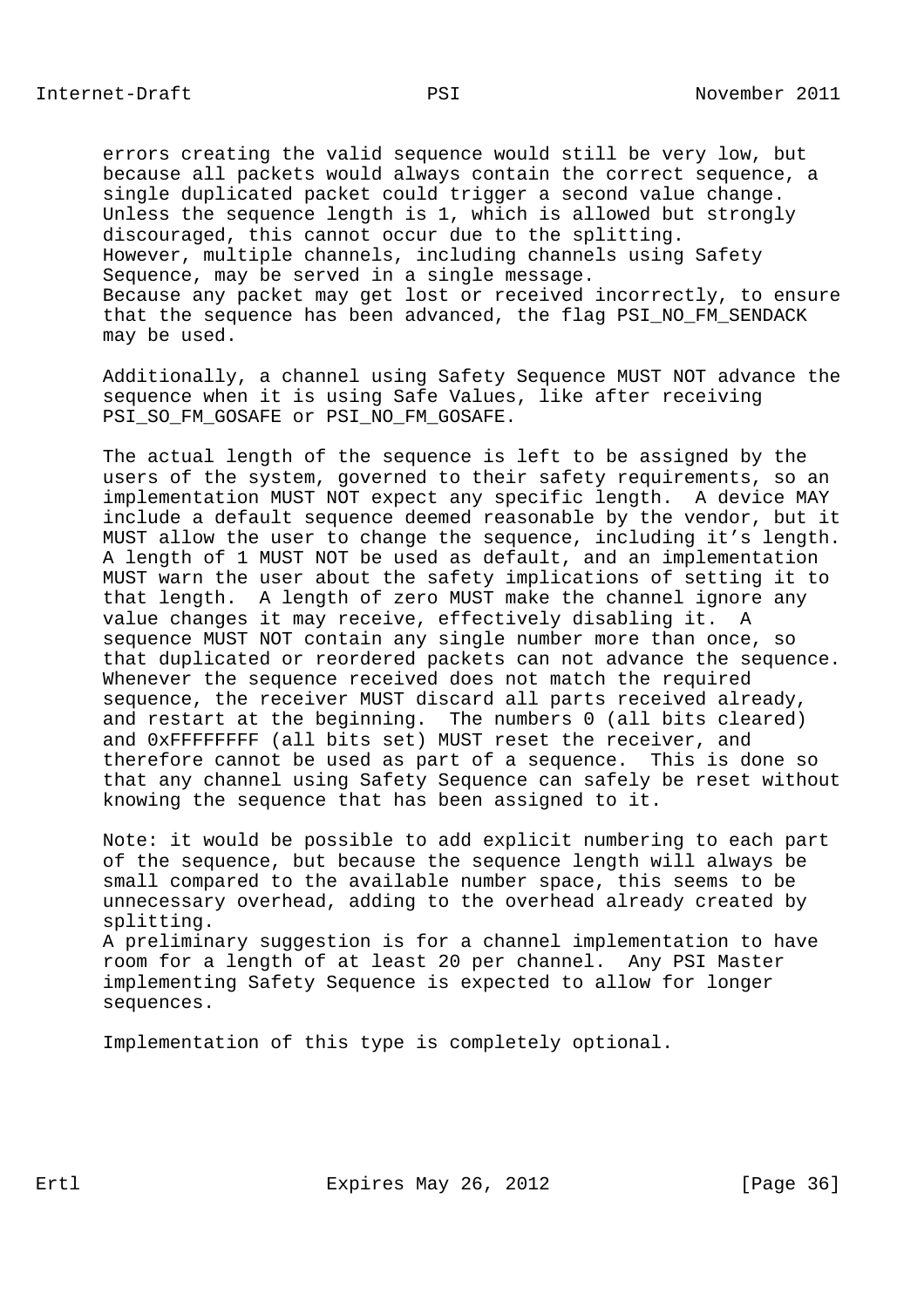errors creating the valid sequence would still be very low, but because all packets would always contain the correct sequence, a single duplicated packet could trigger a second value change. Unless the sequence length is 1, which is allowed but strongly discouraged, this cannot occur due to the splitting.
However, multiple channels, including channels using Safety Sequence, may be served in a single message.
Because any packet may get lost or received incorrectly, to ensure that the sequence has been advanced, the flag PSI_NO_FM_SENDACK may be used.

Additionally, a channel using Safety Sequence MUST NOT advance the sequence when it is using Safe Values, like after receiving PSI_SO_FM_GOSAFE or PSI_NO_FM_GOSAFE.

The actual length of the sequence is left to be assigned by the users of the system, governed to their safety requirements, so an implementation MUST NOT expect any specific length. A device MAY include a default sequence deemed reasonable by the vendor, but it MUST allow the user to change the sequence, including it's length. A length of 1 MUST NOT be used as default, and an implementation MUST warn the user about the safety implications of setting it to that length. A length of zero MUST make the channel ignore any value changes it may receive, effectively disabling it. A sequence MUST NOT contain any single number more than once, so that duplicated or reordered packets can not advance the sequence. Whenever the sequence received does not match the required sequence, the receiver MUST discard all parts received already, and restart at the beginning. The numbers 0 (all bits cleared) and 0xFFFFFFFF (all bits set) MUST reset the receiver, and therefore cannot be used as part of a sequence. This is done so that any channel using Safety Sequence can safely be reset without knowing the sequence that has been assigned to it.

Note: it would be possible to add explicit numbering to each part of the sequence, but because the sequence length will always be small compared to the available number space, this seems to be unnecessary overhead, adding to the overhead already created by splitting.
A preliminary suggestion is for a channel implementation to have room for a length of at least 20 per channel. Any PSI Master implementing Safety Sequence is expected to allow for longer sequences.

Implementation of this type is completely optional.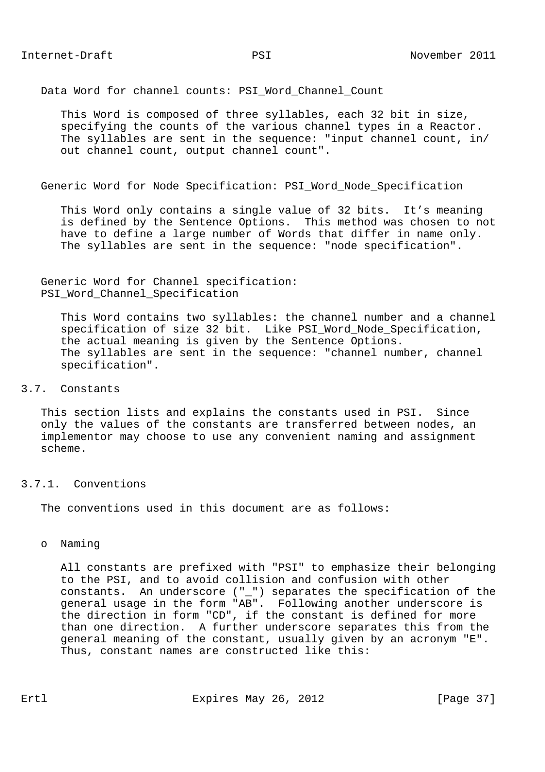Data Word for channel counts: PSI_Word_Channel_Count

This Word is composed of three syllables, each 32 bit in size, specifying the counts of the various channel types in a Reactor. The syllables are sent in the sequence: "input channel count, in/out channel count, output channel count".

Generic Word for Node Specification: PSI_Word_Node_Specification

This Word only contains a single value of 32 bits. It’s meaning is defined by the Sentence Options. This method was chosen to not have to define a large number of Words that differ in name only. The syllables are sent in the sequence: "node specification".

Generic Word for Channel specification: PSI_Word_Channel_Specification

This Word contains two syllables: the channel number and a channel specification of size 32 bit. Like PSI_Word_Node_Specification, the actual meaning is given by the Sentence Options. The syllables are sent in the sequence: "channel number, channel specification".

## 3.7. Constants

This section lists and explains the constants used in PSI. Since only the values of the constants are transferred between nodes, an implementor may choose to use any convenient naming and assignment scheme.

### 3.7.1. Conventions

The conventions used in this document are as follows:

- Naming

  All constants are prefixed with "PSI" to emphasize their belonging to the PSI, and to avoid collision and confusion with other constants. An underscore ("_") separates the specification of the general usage in the form "AB". Following another underscore is the direction in form "CD", if the constant is defined for more than one direction. A further underscore separates this from the general meaning of the constant, usually given by an acronym "E". Thus, constant names are constructed like this: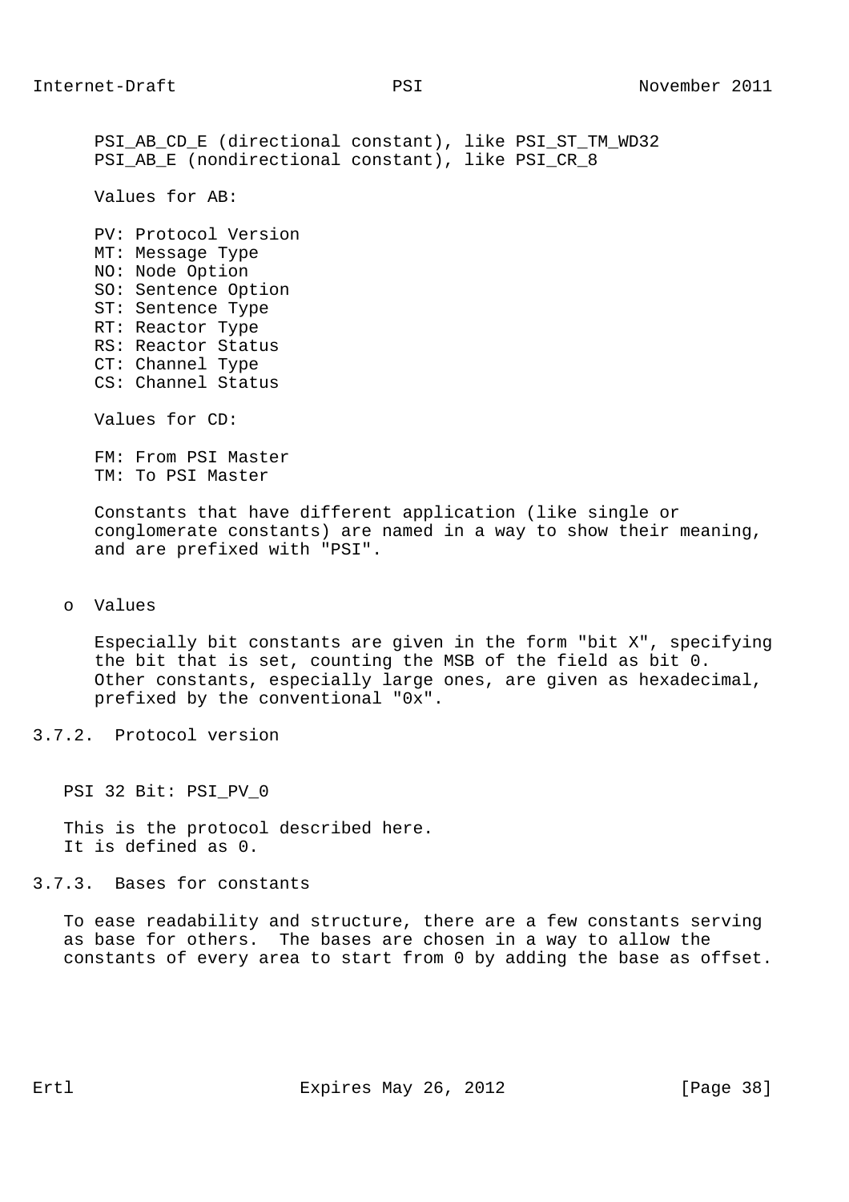PSI_AB_CD_E (directional constant), like PSI_ST_TM_WD32
PSI_AB_E (nondirectional constant), like PSI_CR_8

Values for AB:

PV: Protocol Version
MT: Message Type
NO: Node Option
SO: Sentence Option
ST: Sentence Type
RT: Reactor Type
RS: Reactor Status
CT: Channel Type
CS: Channel Status

Values for CD:

FM: From PSI Master
TM: To PSI Master

Constants that have different application (like single or conglomerate constants) are named in a way to show their meaning, and are prefixed with "PSI".

- Values

  Especially bit constants are given in the form "bit X", specifying the bit that is set, counting the MSB of the field as bit 0. Other constants, especially large ones, are given as hexadecimal, prefixed by the conventional "0x".

### 3.7.2. Protocol version

PSI 32 Bit: PSI_PV_0

This is the protocol described here.
It is defined as 0.

### 3.7.3. Bases for constants

To ease readability and structure, there are a few constants serving as base for others. The bases are chosen in a way to allow the constants of every area to start from 0 by adding the base as offset.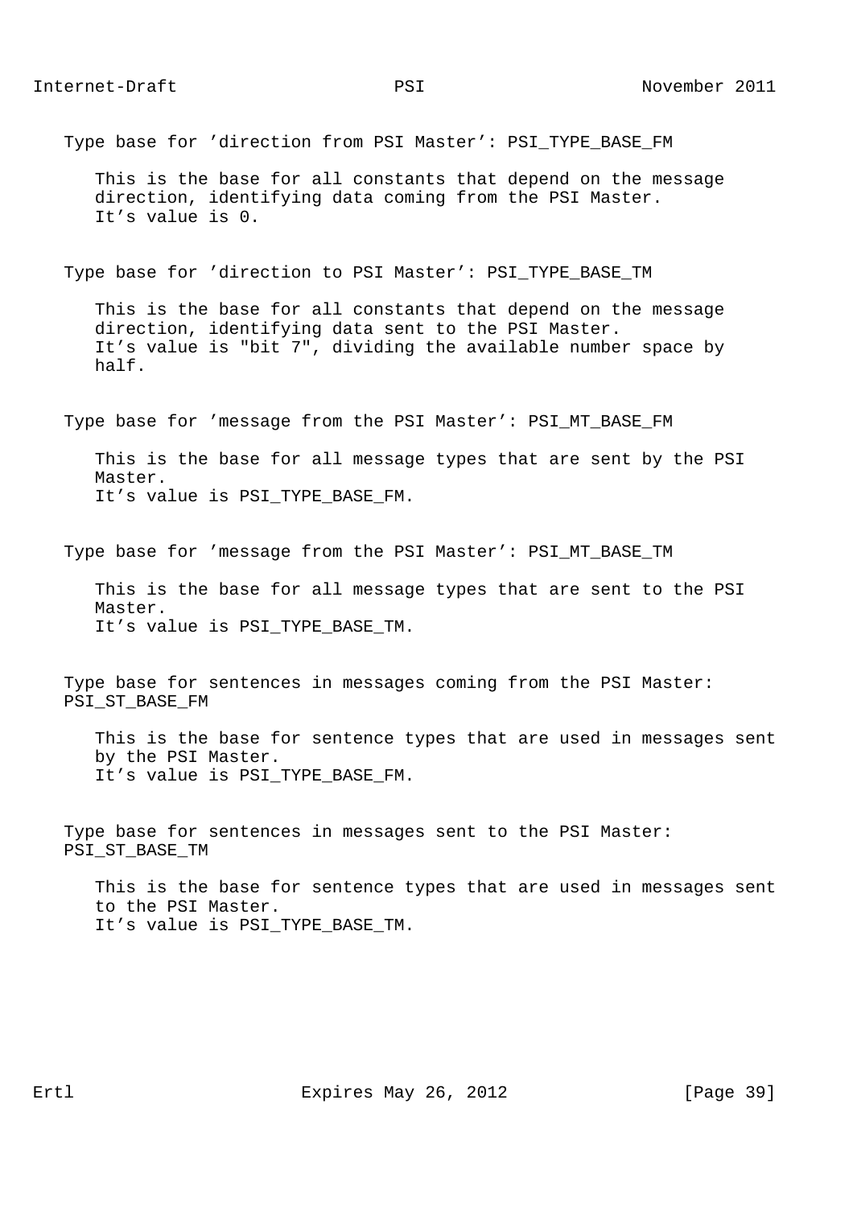Type base for 'direction from PSI Master': PSI_TYPE_BASE_FM

This is the base for all constants that depend on the message direction, identifying data coming from the PSI Master.
It's value is 0.

Type base for 'direction to PSI Master': PSI_TYPE_BASE_TM

This is the base for all constants that depend on the message direction, identifying data sent to the PSI Master.
It's value is "bit 7", dividing the available number space by half.

Type base for 'message from the PSI Master': PSI_MT_BASE_FM

This is the base for all message types that are sent by the PSI Master.
It's value is PSI_TYPE_BASE_FM.

Type base for 'message from the PSI Master': PSI_MT_BASE_TM

This is the base for all message types that are sent to the PSI Master.
It's value is PSI_TYPE_BASE_TM.

Type base for sentences in messages coming from the PSI Master: PSI_ST_BASE_FM

This is the base for sentence types that are used in messages sent by the PSI Master.
It's value is PSI_TYPE_BASE_FM.

Type base for sentences in messages sent to the PSI Master: PSI_ST_BASE_TM

This is the base for sentence types that are used in messages sent to the PSI Master.
It's value is PSI_TYPE_BASE_TM.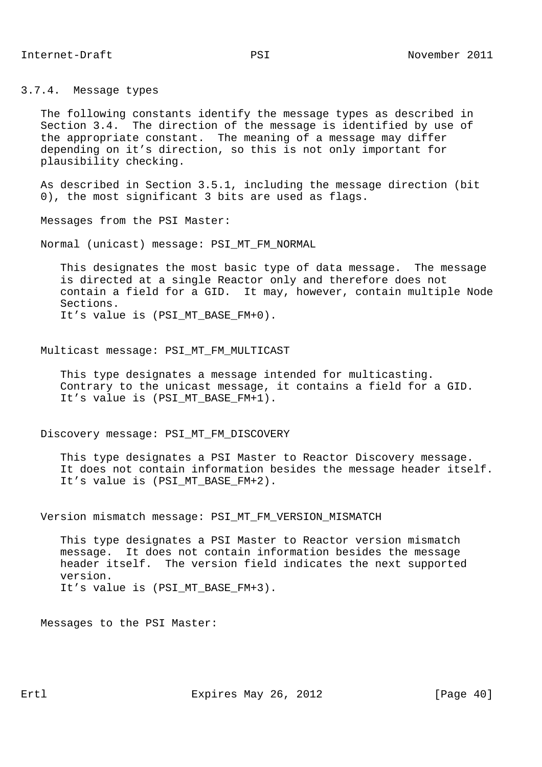### 3.7.4. Message types

The following constants identify the message types as described in Section 3.4. The direction of the message is identified by use of the appropriate constant. The meaning of a message may differ depending on it's direction, so this is not only important for plausibility checking.

As described in Section 3.5.1, including the message direction (bit 0), the most significant 3 bits are used as flags.

Messages from the PSI Master:

Normal (unicast) message: PSI_MT_FM_NORMAL

This designates the most basic type of data message. The message is directed at a single Reactor only and therefore does not contain a field for a GID. It may, however, contain multiple Node Sections.
It's value is (PSI_MT_BASE_FM+0).

Multicast message: PSI_MT_FM_MULTICAST

This type designates a message intended for multicasting. Contrary to the unicast message, it contains a field for a GID. It's value is (PSI_MT_BASE_FM+1).

Discovery message: PSI_MT_FM_DISCOVERY

This type designates a PSI Master to Reactor Discovery message. It does not contain information besides the message header itself. It's value is (PSI_MT_BASE_FM+2).

Version mismatch message: PSI_MT_FM_VERSION_MISMATCH

This type designates a PSI Master to Reactor version mismatch message. It does not contain information besides the message header itself. The version field indicates the next supported version.
It's value is (PSI_MT_BASE_FM+3).

Messages to the PSI Master: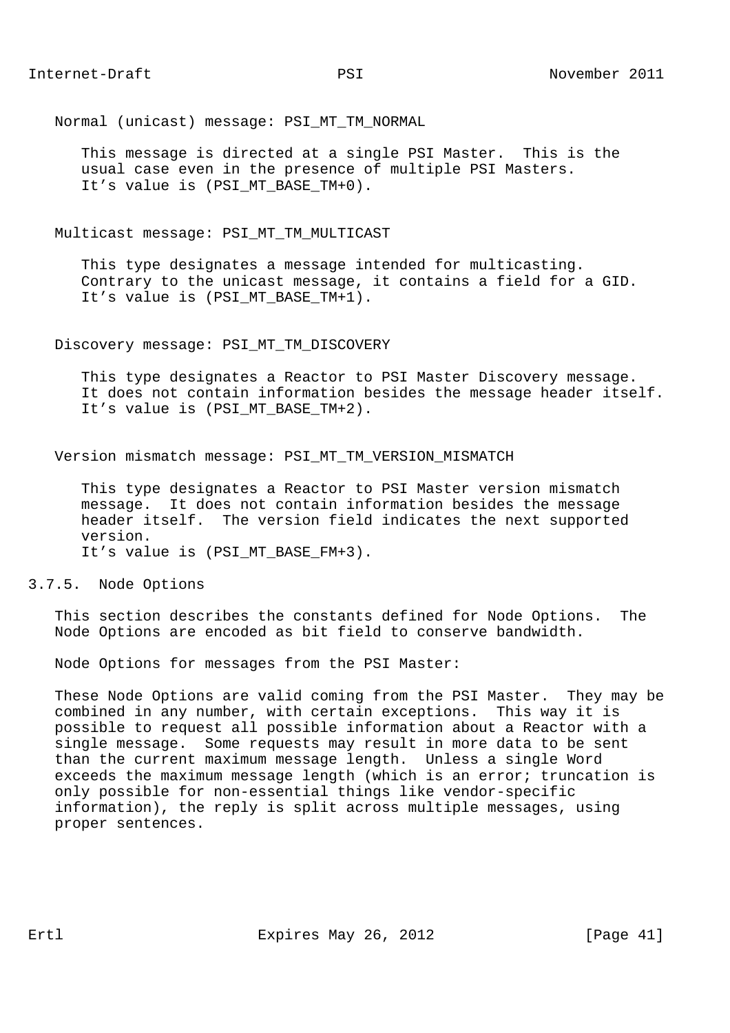Normal (unicast) message: PSI_MT_TM_NORMAL

This message is directed at a single PSI Master.  This is the usual case even in the presence of multiple PSI Masters.
It's value is (PSI_MT_BASE_TM+0).

Multicast message: PSI_MT_TM_MULTICAST

This type designates a message intended for multicasting.  Contrary to the unicast message, it contains a field for a GID.
It's value is (PSI_MT_BASE_TM+1).

Discovery message: PSI_MT_TM_DISCOVERY

This type designates a Reactor to PSI Master Discovery message.  It does not contain information besides the message header itself.
It's value is (PSI_MT_BASE_TM+2).

Version mismatch message: PSI_MT_TM_VERSION_MISMATCH

This type designates a Reactor to PSI Master version mismatch message.  It does not contain information besides the message header itself.  The version field indicates the next supported version.
It's value is (PSI_MT_BASE_FM+3).

### 3.7.5. Node Options

This section describes the constants defined for Node Options.  The Node Options are encoded as bit field to conserve bandwidth.

Node Options for messages from the PSI Master:

These Node Options are valid coming from the PSI Master.  They may be combined in any number, with certain exceptions.  This way it is possible to request all possible information about a Reactor with a single message.  Some requests may result in more data to be sent than the current maximum message length.  Unless a single Word exceeds the maximum message length (which is an error; truncation is only possible for non-essential things like vendor-specific information), the reply is split across multiple messages, using proper sentences.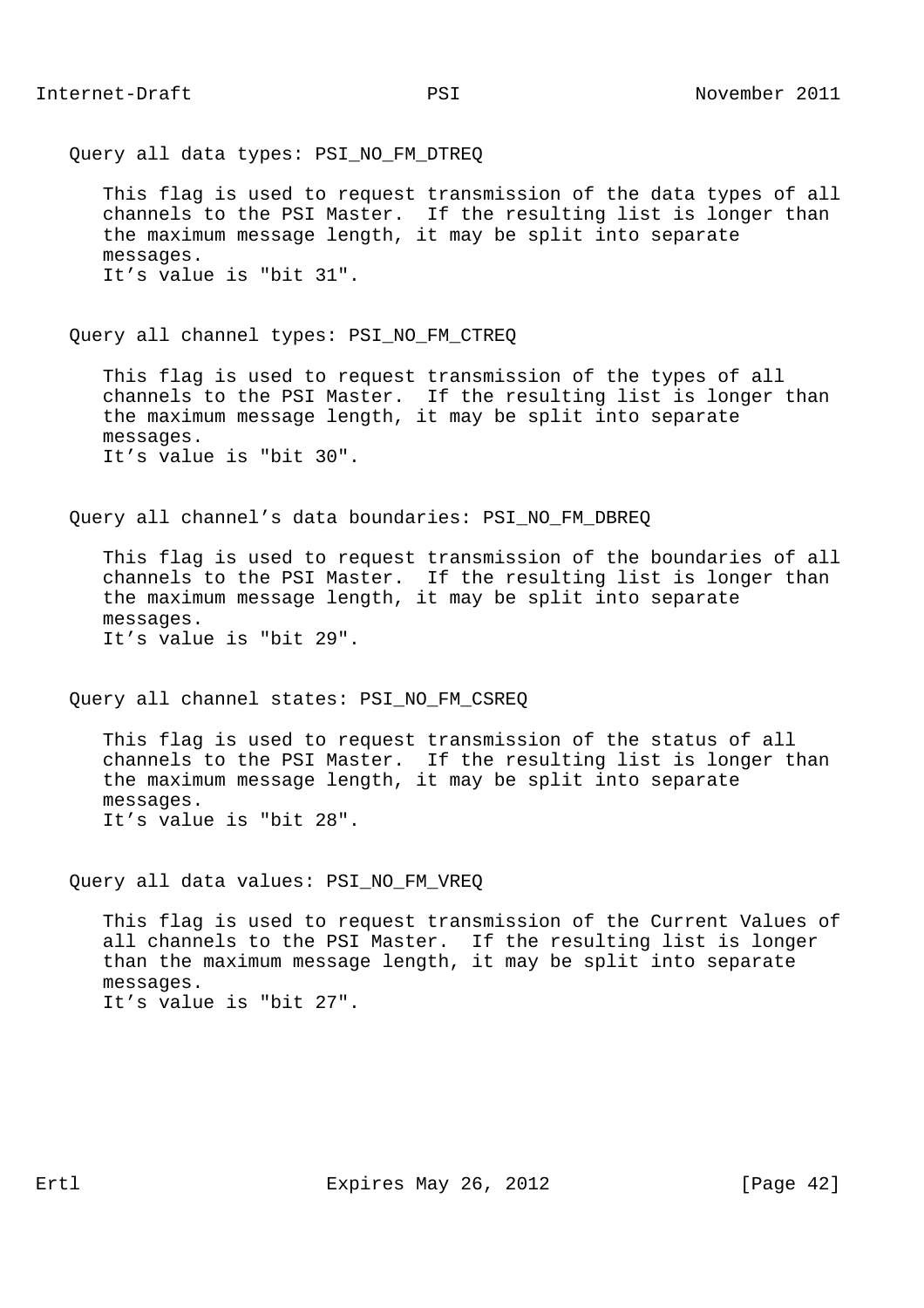Query all data types: PSI_NO_FM_DTREQ

This flag is used to request transmission of the data types of all channels to the PSI Master. If the resulting list is longer than the maximum message length, it may be split into separate messages.
It’s value is "bit 31".

Query all channel types: PSI_NO_FM_CTREQ

This flag is used to request transmission of the types of all channels to the PSI Master. If the resulting list is longer than the maximum message length, it may be split into separate messages.
It’s value is "bit 30".

Query all channel’s data boundaries: PSI_NO_FM_DBREQ

This flag is used to request transmission of the boundaries of all channels to the PSI Master. If the resulting list is longer than the maximum message length, it may be split into separate messages.
It’s value is "bit 29".

Query all channel states: PSI_NO_FM_CSREQ

This flag is used to request transmission of the status of all channels to the PSI Master. If the resulting list is longer than the maximum message length, it may be split into separate messages.
It’s value is "bit 28".

Query all data values: PSI_NO_FM_VREQ

This flag is used to request transmission of the Current Values of all channels to the PSI Master. If the resulting list is longer than the maximum message length, it may be split into separate messages.
It’s value is "bit 27".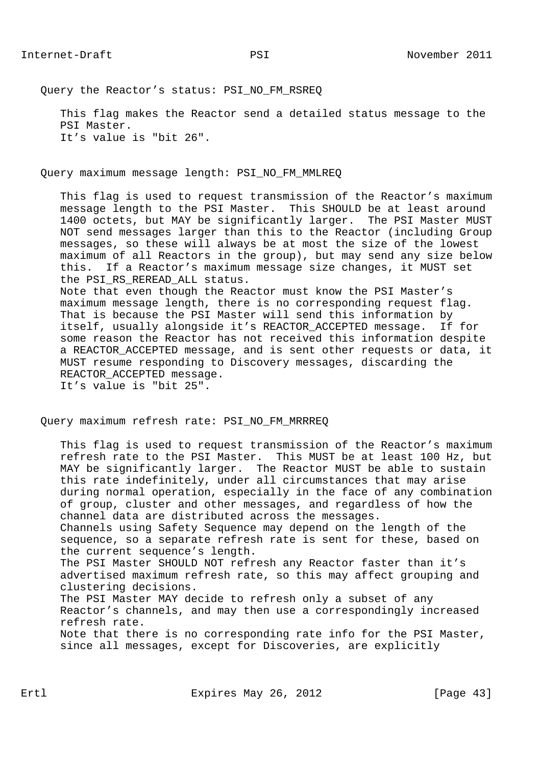Query the Reactor’s status: PSI_NO_FM_RSREQ

This flag makes the Reactor send a detailed status message to the PSI Master.
It’s value is "bit 26".

Query maximum message length: PSI_NO_FM_MMLREQ

This flag is used to request transmission of the Reactor’s maximum message length to the PSI Master. This SHOULD be at least around 1400 octets, but MAY be significantly larger. The PSI Master MUST NOT send messages larger than this to the Reactor (including Group messages, so these will always be at most the size of the lowest maximum of all Reactors in the group), but may send any size below this. If a Reactor’s maximum message size changes, it MUST set the PSI_RS_REREAD_ALL status.
Note that even though the Reactor must know the PSI Master’s maximum message length, there is no corresponding request flag. That is because the PSI Master will send this information by itself, usually alongside it’s REACTOR_ACCEPTED message. If for some reason the Reactor has not received this information despite a REACTOR_ACCEPTED message, and is sent other requests or data, it MUST resume responding to Discovery messages, discarding the REACTOR_ACCEPTED message.
It’s value is "bit 25".

Query maximum refresh rate: PSI_NO_FM_MRRREQ

This flag is used to request transmission of the Reactor’s maximum refresh rate to the PSI Master. This MUST be at least 100 Hz, but MAY be significantly larger. The Reactor MUST be able to sustain this rate indefinitely, under all circumstances that may arise during normal operation, especially in the face of any combination of group, cluster and other messages, and regardless of how the channel data are distributed across the messages.
Channels using Safety Sequence may depend on the length of the sequence, so a separate refresh rate is sent for these, based on the current sequence’s length.
The PSI Master SHOULD NOT refresh any Reactor faster than it’s advertised maximum refresh rate, so this may affect grouping and clustering decisions.
The PSI Master MAY decide to refresh only a subset of any Reactor’s channels, and may then use a correspondingly increased refresh rate.
Note that there is no corresponding rate info for the PSI Master, since all messages, except for Discoveries, are explicitly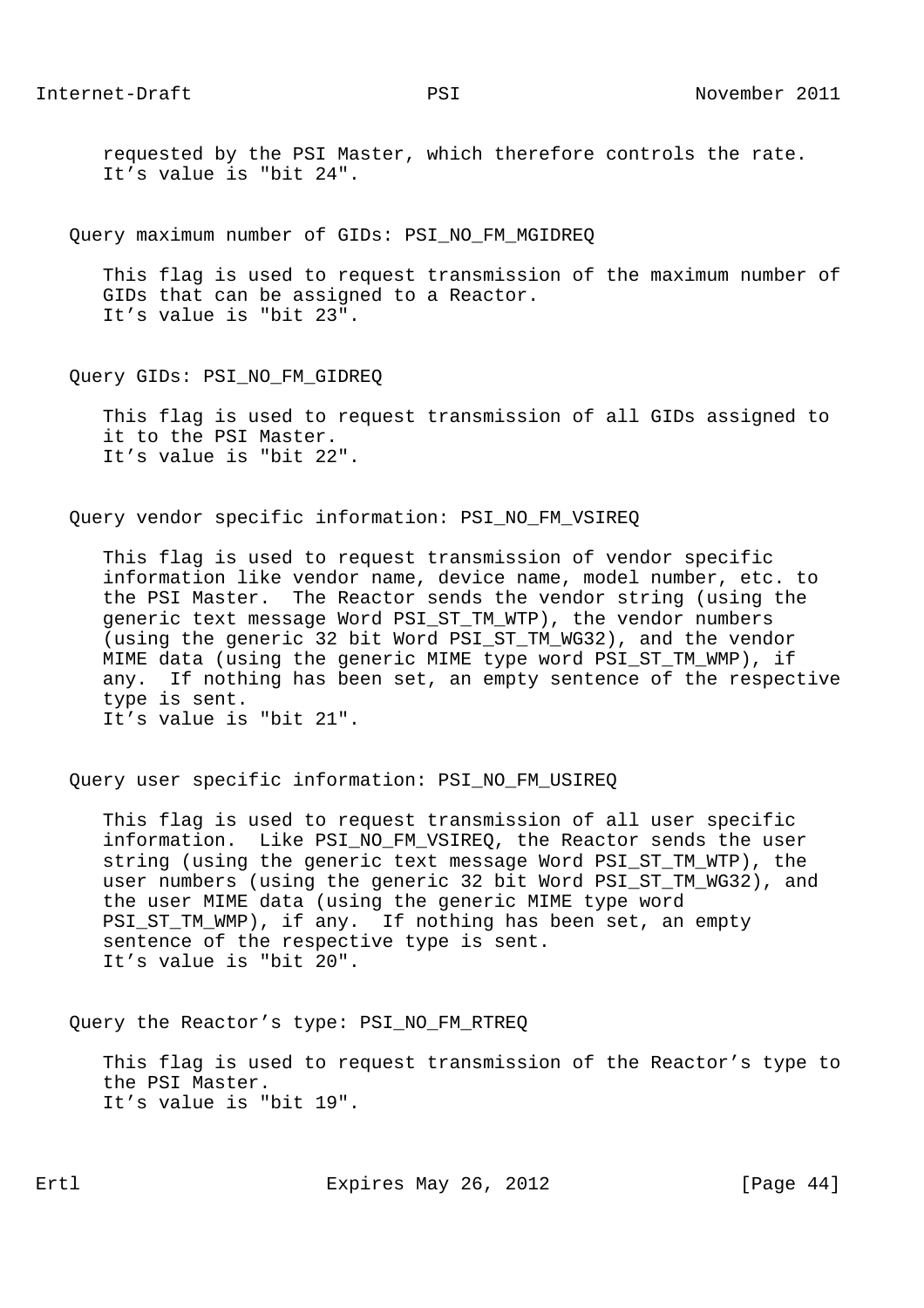requested by the PSI Master, which therefore controls the rate.
It’s value is "bit 24".

Query maximum number of GIDs: PSI_NO_FM_MGIDREQ

This flag is used to request transmission of the maximum number of GIDs that can be assigned to a Reactor.
It’s value is "bit 23".

Query GIDs: PSI_NO_FM_GIDREQ

This flag is used to request transmission of all GIDs assigned to it to the PSI Master.
It’s value is "bit 22".

Query vendor specific information: PSI_NO_FM_VSIREQ

This flag is used to request transmission of vendor specific information like vendor name, device name, model number, etc. to the PSI Master. The Reactor sends the vendor string (using the generic text message Word PSI_ST_TM_WTP), the vendor numbers (using the generic 32 bit Word PSI_ST_TM_WG32), and the vendor MIME data (using the generic MIME type word PSI_ST_TM_WMP), if any. If nothing has been set, an empty sentence of the respective type is sent.
It’s value is "bit 21".

Query user specific information: PSI_NO_FM_USIREQ

This flag is used to request transmission of all user specific information. Like PSI_NO_FM_VSIREQ, the Reactor sends the user string (using the generic text message Word PSI_ST_TM_WTP), the user numbers (using the generic 32 bit Word PSI_ST_TM_WG32), and the user MIME data (using the generic MIME type word PSI_ST_TM_WMP), if any. If nothing has been set, an empty sentence of the respective type is sent.
It’s value is "bit 20".

Query the Reactor’s type: PSI_NO_FM_RTREQ

This flag is used to request transmission of the Reactor’s type to the PSI Master.
It’s value is "bit 19".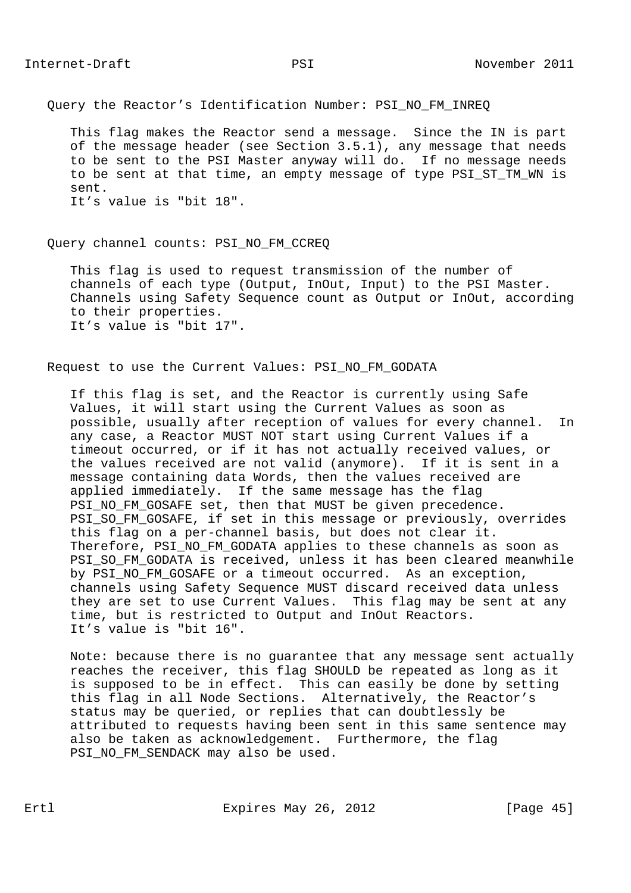Query the Reactor’s Identification Number: PSI_NO_FM_INREQ

This flag makes the Reactor send a message. Since the IN is part of the message header (see Section 3.5.1), any message that needs to be sent to the PSI Master anyway will do. If no message needs to be sent at that time, an empty message of type PSI_ST_TM_WN is sent.
It’s value is "bit 18".

Query channel counts: PSI_NO_FM_CCREQ

This flag is used to request transmission of the number of channels of each type (Output, InOut, Input) to the PSI Master. Channels using Safety Sequence count as Output or InOut, according to their properties.
It’s value is "bit 17".

Request to use the Current Values: PSI_NO_FM_GODATA

If this flag is set, and the Reactor is currently using Safe Values, it will start using the Current Values as soon as possible, usually after reception of values for every channel. In any case, a Reactor MUST NOT start using Current Values if a timeout occurred, or if it has not actually received values, or the values received are not valid (anymore). If it is sent in a message containing data Words, then the values received are applied immediately. If the same message has the flag PSI_NO_FM_GOSAFE set, then that MUST be given precedence. PSI_SO_FM_GOSAFE, if set in this message or previously, overrides this flag on a per-channel basis, but does not clear it. Therefore, PSI_NO_FM_GODATA applies to these channels as soon as PSI_SO_FM_GODATA is received, unless it has been cleared meanwhile by PSI_NO_FM_GOSAFE or a timeout occurred. As an exception, channels using Safety Sequence MUST discard received data unless they are set to use Current Values. This flag may be sent at any time, but is restricted to Output and InOut Reactors.
It’s value is "bit 16".

Note: because there is no guarantee that any message sent actually reaches the receiver, this flag SHOULD be repeated as long as it is supposed to be in effect. This can easily be done by setting this flag in all Node Sections. Alternatively, the Reactor’s status may be queried, or replies that can doubtlessly be attributed to requests having been sent in this same sentence may also be taken as acknowledgement. Furthermore, the flag PSI_NO_FM_SENDACK may also be used.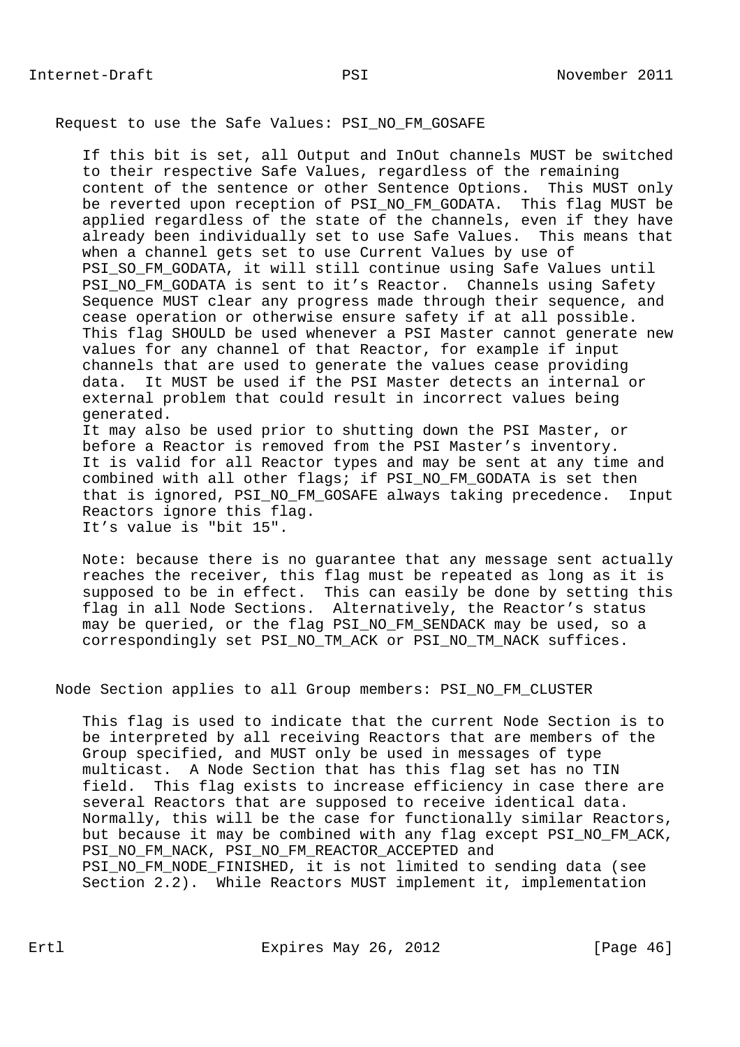Request to use the Safe Values: PSI_NO_FM_GOSAFE

If this bit is set, all Output and InOut channels MUST be switched to their respective Safe Values, regardless of the remaining content of the sentence or other Sentence Options. This MUST only be reverted upon reception of PSI_NO_FM_GODATA. This flag MUST be applied regardless of the state of the channels, even if they have already been individually set to use Safe Values. This means that when a channel gets set to use Current Values by use of PSI_SO_FM_GODATA, it will still continue using Safe Values until PSI_NO_FM_GODATA is sent to it's Reactor. Channels using Safety Sequence MUST clear any progress made through their sequence, and cease operation or otherwise ensure safety if at all possible. This flag SHOULD be used whenever a PSI Master cannot generate new values for any channel of that Reactor, for example if input channels that are used to generate the values cease providing data. It MUST be used if the PSI Master detects an internal or external problem that could result in incorrect values being generated.
It may also be used prior to shutting down the PSI Master, or before a Reactor is removed from the PSI Master's inventory.
It is valid for all Reactor types and may be sent at any time and combined with all other flags; if PSI_NO_FM_GODATA is set then that is ignored, PSI_NO_FM_GOSAFE always taking precedence. Input Reactors ignore this flag.
It's value is "bit 15".

Note: because there is no guarantee that any message sent actually reaches the receiver, this flag must be repeated as long as it is supposed to be in effect. This can easily be done by setting this flag in all Node Sections. Alternatively, the Reactor's status may be queried, or the flag PSI_NO_FM_SENDACK may be used, so a correspondingly set PSI_NO_TM_ACK or PSI_NO_TM_NACK suffices.

Node Section applies to all Group members: PSI_NO_FM_CLUSTER

This flag is used to indicate that the current Node Section is to be interpreted by all receiving Reactors that are members of the Group specified, and MUST only be used in messages of type multicast. A Node Section that has this flag set has no TIN field. This flag exists to increase efficiency in case there are several Reactors that are supposed to receive identical data. Normally, this will be the case for functionally similar Reactors, but because it may be combined with any flag except PSI_NO_FM_ACK, PSI_NO_FM_NACK, PSI_NO_FM_REACTOR_ACCEPTED and PSI_NO_FM_NODE_FINISHED, it is not limited to sending data (see Section 2.2). While Reactors MUST implement it, implementation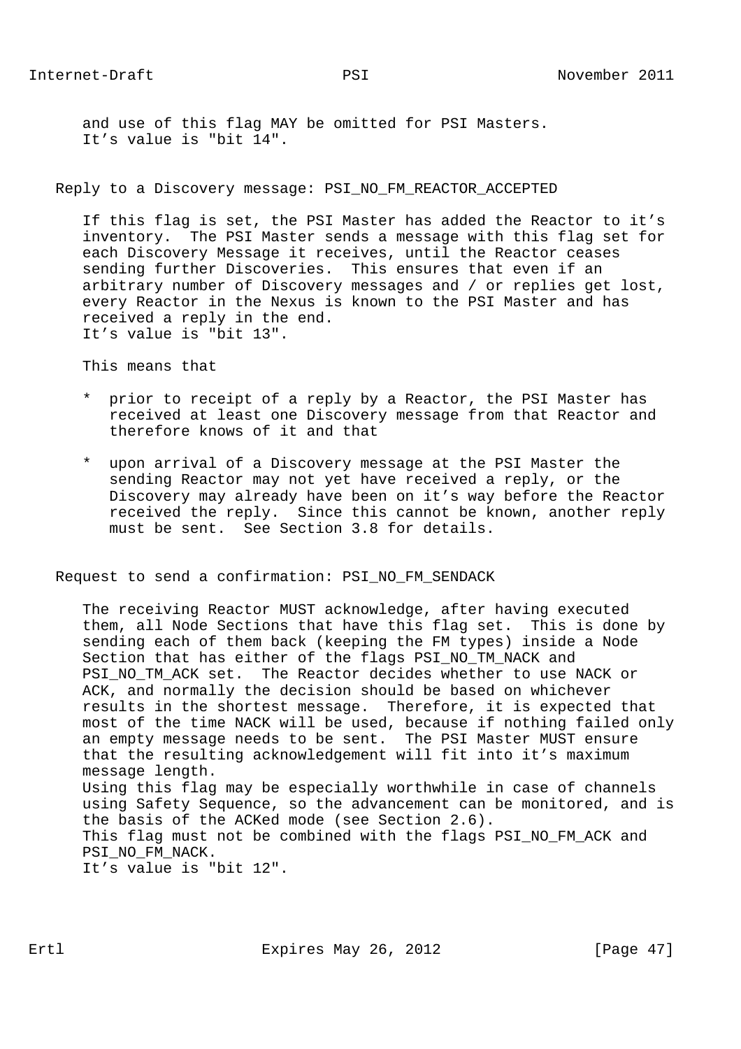and use of this flag MAY be omitted for PSI Masters.
It’s value is "bit 14".

Reply to a Discovery message: PSI_NO_FM_REACTOR_ACCEPTED

If this flag is set, the PSI Master has added the Reactor to it’s inventory. The PSI Master sends a message with this flag set for each Discovery Message it receives, until the Reactor ceases sending further Discoveries. This ensures that even if an arbitrary number of Discovery messages and / or replies get lost, every Reactor in the Nexus is known to the PSI Master and has received a reply in the end.
It’s value is "bit 13".

This means that

* prior to receipt of a reply by a Reactor, the PSI Master has received at least one Discovery message from that Reactor and therefore knows of it and that

* upon arrival of a Discovery message at the PSI Master the sending Reactor may not yet have received a reply, or the Discovery may already have been on it’s way before the Reactor received the reply. Since this cannot be known, another reply must be sent. See Section 3.8 for details.

Request to send a confirmation: PSI_NO_FM_SENDACK

The receiving Reactor MUST acknowledge, after having executed them, all Node Sections that have this flag set. This is done by sending each of them back (keeping the FM types) inside a Node Section that has either of the flags PSI_NO_TM_NACK and PSI_NO_TM_ACK set. The Reactor decides whether to use NACK or ACK, and normally the decision should be based on whichever results in the shortest message. Therefore, it is expected that most of the time NACK will be used, because if nothing failed only an empty message needs to be sent. The PSI Master MUST ensure that the resulting acknowledgement will fit into it’s maximum message length.
Using this flag may be especially worthwhile in case of channels using Safety Sequence, so the advancement can be monitored, and is the basis of the ACKed mode (see Section 2.6).
This flag must not be combined with the flags PSI_NO_FM_ACK and PSI_NO_FM_NACK.
It’s value is "bit 12".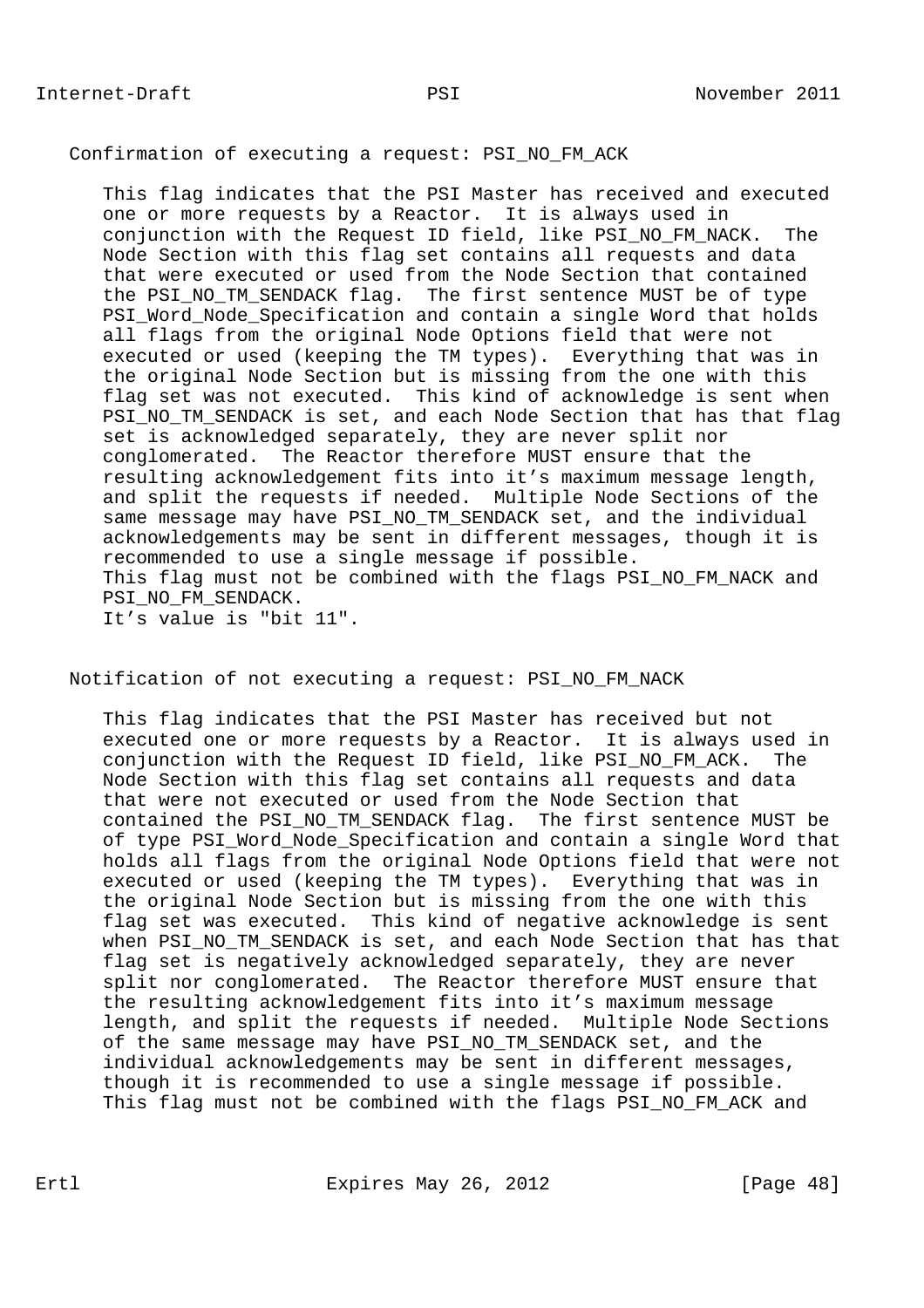Confirmation of executing a request: PSI_NO_FM_ACK

This flag indicates that the PSI Master has received and executed one or more requests by a Reactor. It is always used in conjunction with the Request ID field, like PSI_NO_FM_NACK. The Node Section with this flag set contains all requests and data that were executed or used from the Node Section that contained the PSI_NO_TM_SENDACK flag. The first sentence MUST be of type PSI_Word_Node_Specification and contain a single Word that holds all flags from the original Node Options field that were not executed or used (keeping the TM types). Everything that was in the original Node Section but is missing from the one with this flag set was not executed. This kind of acknowledge is sent when PSI_NO_TM_SENDACK is set, and each Node Section that has that flag set is acknowledged separately, they are never split nor conglomerated. The Reactor therefore MUST ensure that the resulting acknowledgement fits into it’s maximum message length, and split the requests if needed. Multiple Node Sections of the same message may have PSI_NO_TM_SENDACK set, and the individual acknowledgements may be sent in different messages, though it is recommended to use a single message if possible.
This flag must not be combined with the flags PSI_NO_FM_NACK and PSI_NO_FM_SENDACK.
It’s value is "bit 11".

Notification of not executing a request: PSI_NO_FM_NACK

This flag indicates that the PSI Master has received but not executed one or more requests by a Reactor. It is always used in conjunction with the Request ID field, like PSI_NO_FM_ACK. The Node Section with this flag set contains all requests and data that were not executed or used from the Node Section that contained the PSI_NO_TM_SENDACK flag. The first sentence MUST be of type PSI_Word_Node_Specification and contain a single Word that holds all flags from the original Node Options field that were not executed or used (keeping the TM types). Everything that was in the original Node Section but is missing from the one with this flag set was executed. This kind of negative acknowledge is sent when PSI_NO_TM_SENDACK is set, and each Node Section that has that flag set is negatively acknowledged separately, they are never split nor conglomerated. The Reactor therefore MUST ensure that the resulting acknowledgement fits into it’s maximum message length, and split the requests if needed. Multiple Node Sections of the same message may have PSI_NO_TM_SENDACK set, and the individual acknowledgements may be sent in different messages, though it is recommended to use a single message if possible.
This flag must not be combined with the flags PSI_NO_FM_ACK and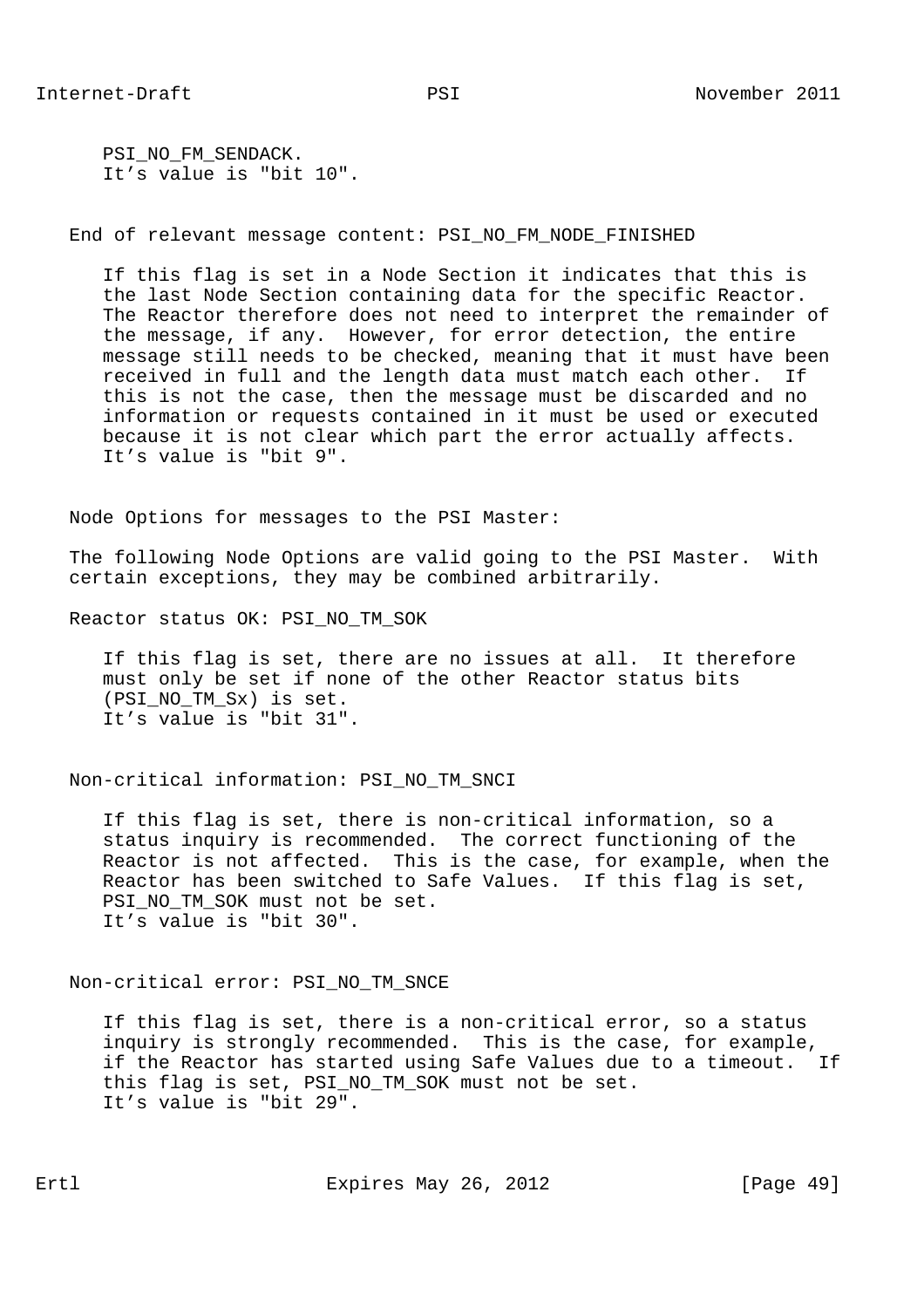PSI_NO_FM_SENDACK.
It’s value is "bit 10".

End of relevant message content: PSI_NO_FM_NODE_FINISHED

If this flag is set in a Node Section it indicates that this is the last Node Section containing data for the specific Reactor. The Reactor therefore does not need to interpret the remainder of the message, if any. However, for error detection, the entire message still needs to be checked, meaning that it must have been received in full and the length data must match each other. If this is not the case, then the message must be discarded and no information or requests contained in it must be used or executed because it is not clear which part the error actually affects.
It’s value is "bit 9".

Node Options for messages to the PSI Master:

The following Node Options are valid going to the PSI Master. With certain exceptions, they may be combined arbitrarily.

Reactor status OK: PSI_NO_TM_SOK

If this flag is set, there are no issues at all. It therefore must only be set if none of the other Reactor status bits (PSI_NO_TM_Sx) is set.
It’s value is "bit 31".

Non-critical information: PSI_NO_TM_SNCI

If this flag is set, there is non-critical information, so a status inquiry is recommended. The correct functioning of the Reactor is not affected. This is the case, for example, when the Reactor has been switched to Safe Values. If this flag is set, PSI_NO_TM_SOK must not be set.
It’s value is "bit 30".

Non-critical error: PSI_NO_TM_SNCE

If this flag is set, there is a non-critical error, so a status inquiry is strongly recommended. This is the case, for example, if the Reactor has started using Safe Values due to a timeout. If this flag is set, PSI_NO_TM_SOK must not be set.
It’s value is "bit 29".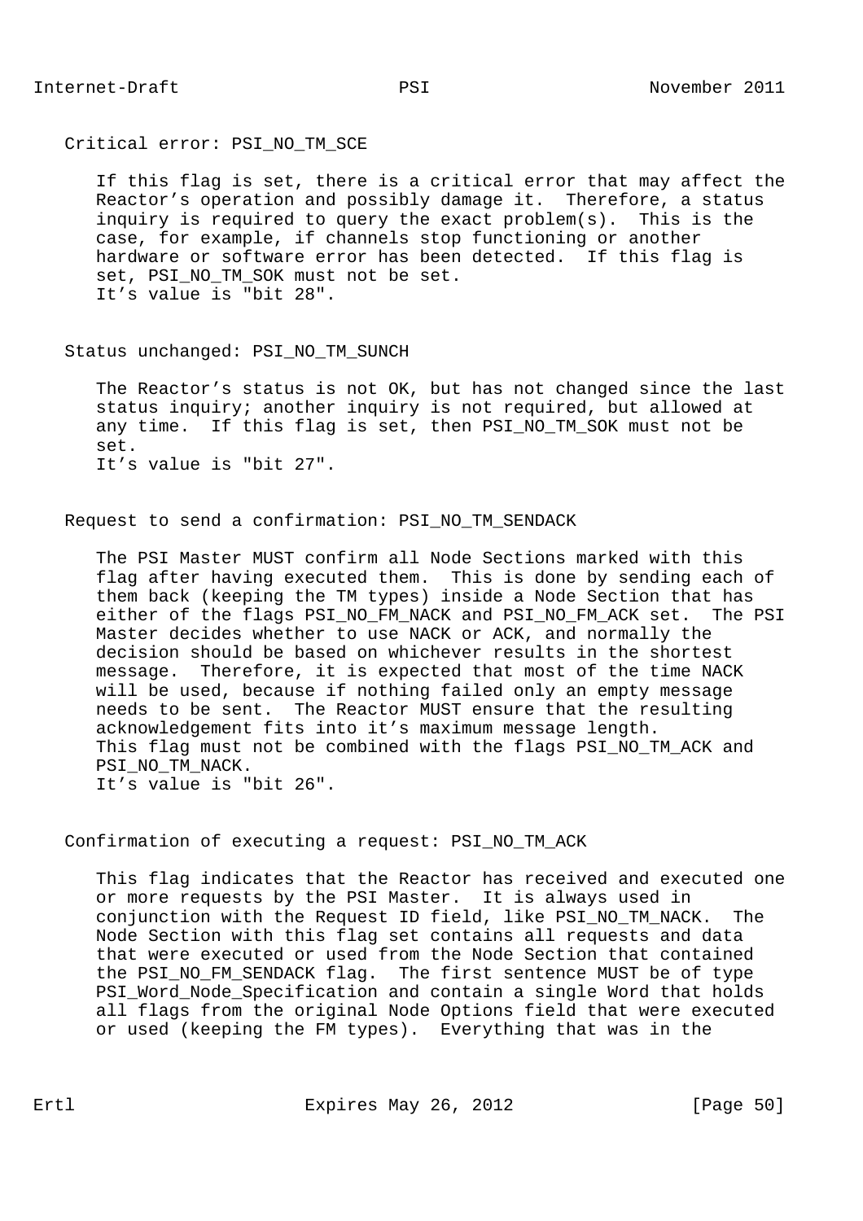Critical error: PSI_NO_TM_SCE

If this flag is set, there is a critical error that may affect the Reactor’s operation and possibly damage it. Therefore, a status inquiry is required to query the exact problem(s). This is the case, for example, if channels stop functioning or another hardware or software error has been detected. If this flag is set, PSI_NO_TM_SOK must not be set.
It’s value is "bit 28".

Status unchanged: PSI_NO_TM_SUNCH

The Reactor’s status is not OK, but has not changed since the last status inquiry; another inquiry is not required, but allowed at any time. If this flag is set, then PSI_NO_TM_SOK must not be set.
It’s value is "bit 27".

Request to send a confirmation: PSI_NO_TM_SENDACK

The PSI Master MUST confirm all Node Sections marked with this flag after having executed them. This is done by sending each of them back (keeping the TM types) inside a Node Section that has either of the flags PSI_NO_FM_NACK and PSI_NO_FM_ACK set. The PSI Master decides whether to use NACK or ACK, and normally the decision should be based on whichever results in the shortest message. Therefore, it is expected that most of the time NACK will be used, because if nothing failed only an empty message needs to be sent. The Reactor MUST ensure that the resulting acknowledgement fits into it’s maximum message length.
This flag must not be combined with the flags PSI_NO_TM_ACK and PSI_NO_TM_NACK.
It’s value is "bit 26".

Confirmation of executing a request: PSI_NO_TM_ACK

This flag indicates that the Reactor has received and executed one or more requests by the PSI Master. It is always used in conjunction with the Request ID field, like PSI_NO_TM_NACK. The Node Section with this flag set contains all requests and data that were executed or used from the Node Section that contained the PSI_NO_FM_SENDACK flag. The first sentence MUST be of type PSI_Word_Node_Specification and contain a single Word that holds all flags from the original Node Options field that were executed or used (keeping the FM types). Everything that was in the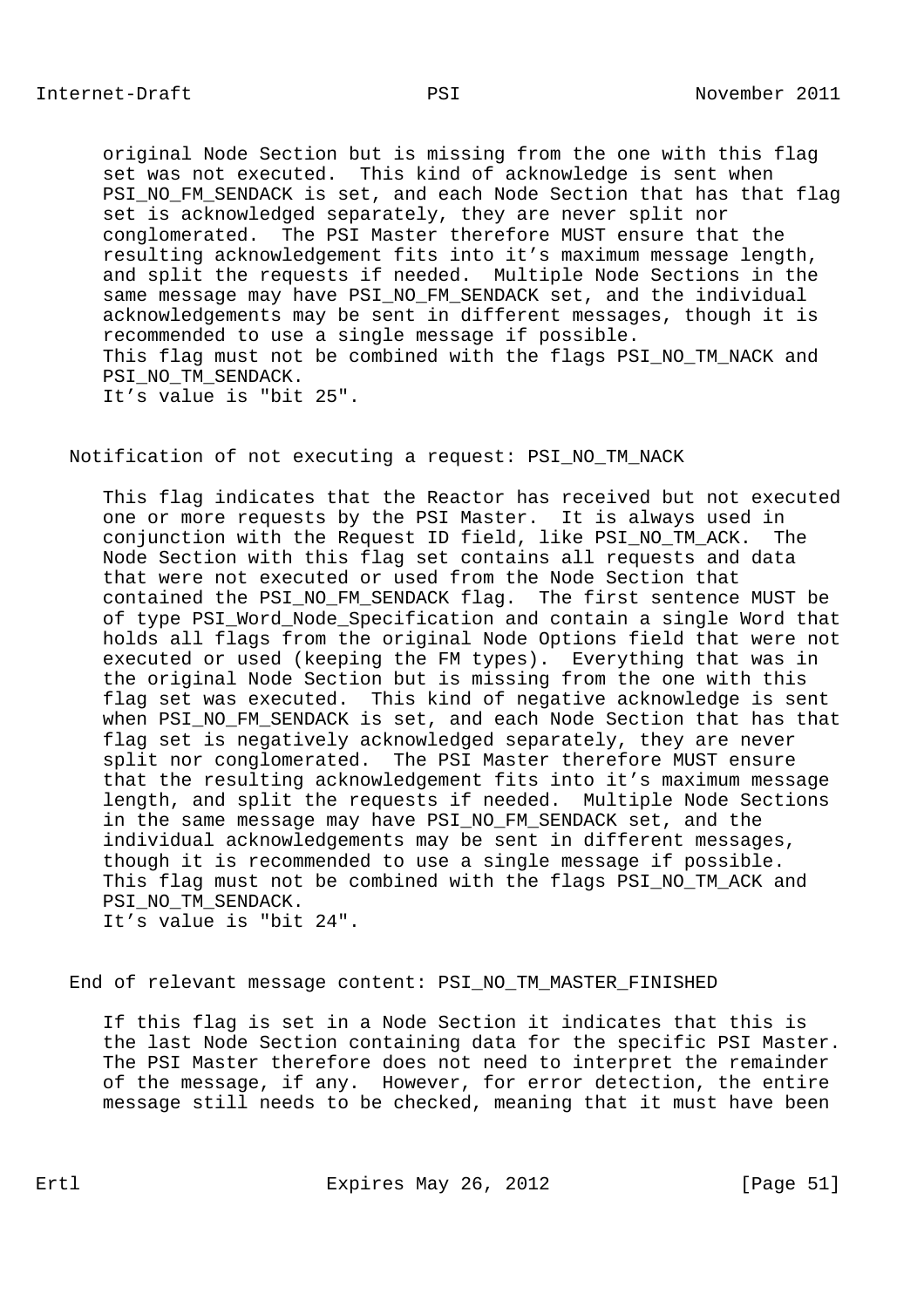original Node Section but is missing from the one with this flag set was not executed. This kind of acknowledge is sent when PSI_NO_FM_SENDACK is set, and each Node Section that has that flag set is acknowledged separately, they are never split nor conglomerated. The PSI Master therefore MUST ensure that the resulting acknowledgement fits into it's maximum message length, and split the requests if needed. Multiple Node Sections in the same message may have PSI_NO_FM_SENDACK set, and the individual acknowledgements may be sent in different messages, though it is recommended to use a single message if possible.
This flag must not be combined with the flags PSI_NO_TM_NACK and PSI_NO_TM_SENDACK.
It's value is "bit 25".

Notification of not executing a request: PSI_NO_TM_NACK

This flag indicates that the Reactor has received but not executed one or more requests by the PSI Master. It is always used in conjunction with the Request ID field, like PSI_NO_TM_ACK. The Node Section with this flag set contains all requests and data that were not executed or used from the Node Section that contained the PSI_NO_FM_SENDACK flag. The first sentence MUST be of type PSI_Word_Node_Specification and contain a single Word that holds all flags from the original Node Options field that were not executed or used (keeping the FM types). Everything that was in the original Node Section but is missing from the one with this flag set was executed. This kind of negative acknowledge is sent when PSI_NO_FM_SENDACK is set, and each Node Section that has that flag set is negatively acknowledged separately, they are never split nor conglomerated. The PSI Master therefore MUST ensure that the resulting acknowledgement fits into it's maximum message length, and split the requests if needed. Multiple Node Sections in the same message may have PSI_NO_FM_SENDACK set, and the individual acknowledgements may be sent in different messages, though it is recommended to use a single message if possible.
This flag must not be combined with the flags PSI_NO_TM_ACK and PSI_NO_TM_SENDACK.
It's value is "bit 24".

End of relevant message content: PSI_NO_TM_MASTER_FINISHED

If this flag is set in a Node Section it indicates that this is the last Node Section containing data for the specific PSI Master. The PSI Master therefore does not need to interpret the remainder of the message, if any. However, for error detection, the entire message still needs to be checked, meaning that it must have been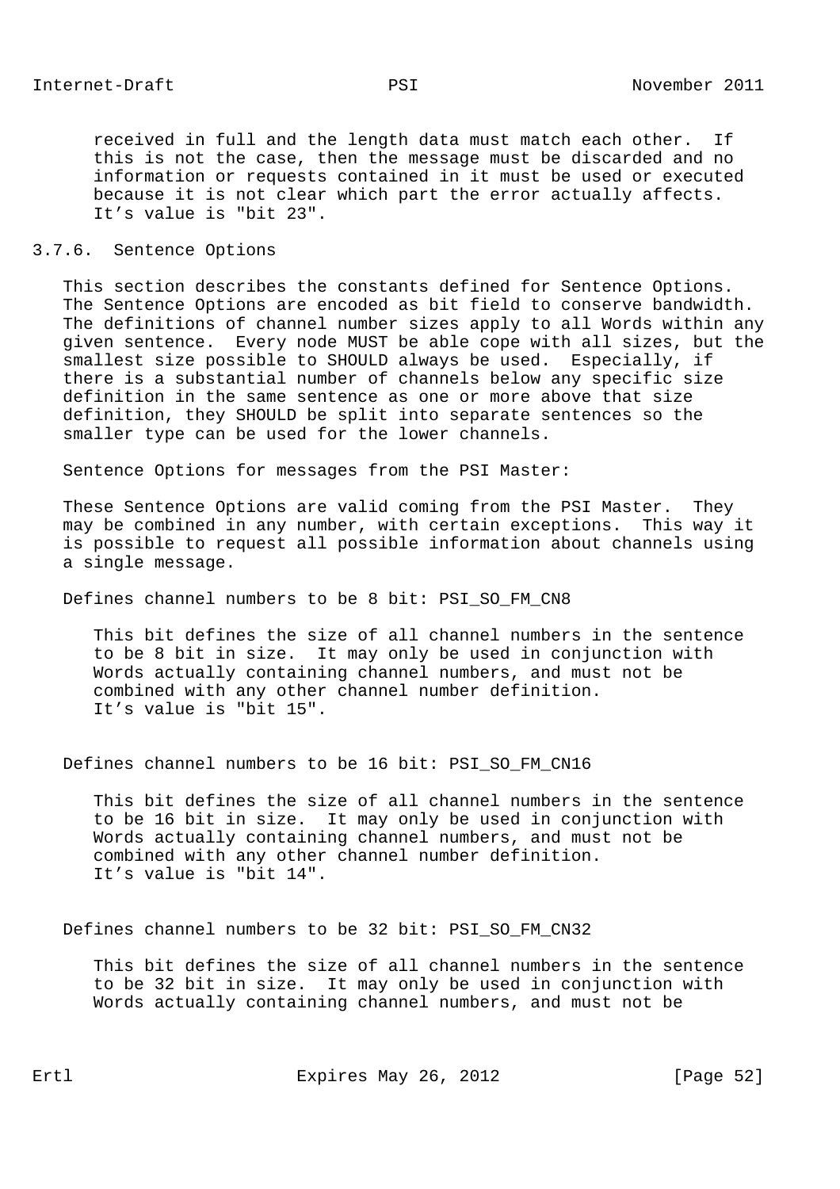received in full and the length data must match each other. If this is not the case, then the message must be discarded and no information or requests contained in it must be used or executed because it is not clear which part the error actually affects. It’s value is "bit 23".

### 3.7.6. Sentence Options

This section describes the constants defined for Sentence Options. The Sentence Options are encoded as bit field to conserve bandwidth. The definitions of channel number sizes apply to all Words within any given sentence. Every node MUST be able cope with all sizes, but the smallest size possible to SHOULD always be used. Especially, if there is a substantial number of channels below any specific size definition in the same sentence as one or more above that size definition, they SHOULD be split into separate sentences so the smaller type can be used for the lower channels.

Sentence Options for messages from the PSI Master:

These Sentence Options are valid coming from the PSI Master. They may be combined in any number, with certain exceptions. This way it is possible to request all possible information about channels using a single message.

Defines channel numbers to be 8 bit: PSI_SO_FM_CN8

This bit defines the size of all channel numbers in the sentence to be 8 bit in size. It may only be used in conjunction with Words actually containing channel numbers, and must not be combined with any other channel number definition. It’s value is "bit 15".

Defines channel numbers to be 16 bit: PSI_SO_FM_CN16

This bit defines the size of all channel numbers in the sentence to be 16 bit in size. It may only be used in conjunction with Words actually containing channel numbers, and must not be combined with any other channel number definition. It’s value is "bit 14".

Defines channel numbers to be 32 bit: PSI_SO_FM_CN32

This bit defines the size of all channel numbers in the sentence to be 32 bit in size. It may only be used in conjunction with Words actually containing channel numbers, and must not be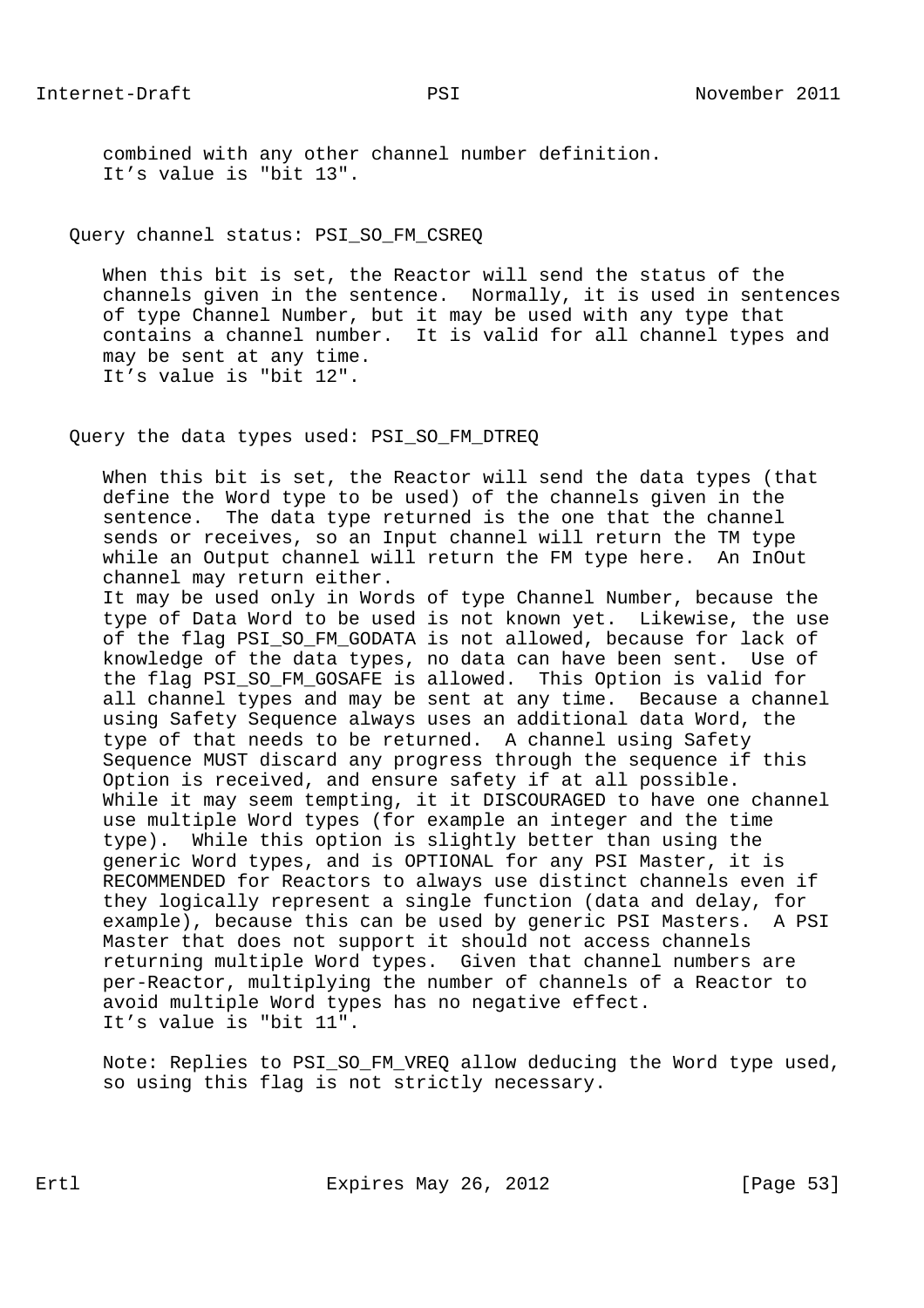combined with any other channel number definition.
It’s value is "bit 13".

Query channel status: PSI_SO_FM_CSREQ

When this bit is set, the Reactor will send the status of the channels given in the sentence. Normally, it is used in sentences of type Channel Number, but it may be used with any type that contains a channel number. It is valid for all channel types and may be sent at any time.
It’s value is "bit 12".

Query the data types used: PSI_SO_FM_DTREQ

When this bit is set, the Reactor will send the data types (that define the Word type to be used) of the channels given in the sentence. The data type returned is the one that the channel sends or receives, so an Input channel will return the TM type while an Output channel will return the FM type here. An InOut channel may return either.
It may be used only in Words of type Channel Number, because the type of Data Word to be used is not known yet. Likewise, the use of the flag PSI_SO_FM_GODATA is not allowed, because for lack of knowledge of the data types, no data can have been sent. Use of the flag PSI_SO_FM_GOSAFE is allowed. This Option is valid for all channel types and may be sent at any time. Because a channel using Safety Sequence always uses an additional data Word, the type of that needs to be returned. A channel using Safety Sequence MUST discard any progress through the sequence if this Option is received, and ensure safety if at all possible.
While it may seem tempting, it it DISCOURAGED to have one channel use multiple Word types (for example an integer and the time type). While this option is slightly better than using the generic Word types, and is OPTIONAL for any PSI Master, it is RECOMMENDED for Reactors to always use distinct channels even if they logically represent a single function (data and delay, for example), because this can be used by generic PSI Masters. A PSI Master that does not support it should not access channels returning multiple Word types. Given that channel numbers are per-Reactor, multiplying the number of channels of a Reactor to avoid multiple Word types has no negative effect.
It’s value is "bit 11".

Note: Replies to PSI_SO_FM_VREQ allow deducing the Word type used, so using this flag is not strictly necessary.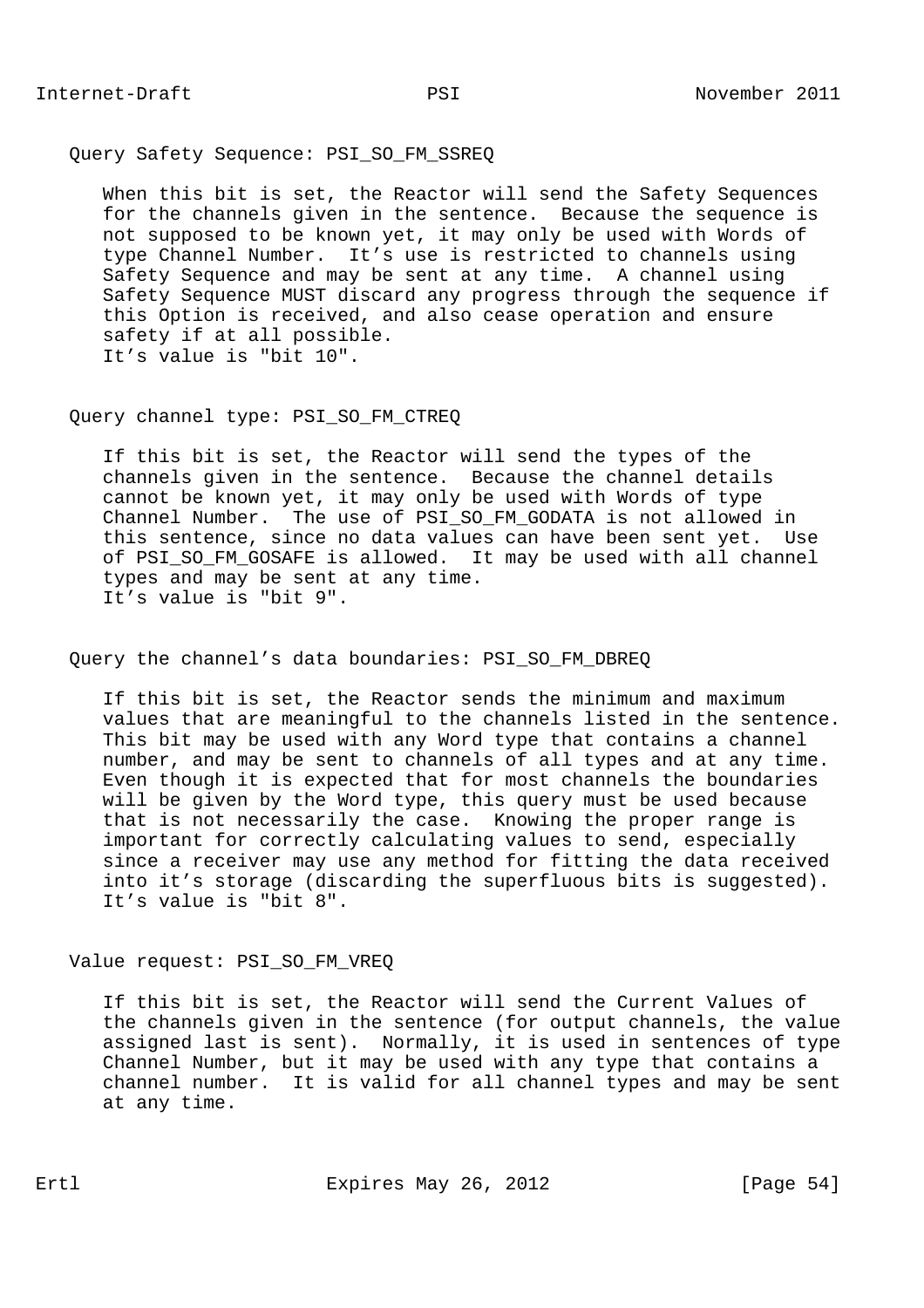Query Safety Sequence: PSI_SO_FM_SSREQ

When this bit is set, the Reactor will send the Safety Sequences for the channels given in the sentence. Because the sequence is not supposed to be known yet, it may only be used with Words of type Channel Number. It's use is restricted to channels using Safety Sequence and may be sent at any time. A channel using Safety Sequence MUST discard any progress through the sequence if this Option is received, and also cease operation and ensure safety if at all possible.
It's value is "bit 10".

Query channel type: PSI_SO_FM_CTREQ

If this bit is set, the Reactor will send the types of the channels given in the sentence. Because the channel details cannot be known yet, it may only be used with Words of type Channel Number. The use of PSI_SO_FM_GODATA is not allowed in this sentence, since no data values can have been sent yet. Use of PSI_SO_FM_GOSAFE is allowed. It may be used with all channel types and may be sent at any time.
It's value is "bit 9".

Query the channel's data boundaries: PSI_SO_FM_DBREQ

If this bit is set, the Reactor sends the minimum and maximum values that are meaningful to the channels listed in the sentence. This bit may be used with any Word type that contains a channel number, and may be sent to channels of all types and at any time. Even though it is expected that for most channels the boundaries will be given by the Word type, this query must be used because that is not necessarily the case. Knowing the proper range is important for correctly calculating values to send, especially since a receiver may use any method for fitting the data received into it's storage (discarding the superfluous bits is suggested).
It's value is "bit 8".

Value request: PSI_SO_FM_VREQ

If this bit is set, the Reactor will send the Current Values of the channels given in the sentence (for output channels, the value assigned last is sent). Normally, it is used in sentences of type Channel Number, but it may be used with any type that contains a channel number. It is valid for all channel types and may be sent at any time.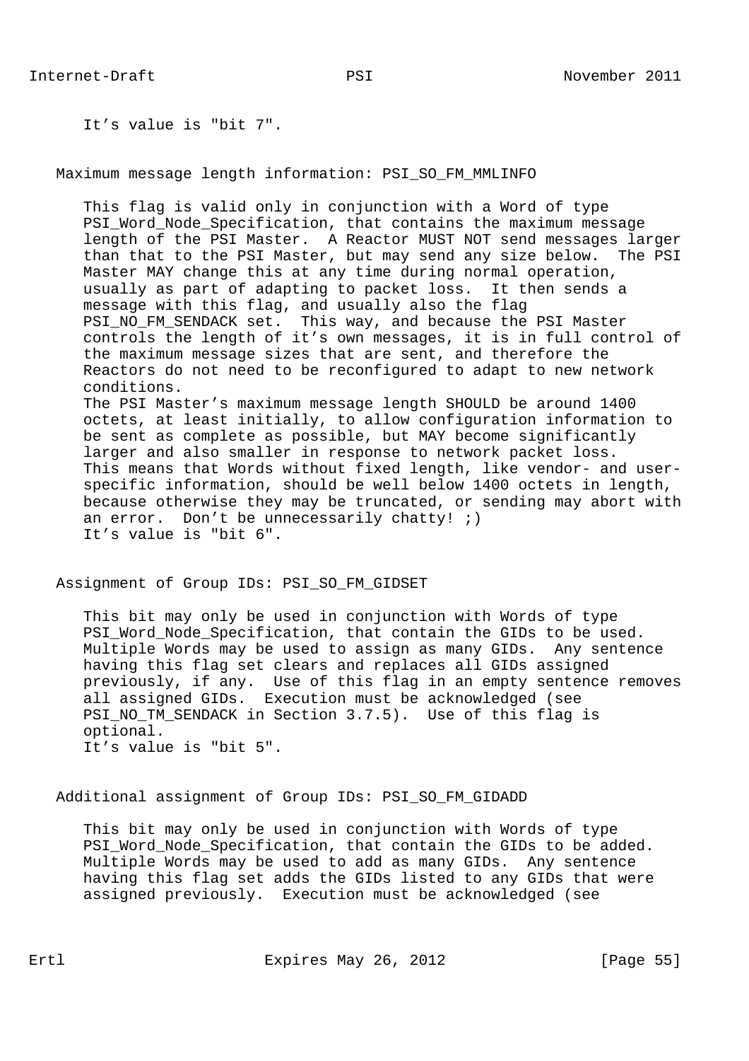It’s value is "bit 7".

Maximum message length information: PSI_SO_FM_MMLINFO

This flag is valid only in conjunction with a Word of type PSI_Word_Node_Specification, that contains the maximum message length of the PSI Master. A Reactor MUST NOT send messages larger than that to the PSI Master, but may send any size below. The PSI Master MAY change this at any time during normal operation, usually as part of adapting to packet loss. It then sends a message with this flag, and usually also the flag PSI_NO_FM_SENDACK set. This way, and because the PSI Master controls the length of it’s own messages, it is in full control of the maximum message sizes that are sent, and therefore the Reactors do not need to be reconfigured to adapt to new network conditions.
The PSI Master’s maximum message length SHOULD be around 1400 octets, at least initially, to allow configuration information to be sent as complete as possible, but MAY become significantly larger and also smaller in response to network packet loss. This means that Words without fixed length, like vendor- and user-specific information, should be well below 1400 octets in length, because otherwise they may be truncated, or sending may abort with an error. Don’t be unnecessarily chatty! ;)
It’s value is "bit 6".

Assignment of Group IDs: PSI_SO_FM_GIDSET

This bit may only be used in conjunction with Words of type PSI_Word_Node_Specification, that contain the GIDs to be used. Multiple Words may be used to assign as many GIDs. Any sentence having this flag set clears and replaces all GIDs assigned previously, if any. Use of this flag in an empty sentence removes all assigned GIDs. Execution must be acknowledged (see PSI_NO_TM_SENDACK in Section 3.7.5). Use of this flag is optional.
It’s value is "bit 5".

Additional assignment of Group IDs: PSI_SO_FM_GIDADD

This bit may only be used in conjunction with Words of type PSI_Word_Node_Specification, that contain the GIDs to be added. Multiple Words may be used to add as many GIDs. Any sentence having this flag set adds the GIDs listed to any GIDs that were assigned previously. Execution must be acknowledged (see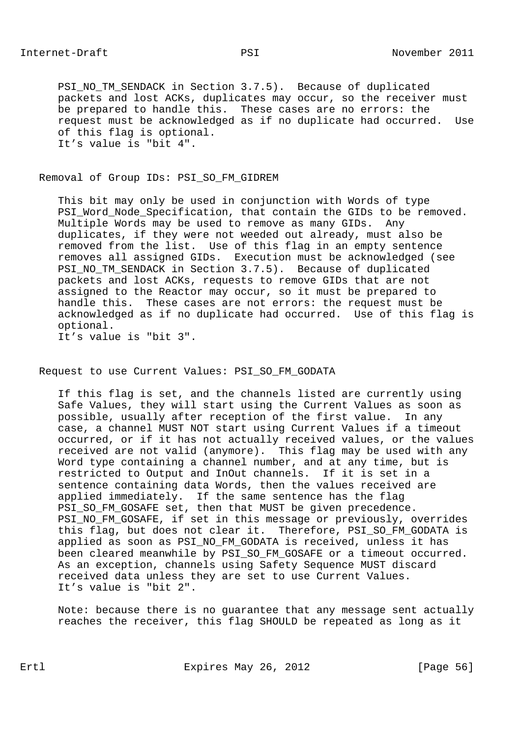PSI_NO_TM_SENDACK in Section 3.7.5). Because of duplicated packets and lost ACKs, duplicates may occur, so the receiver must be prepared to handle this. These cases are no errors: the request must be acknowledged as if no duplicate had occurred. Use of this flag is optional.
It’s value is "bit 4".

Removal of Group IDs: PSI_SO_FM_GIDREM

This bit may only be used in conjunction with Words of type PSI_Word_Node_Specification, that contain the GIDs to be removed. Multiple Words may be used to remove as many GIDs. Any duplicates, if they were not weeded out already, must also be removed from the list. Use of this flag in an empty sentence removes all assigned GIDs. Execution must be acknowledged (see PSI_NO_TM_SENDACK in Section 3.7.5). Because of duplicated packets and lost ACKs, requests to remove GIDs that are not assigned to the Reactor may occur, so it must be prepared to handle this. These cases are not errors: the request must be acknowledged as if no duplicate had occurred. Use of this flag is optional.
It’s value is "bit 3".

Request to use Current Values: PSI_SO_FM_GODATA

If this flag is set, and the channels listed are currently using Safe Values, they will start using the Current Values as soon as possible, usually after reception of the first value. In any case, a channel MUST NOT start using Current Values if a timeout occurred, or if it has not actually received values, or the values received are not valid (anymore). This flag may be used with any Word type containing a channel number, and at any time, but is restricted to Output and InOut channels. If it is set in a sentence containing data Words, then the values received are applied immediately. If the same sentence has the flag PSI_SO_FM_GOSAFE set, then that MUST be given precedence. PSI_NO_FM_GOSAFE, if set in this message or previously, overrides this flag, but does not clear it. Therefore, PSI_SO_FM_GODATA is applied as soon as PSI_NO_FM_GODATA is received, unless it has been cleared meanwhile by PSI_SO_FM_GOSAFE or a timeout occurred. As an exception, channels using Safety Sequence MUST discard received data unless they are set to use Current Values.
It’s value is "bit 2".

Note: because there is no guarantee that any message sent actually reaches the receiver, this flag SHOULD be repeated as long as it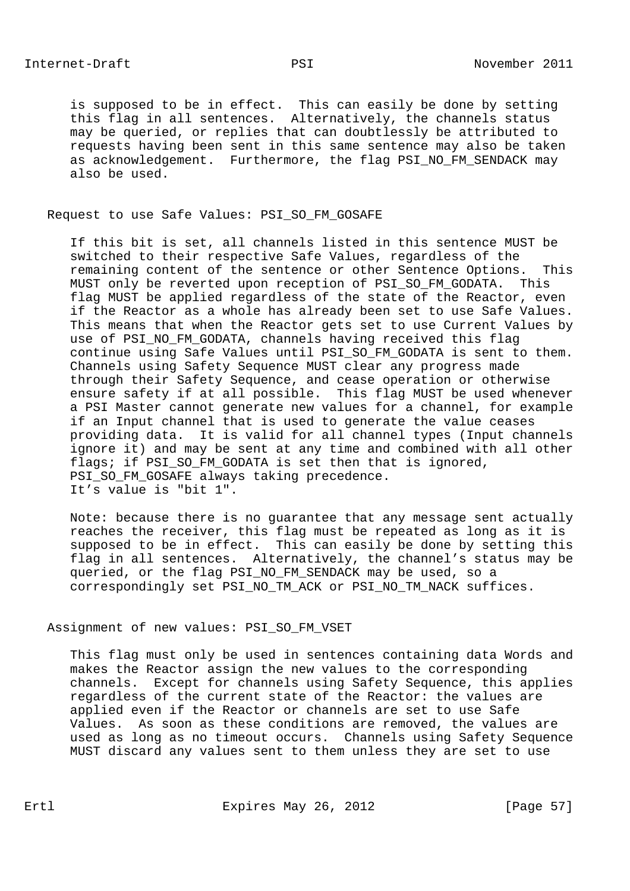is supposed to be in effect. This can easily be done by setting this flag in all sentences. Alternatively, the channels status may be queried, or replies that can doubtlessly be attributed to requests having been sent in this same sentence may also be taken as acknowledgement. Furthermore, the flag PSI_NO_FM_SENDACK may also be used.

Request to use Safe Values: PSI_SO_FM_GOSAFE

If this bit is set, all channels listed in this sentence MUST be switched to their respective Safe Values, regardless of the remaining content of the sentence or other Sentence Options. This MUST only be reverted upon reception of PSI_SO_FM_GODATA. This flag MUST be applied regardless of the state of the Reactor, even if the Reactor as a whole has already been set to use Safe Values. This means that when the Reactor gets set to use Current Values by use of PSI_NO_FM_GODATA, channels having received this flag continue using Safe Values until PSI_SO_FM_GODATA is sent to them. Channels using Safety Sequence MUST clear any progress made through their Safety Sequence, and cease operation or otherwise ensure safety if at all possible. This flag MUST be used whenever a PSI Master cannot generate new values for a channel, for example if an Input channel that is used to generate the value ceases providing data. It is valid for all channel types (Input channels ignore it) and may be sent at any time and combined with all other flags; if PSI_SO_FM_GODATA is set then that is ignored, PSI_SO_FM_GOSAFE always taking precedence. It’s value is "bit 1".

Note: because there is no guarantee that any message sent actually reaches the receiver, this flag must be repeated as long as it is supposed to be in effect. This can easily be done by setting this flag in all sentences. Alternatively, the channel’s status may be queried, or the flag PSI_NO_FM_SENDACK may be used, so a correspondingly set PSI_NO_TM_ACK or PSI_NO_TM_NACK suffices.

Assignment of new values: PSI_SO_FM_VSET

This flag must only be used in sentences containing data Words and makes the Reactor assign the new values to the corresponding channels. Except for channels using Safety Sequence, this applies regardless of the current state of the Reactor: the values are applied even if the Reactor or channels are set to use Safe Values. As soon as these conditions are removed, the values are used as long as no timeout occurs. Channels using Safety Sequence MUST discard any values sent to them unless they are set to use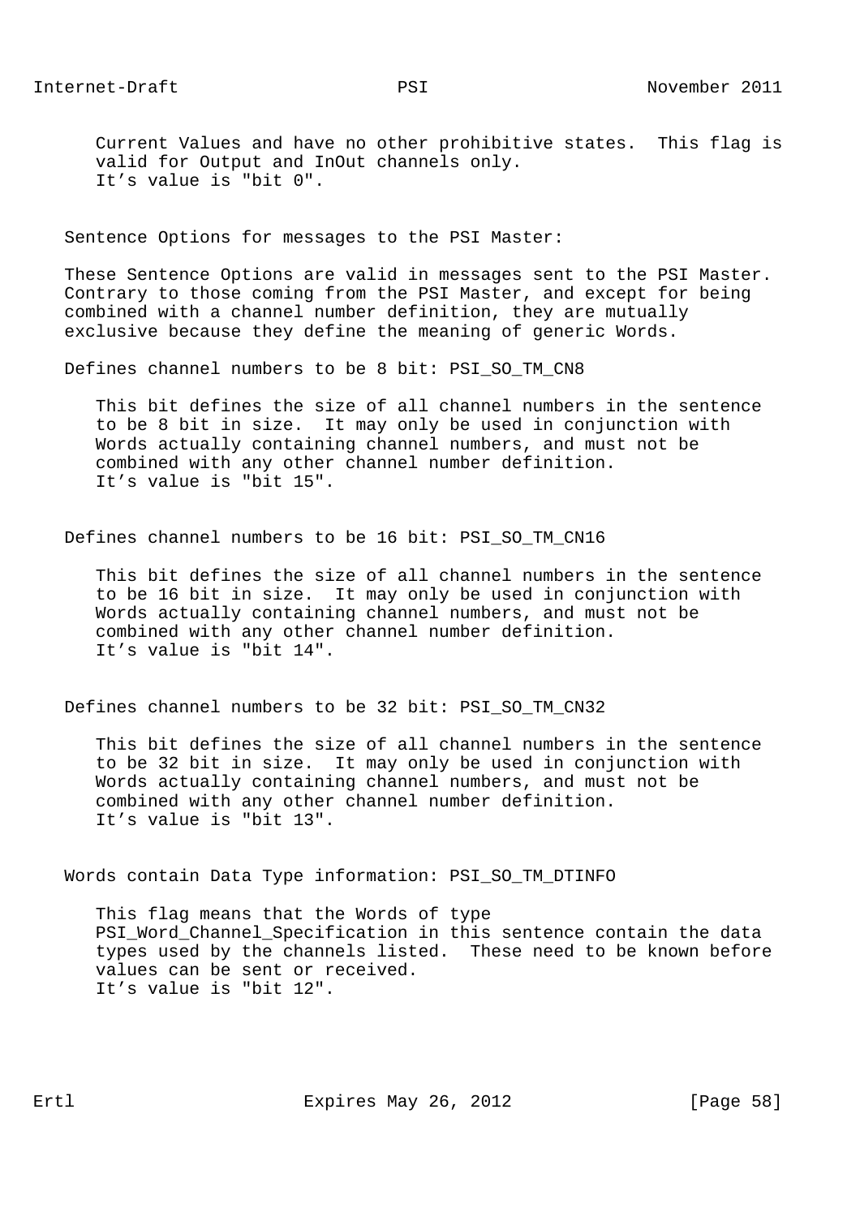Current Values and have no other prohibitive states. This flag is valid for Output and InOut channels only.
It’s value is "bit 0".

Sentence Options for messages to the PSI Master:

These Sentence Options are valid in messages sent to the PSI Master. Contrary to those coming from the PSI Master, and except for being combined with a channel number definition, they are mutually exclusive because they define the meaning of generic Words.

Defines channel numbers to be 8 bit: PSI_SO_TM_CN8

This bit defines the size of all channel numbers in the sentence to be 8 bit in size. It may only be used in conjunction with Words actually containing channel numbers, and must not be combined with any other channel number definition.
It’s value is "bit 15".

Defines channel numbers to be 16 bit: PSI_SO_TM_CN16

This bit defines the size of all channel numbers in the sentence to be 16 bit in size. It may only be used in conjunction with Words actually containing channel numbers, and must not be combined with any other channel number definition.
It’s value is "bit 14".

Defines channel numbers to be 32 bit: PSI_SO_TM_CN32

This bit defines the size of all channel numbers in the sentence to be 32 bit in size. It may only be used in conjunction with Words actually containing channel numbers, and must not be combined with any other channel number definition.
It’s value is "bit 13".

Words contain Data Type information: PSI_SO_TM_DTINFO

This flag means that the Words of type PSI_Word_Channel_Specification in this sentence contain the data types used by the channels listed. These need to be known before values can be sent or received.
It’s value is "bit 12".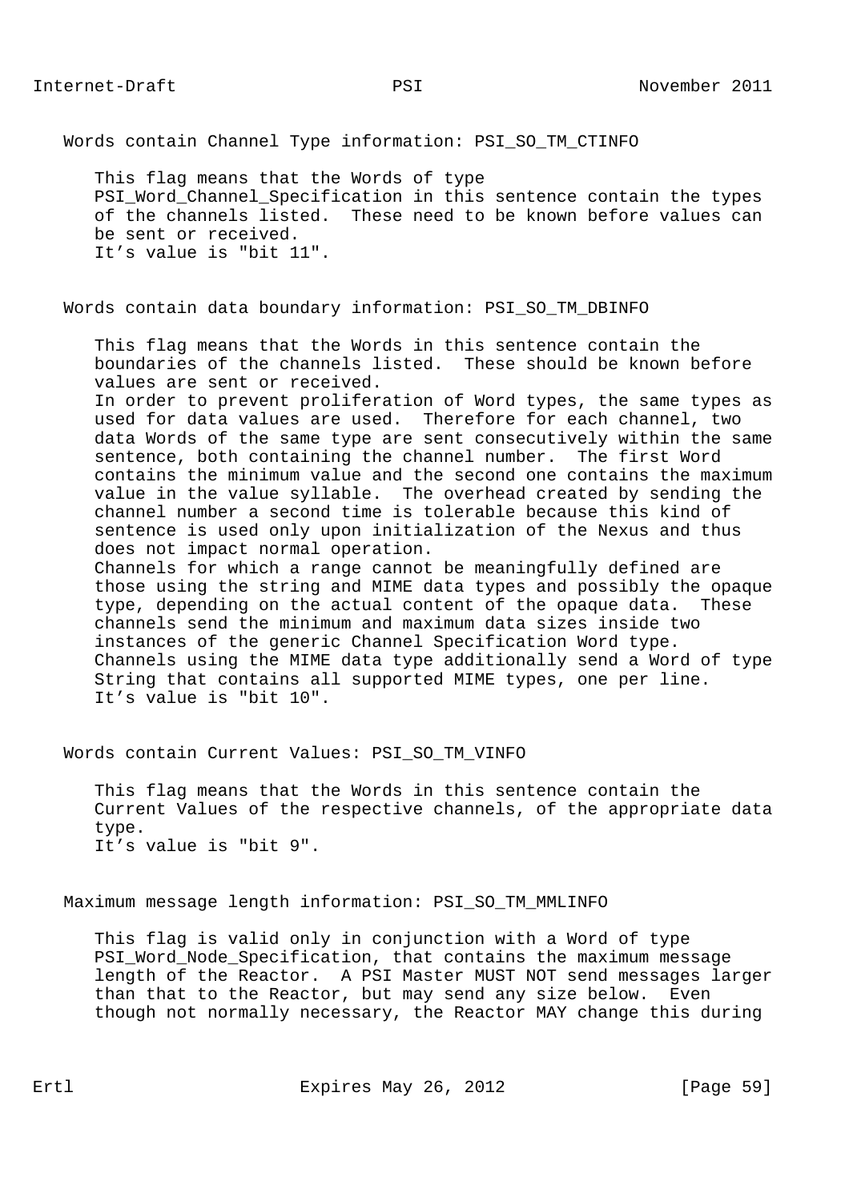Words contain Channel Type information: PSI_SO_TM_CTINFO

This flag means that the Words of type PSI_Word_Channel_Specification in this sentence contain the types of the channels listed. These need to be known before values can be sent or received.
It’s value is "bit 11".

Words contain data boundary information: PSI_SO_TM_DBINFO

This flag means that the Words in this sentence contain the boundaries of the channels listed. These should be known before values are sent or received.
In order to prevent proliferation of Word types, the same types as used for data values are used. Therefore for each channel, two data Words of the same type are sent consecutively within the same sentence, both containing the channel number. The first Word contains the minimum value and the second one contains the maximum value in the value syllable. The overhead created by sending the channel number a second time is tolerable because this kind of sentence is used only upon initialization of the Nexus and thus does not impact normal operation.
Channels for which a range cannot be meaningfully defined are those using the string and MIME data types and possibly the opaque type, depending on the actual content of the opaque data. These channels send the minimum and maximum data sizes inside two instances of the generic Channel Specification Word type.
Channels using the MIME data type additionally send a Word of type String that contains all supported MIME types, one per line.
It’s value is "bit 10".

Words contain Current Values: PSI_SO_TM_VINFO

This flag means that the Words in this sentence contain the Current Values of the respective channels, of the appropriate data type.
It’s value is "bit 9".

Maximum message length information: PSI_SO_TM_MMLINFO

This flag is valid only in conjunction with a Word of type PSI_Word_Node_Specification, that contains the maximum message length of the Reactor. A PSI Master MUST NOT send messages larger than that to the Reactor, but may send any size below. Even though not normally necessary, the Reactor MAY change this during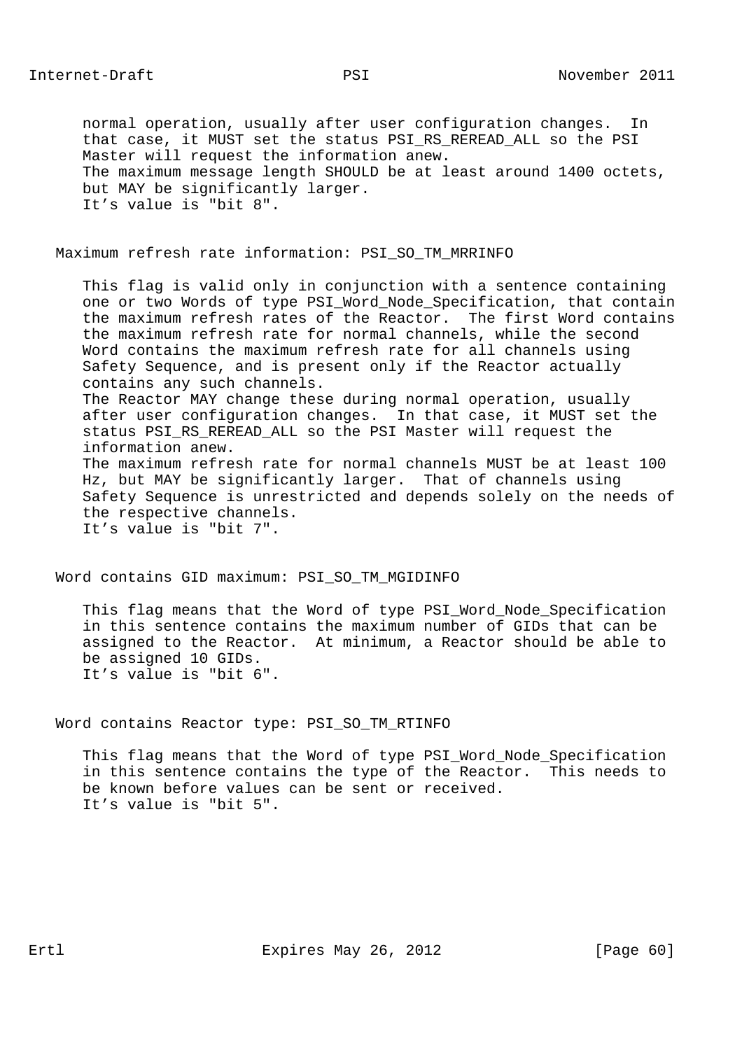normal operation, usually after user configuration changes. In that case, it MUST set the status PSI_RS_REREAD_ALL so the PSI Master will request the information anew.
The maximum message length SHOULD be at least around 1400 octets, but MAY be significantly larger.
It’s value is "bit 8".

Maximum refresh rate information: PSI_SO_TM_MRRINFO

This flag is valid only in conjunction with a sentence containing one or two Words of type PSI_Word_Node_Specification, that contain the maximum refresh rates of the Reactor. The first Word contains the maximum refresh rate for normal channels, while the second Word contains the maximum refresh rate for all channels using Safety Sequence, and is present only if the Reactor actually contains any such channels.
The Reactor MAY change these during normal operation, usually after user configuration changes. In that case, it MUST set the status PSI_RS_REREAD_ALL so the PSI Master will request the information anew.
The maximum refresh rate for normal channels MUST be at least 100 Hz, but MAY be significantly larger. That of channels using Safety Sequence is unrestricted and depends solely on the needs of the respective channels.
It’s value is "bit 7".

Word contains GID maximum: PSI_SO_TM_MGIDINFO

This flag means that the Word of type PSI_Word_Node_Specification in this sentence contains the maximum number of GIDs that can be assigned to the Reactor. At minimum, a Reactor should be able to be assigned 10 GIDs.
It’s value is "bit 6".

Word contains Reactor type: PSI_SO_TM_RTINFO

This flag means that the Word of type PSI_Word_Node_Specification in this sentence contains the type of the Reactor. This needs to be known before values can be sent or received.
It’s value is "bit 5".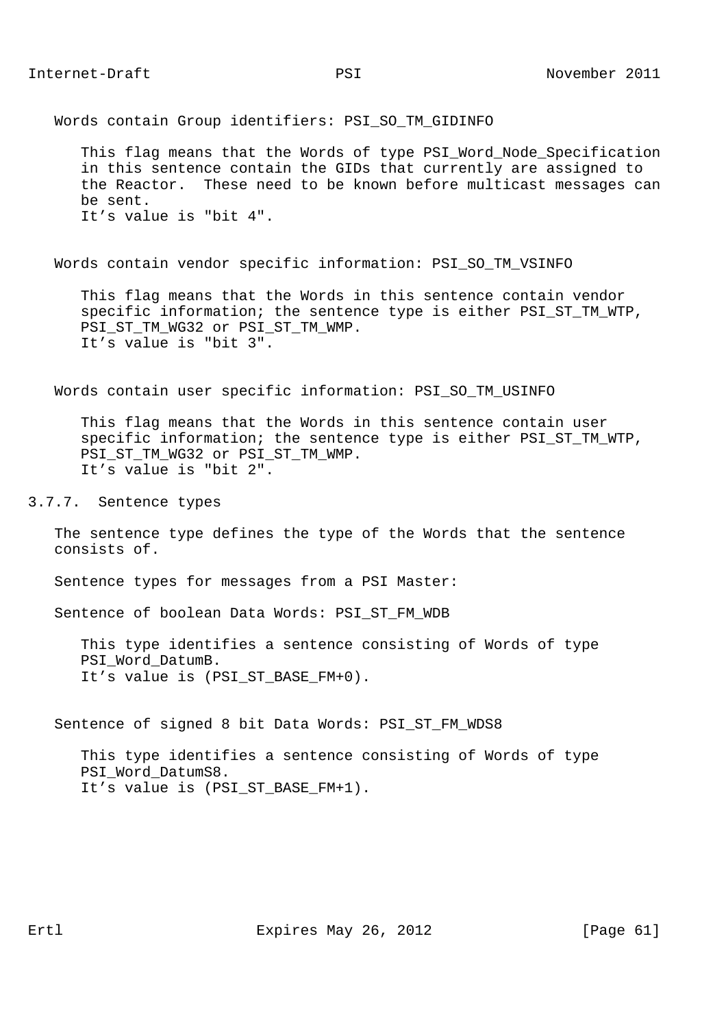Words contain Group identifiers: PSI_SO_TM_GIDINFO

This flag means that the Words of type PSI_Word_Node_Specification in this sentence contain the GIDs that currently are assigned to the Reactor. These need to be known before multicast messages can be sent.
It’s value is "bit 4".

Words contain vendor specific information: PSI_SO_TM_VSINFO

This flag means that the Words in this sentence contain vendor specific information; the sentence type is either PSI_ST_TM_WTP, PSI_ST_TM_WG32 or PSI_ST_TM_WMP.
It’s value is "bit 3".

Words contain user specific information: PSI_SO_TM_USINFO

This flag means that the Words in this sentence contain user specific information; the sentence type is either PSI_ST_TM_WTP, PSI_ST_TM_WG32 or PSI_ST_TM_WMP.
It’s value is "bit 2".

### 3.7.7. Sentence types

The sentence type defines the type of the Words that the sentence consists of.

Sentence types for messages from a PSI Master:

Sentence of boolean Data Words: PSI_ST_FM_WDB

This type identifies a sentence consisting of Words of type PSI_Word_DatumB.
It’s value is (PSI_ST_BASE_FM+0).

Sentence of signed 8 bit Data Words: PSI_ST_FM_WDS8

This type identifies a sentence consisting of Words of type PSI_Word_DatumS8.
It’s value is (PSI_ST_BASE_FM+1).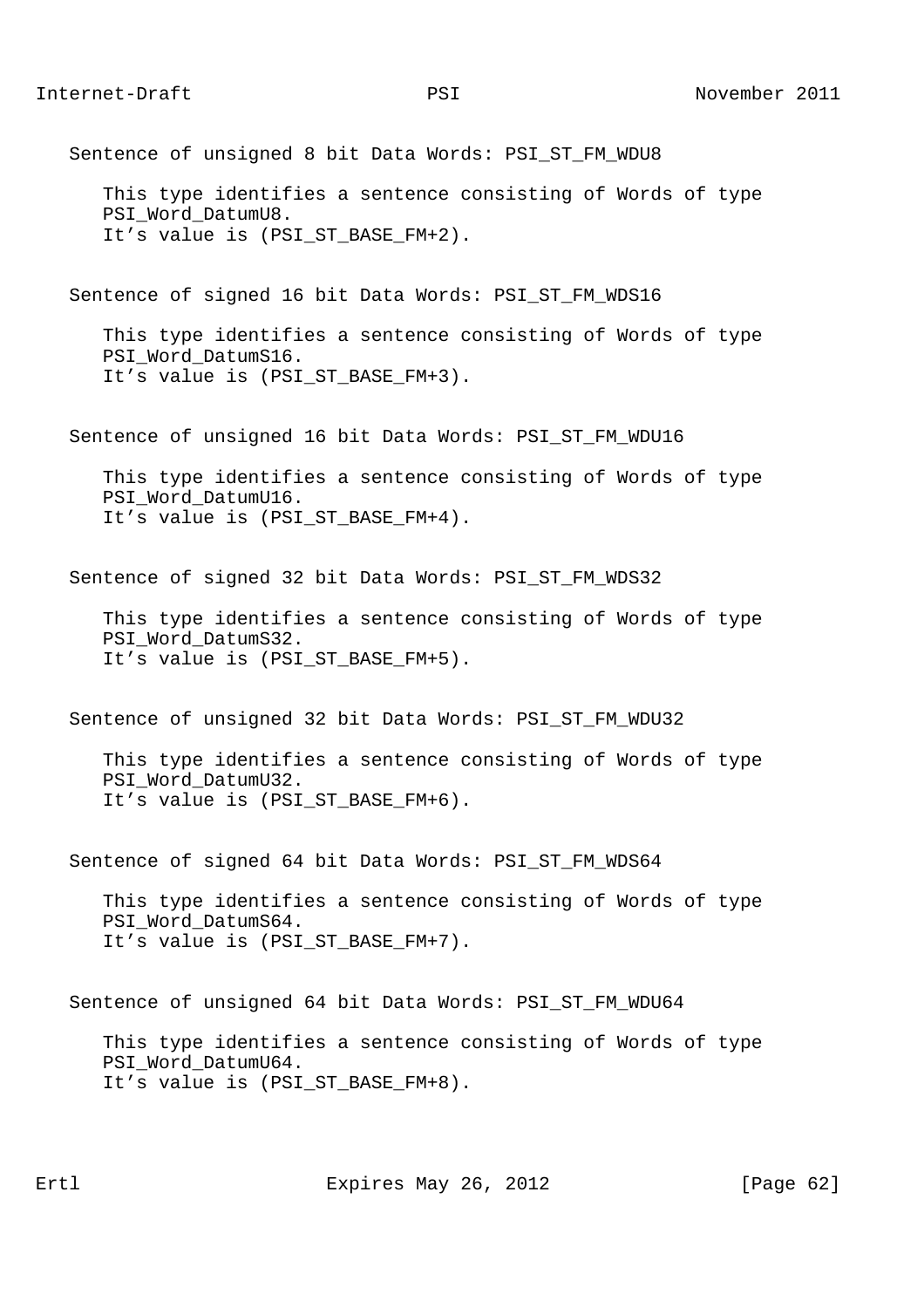Sentence of unsigned 8 bit Data Words: PSI_ST_FM_WDU8

This type identifies a sentence consisting of Words of type PSI_Word_DatumU8.
It's value is (PSI_ST_BASE_FM+2).

Sentence of signed 16 bit Data Words: PSI_ST_FM_WDS16

This type identifies a sentence consisting of Words of type PSI_Word_DatumS16.
It's value is (PSI_ST_BASE_FM+3).

Sentence of unsigned 16 bit Data Words: PSI_ST_FM_WDU16

This type identifies a sentence consisting of Words of type PSI_Word_DatumU16.
It's value is (PSI_ST_BASE_FM+4).

Sentence of signed 32 bit Data Words: PSI_ST_FM_WDS32

This type identifies a sentence consisting of Words of type PSI_Word_DatumS32.
It's value is (PSI_ST_BASE_FM+5).

Sentence of unsigned 32 bit Data Words: PSI_ST_FM_WDU32

This type identifies a sentence consisting of Words of type PSI_Word_DatumU32.
It's value is (PSI_ST_BASE_FM+6).

Sentence of signed 64 bit Data Words: PSI_ST_FM_WDS64

This type identifies a sentence consisting of Words of type PSI_Word_DatumS64.
It's value is (PSI_ST_BASE_FM+7).

Sentence of unsigned 64 bit Data Words: PSI_ST_FM_WDU64

This type identifies a sentence consisting of Words of type PSI_Word_DatumU64.
It's value is (PSI_ST_BASE_FM+8).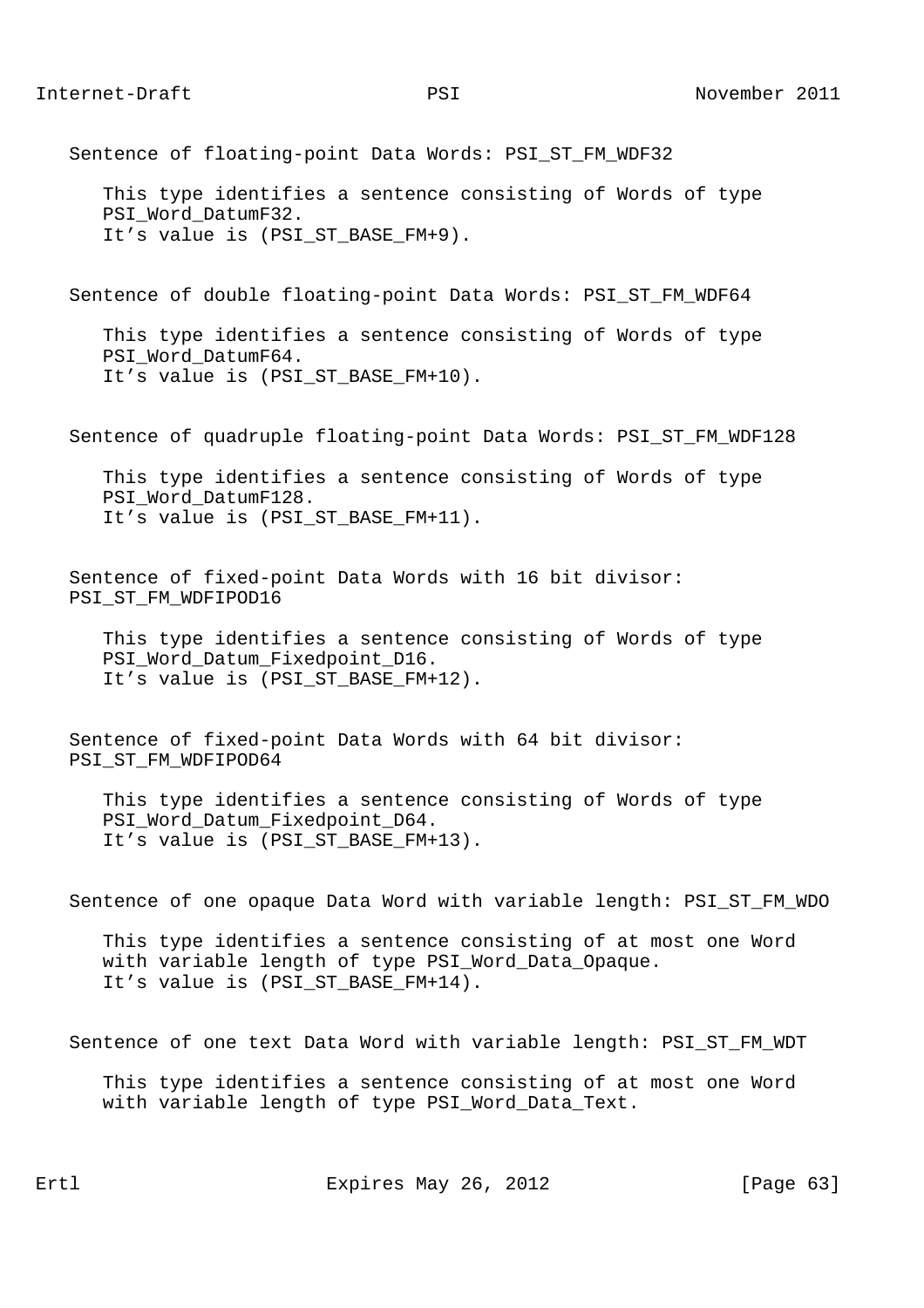Sentence of floating-point Data Words: PSI_ST_FM_WDF32

This type identifies a sentence consisting of Words of type PSI_Word_DatumF32.
It’s value is (PSI_ST_BASE_FM+9).

Sentence of double floating-point Data Words: PSI_ST_FM_WDF64

This type identifies a sentence consisting of Words of type PSI_Word_DatumF64.
It’s value is (PSI_ST_BASE_FM+10).

Sentence of quadruple floating-point Data Words: PSI_ST_FM_WDF128

This type identifies a sentence consisting of Words of type PSI_Word_DatumF128.
It’s value is (PSI_ST_BASE_FM+11).

Sentence of fixed-point Data Words with 16 bit divisor: PSI_ST_FM_WDFIPOD16

This type identifies a sentence consisting of Words of type PSI_Word_Datum_Fixedpoint_D16.
It’s value is (PSI_ST_BASE_FM+12).

Sentence of fixed-point Data Words with 64 bit divisor: PSI_ST_FM_WDFIPOD64

This type identifies a sentence consisting of Words of type PSI_Word_Datum_Fixedpoint_D64.
It’s value is (PSI_ST_BASE_FM+13).

Sentence of one opaque Data Word with variable length: PSI_ST_FM_WDO

This type identifies a sentence consisting of at most one Word with variable length of type PSI_Word_Data_Opaque.
It’s value is (PSI_ST_BASE_FM+14).

Sentence of one text Data Word with variable length: PSI_ST_FM_WDT

This type identifies a sentence consisting of at most one Word with variable length of type PSI_Word_Data_Text.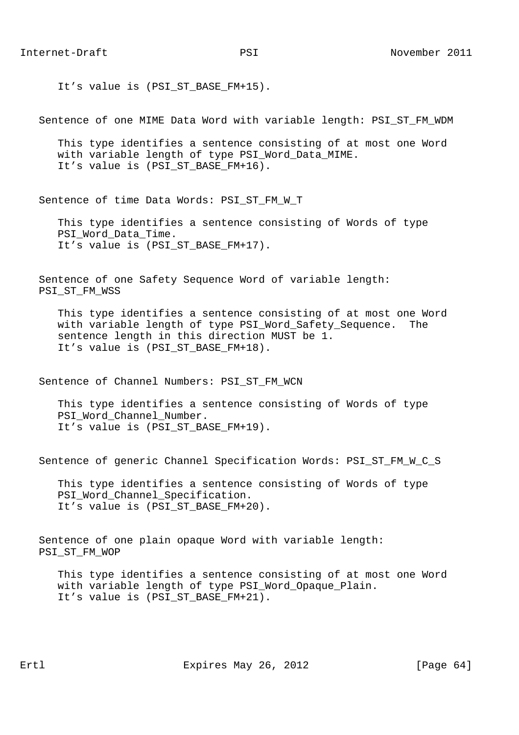It’s value is (PSI_ST_BASE_FM+15).

Sentence of one MIME Data Word with variable length: PSI_ST_FM_WDM

This type identifies a sentence consisting of at most one Word with variable length of type PSI_Word_Data_MIME.
It’s value is (PSI_ST_BASE_FM+16).

Sentence of time Data Words: PSI_ST_FM_W_T

This type identifies a sentence consisting of Words of type PSI_Word_Data_Time.
It’s value is (PSI_ST_BASE_FM+17).

Sentence of one Safety Sequence Word of variable length: PSI_ST_FM_WSS

This type identifies a sentence consisting of at most one Word with variable length of type PSI_Word_Safety_Sequence. The sentence length in this direction MUST be 1.
It’s value is (PSI_ST_BASE_FM+18).

Sentence of Channel Numbers: PSI_ST_FM_WCN

This type identifies a sentence consisting of Words of type PSI_Word_Channel_Number.
It’s value is (PSI_ST_BASE_FM+19).

Sentence of generic Channel Specification Words: PSI_ST_FM_W_C_S

This type identifies a sentence consisting of Words of type PSI_Word_Channel_Specification.
It’s value is (PSI_ST_BASE_FM+20).

Sentence of one plain opaque Word with variable length: PSI_ST_FM_WOP

This type identifies a sentence consisting of at most one Word with variable length of type PSI_Word_Opaque_Plain.
It’s value is (PSI_ST_BASE_FM+21).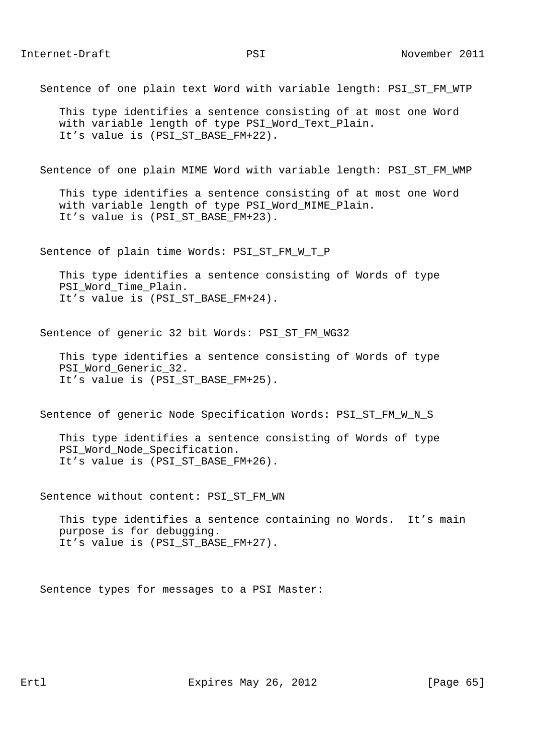Sentence of one plain text Word with variable length: PSI_ST_FM_WTP

This type identifies a sentence consisting of at most one Word with variable length of type PSI_Word_Text_Plain. It’s value is (PSI_ST_BASE_FM+22).

Sentence of one plain MIME Word with variable length: PSI_ST_FM_WMP

This type identifies a sentence consisting of at most one Word with variable length of type PSI_Word_MIME_Plain. It’s value is (PSI_ST_BASE_FM+23).

Sentence of plain time Words: PSI_ST_FM_W_T_P

This type identifies a sentence consisting of Words of type PSI_Word_Time_Plain. It’s value is (PSI_ST_BASE_FM+24).

Sentence of generic 32 bit Words: PSI_ST_FM_WG32

This type identifies a sentence consisting of Words of type PSI_Word_Generic_32. It’s value is (PSI_ST_BASE_FM+25).

Sentence of generic Node Specification Words: PSI_ST_FM_W_N_S

This type identifies a sentence consisting of Words of type PSI_Word_Node_Specification. It’s value is (PSI_ST_BASE_FM+26).

Sentence without content: PSI_ST_FM_WN

This type identifies a sentence containing no Words. It’s main purpose is for debugging. It’s value is (PSI_ST_BASE_FM+27).

Sentence types for messages to a PSI Master: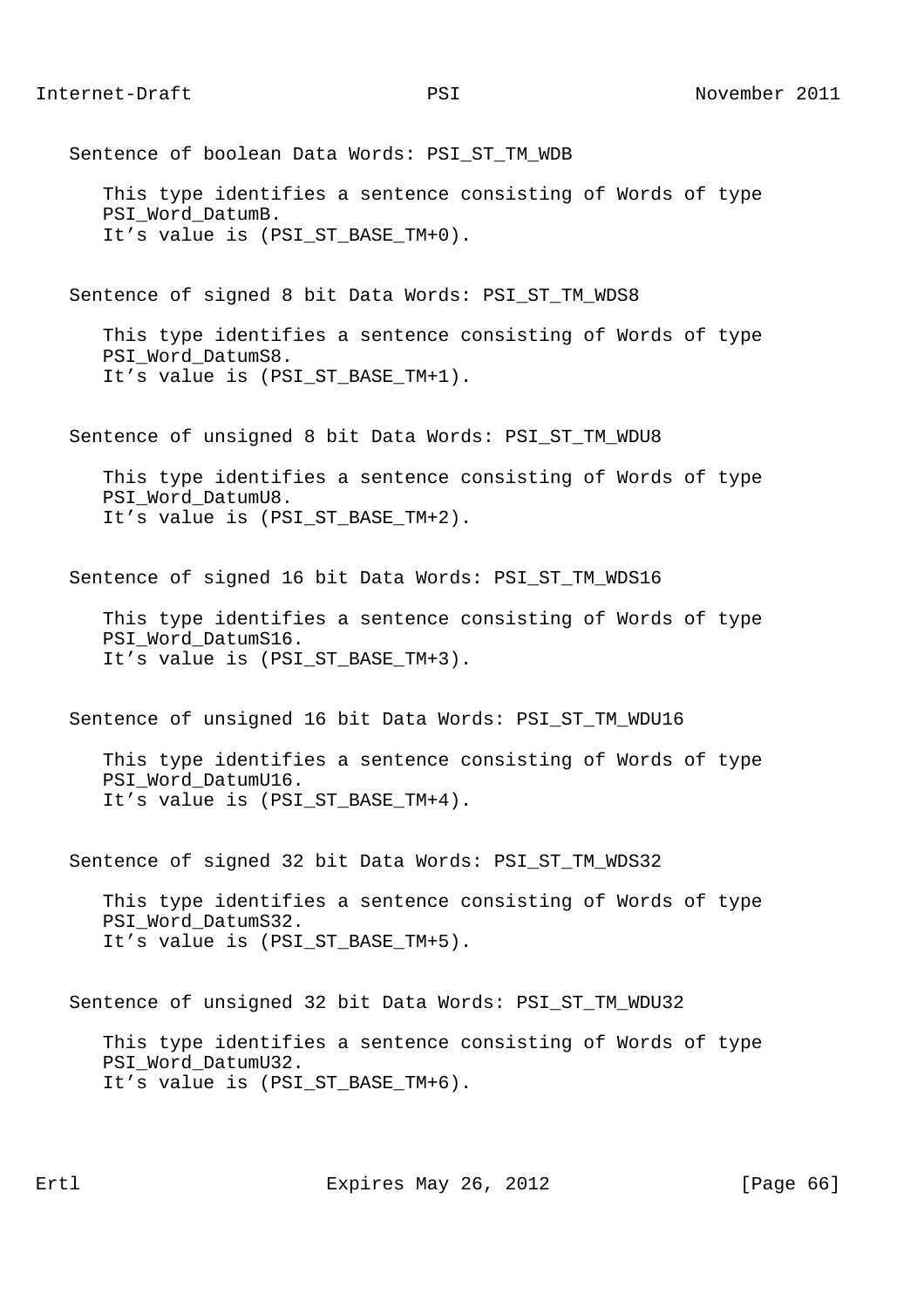Sentence of boolean Data Words: PSI_ST_TM_WDB

This type identifies a sentence consisting of Words of type PSI_Word_DatumB.
It’s value is (PSI_ST_BASE_TM+0).

Sentence of signed 8 bit Data Words: PSI_ST_TM_WDS8

This type identifies a sentence consisting of Words of type PSI_Word_DatumS8.
It’s value is (PSI_ST_BASE_TM+1).

Sentence of unsigned 8 bit Data Words: PSI_ST_TM_WDU8

This type identifies a sentence consisting of Words of type PSI_Word_DatumU8.
It’s value is (PSI_ST_BASE_TM+2).

Sentence of signed 16 bit Data Words: PSI_ST_TM_WDS16

This type identifies a sentence consisting of Words of type PSI_Word_DatumS16.
It’s value is (PSI_ST_BASE_TM+3).

Sentence of unsigned 16 bit Data Words: PSI_ST_TM_WDU16

This type identifies a sentence consisting of Words of type PSI_Word_DatumU16.
It’s value is (PSI_ST_BASE_TM+4).

Sentence of signed 32 bit Data Words: PSI_ST_TM_WDS32

This type identifies a sentence consisting of Words of type PSI_Word_DatumS32.
It’s value is (PSI_ST_BASE_TM+5).

Sentence of unsigned 32 bit Data Words: PSI_ST_TM_WDU32

This type identifies a sentence consisting of Words of type PSI_Word_DatumU32.
It’s value is (PSI_ST_BASE_TM+6).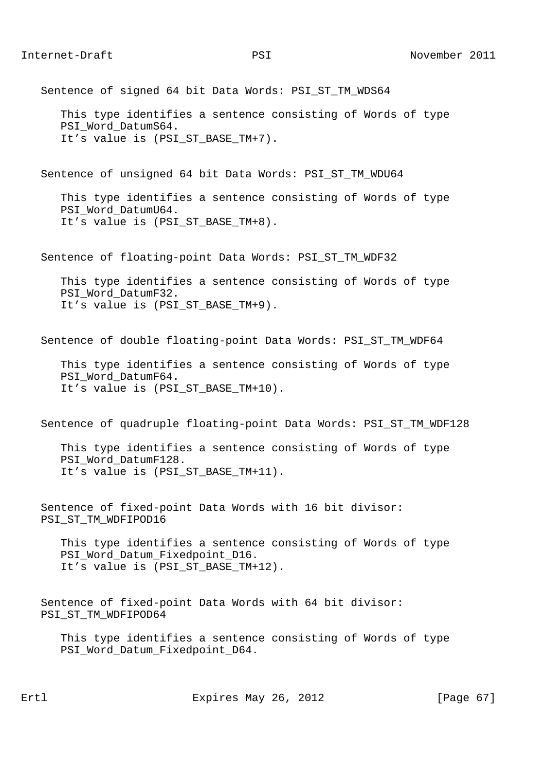Sentence of signed 64 bit Data Words: PSI_ST_TM_WDS64

This type identifies a sentence consisting of Words of type PSI_Word_DatumS64.
It’s value is (PSI_ST_BASE_TM+7).

Sentence of unsigned 64 bit Data Words: PSI_ST_TM_WDU64

This type identifies a sentence consisting of Words of type PSI_Word_DatumU64.
It’s value is (PSI_ST_BASE_TM+8).

Sentence of floating-point Data Words: PSI_ST_TM_WDF32

This type identifies a sentence consisting of Words of type PSI_Word_DatumF32.
It’s value is (PSI_ST_BASE_TM+9).

Sentence of double floating-point Data Words: PSI_ST_TM_WDF64

This type identifies a sentence consisting of Words of type PSI_Word_DatumF64.
It’s value is (PSI_ST_BASE_TM+10).

Sentence of quadruple floating-point Data Words: PSI_ST_TM_WDF128

This type identifies a sentence consisting of Words of type PSI_Word_DatumF128.
It’s value is (PSI_ST_BASE_TM+11).

Sentence of fixed-point Data Words with 16 bit divisor: PSI_ST_TM_WDFIPOD16

This type identifies a sentence consisting of Words of type PSI_Word_Datum_Fixedpoint_D16.
It’s value is (PSI_ST_BASE_TM+12).

Sentence of fixed-point Data Words with 64 bit divisor: PSI_ST_TM_WDFIPOD64

This type identifies a sentence consisting of Words of type PSI_Word_Datum_Fixedpoint_D64.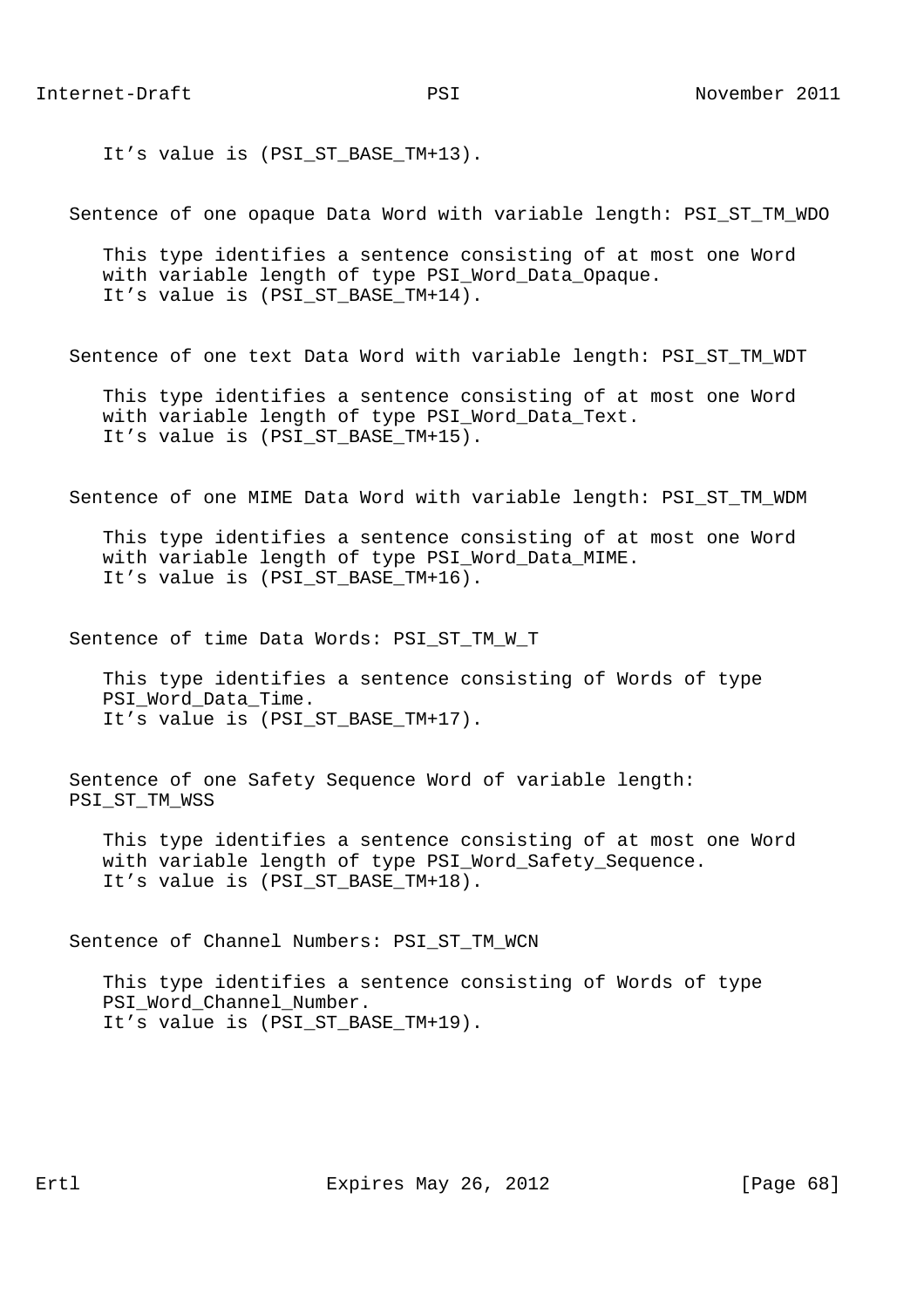It’s value is (PSI_ST_BASE_TM+13).

Sentence of one opaque Data Word with variable length: PSI_ST_TM_WDO

This type identifies a sentence consisting of at most one Word with variable length of type PSI_Word_Data_Opaque. It’s value is (PSI_ST_BASE_TM+14).

Sentence of one text Data Word with variable length: PSI_ST_TM_WDT

This type identifies a sentence consisting of at most one Word with variable length of type PSI_Word_Data_Text. It’s value is (PSI_ST_BASE_TM+15).

Sentence of one MIME Data Word with variable length: PSI_ST_TM_WDM

This type identifies a sentence consisting of at most one Word with variable length of type PSI_Word_Data_MIME. It’s value is (PSI_ST_BASE_TM+16).

Sentence of time Data Words: PSI_ST_TM_W_T

This type identifies a sentence consisting of Words of type PSI_Word_Data_Time. It’s value is (PSI_ST_BASE_TM+17).

Sentence of one Safety Sequence Word of variable length: PSI_ST_TM_WSS

This type identifies a sentence consisting of at most one Word with variable length of type PSI_Word_Safety_Sequence. It’s value is (PSI_ST_BASE_TM+18).

Sentence of Channel Numbers: PSI_ST_TM_WCN

This type identifies a sentence consisting of Words of type PSI_Word_Channel_Number. It’s value is (PSI_ST_BASE_TM+19).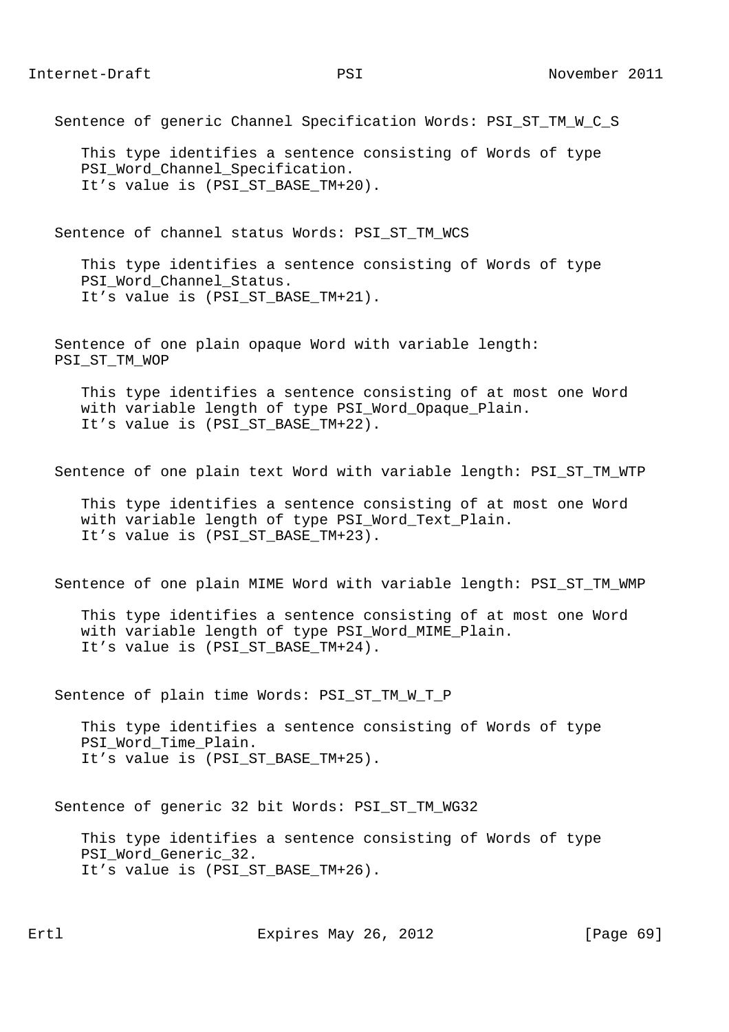Sentence of generic Channel Specification Words: PSI_ST_TM_W_C_S

This type identifies a sentence consisting of Words of type PSI_Word_Channel_Specification.
It’s value is (PSI_ST_BASE_TM+20).

Sentence of channel status Words: PSI_ST_TM_WCS

This type identifies a sentence consisting of Words of type PSI_Word_Channel_Status.
It’s value is (PSI_ST_BASE_TM+21).

Sentence of one plain opaque Word with variable length: PSI_ST_TM_WOP

This type identifies a sentence consisting of at most one Word with variable length of type PSI_Word_Opaque_Plain.
It’s value is (PSI_ST_BASE_TM+22).

Sentence of one plain text Word with variable length: PSI_ST_TM_WTP

This type identifies a sentence consisting of at most one Word with variable length of type PSI_Word_Text_Plain.
It’s value is (PSI_ST_BASE_TM+23).

Sentence of one plain MIME Word with variable length: PSI_ST_TM_WMP

This type identifies a sentence consisting of at most one Word with variable length of type PSI_Word_MIME_Plain.
It’s value is (PSI_ST_BASE_TM+24).

Sentence of plain time Words: PSI_ST_TM_W_T_P

This type identifies a sentence consisting of Words of type PSI_Word_Time_Plain.
It’s value is (PSI_ST_BASE_TM+25).

Sentence of generic 32 bit Words: PSI_ST_TM_WG32

This type identifies a sentence consisting of Words of type PSI_Word_Generic_32.
It’s value is (PSI_ST_BASE_TM+26).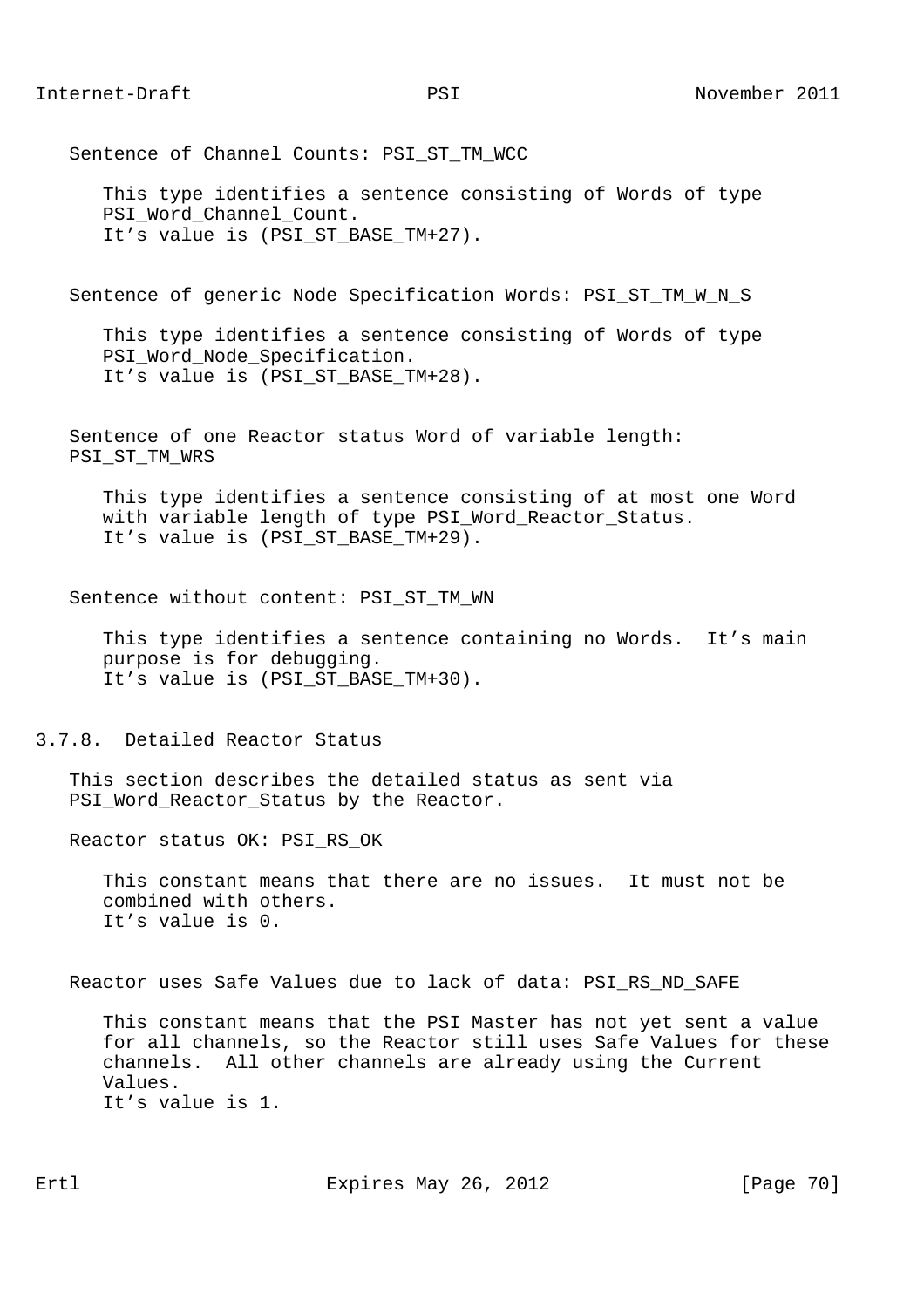Sentence of Channel Counts: PSI_ST_TM_WCC

This type identifies a sentence consisting of Words of type PSI_Word_Channel_Count.
It’s value is (PSI_ST_BASE_TM+27).

Sentence of generic Node Specification Words: PSI_ST_TM_W_N_S

This type identifies a sentence consisting of Words of type PSI_Word_Node_Specification.
It’s value is (PSI_ST_BASE_TM+28).

Sentence of one Reactor status Word of variable length: PSI_ST_TM_WRS

This type identifies a sentence consisting of at most one Word with variable length of type PSI_Word_Reactor_Status.
It’s value is (PSI_ST_BASE_TM+29).

Sentence without content: PSI_ST_TM_WN

This type identifies a sentence containing no Words. It’s main purpose is for debugging.
It’s value is (PSI_ST_BASE_TM+30).

### 3.7.8. Detailed Reactor Status

This section describes the detailed status as sent via PSI_Word_Reactor_Status by the Reactor.

Reactor status OK: PSI_RS_OK

This constant means that there are no issues. It must not be combined with others.
It’s value is 0.

Reactor uses Safe Values due to lack of data: PSI_RS_ND_SAFE

This constant means that the PSI Master has not yet sent a value for all channels, so the Reactor still uses Safe Values for these channels. All other channels are already using the Current Values.
It’s value is 1.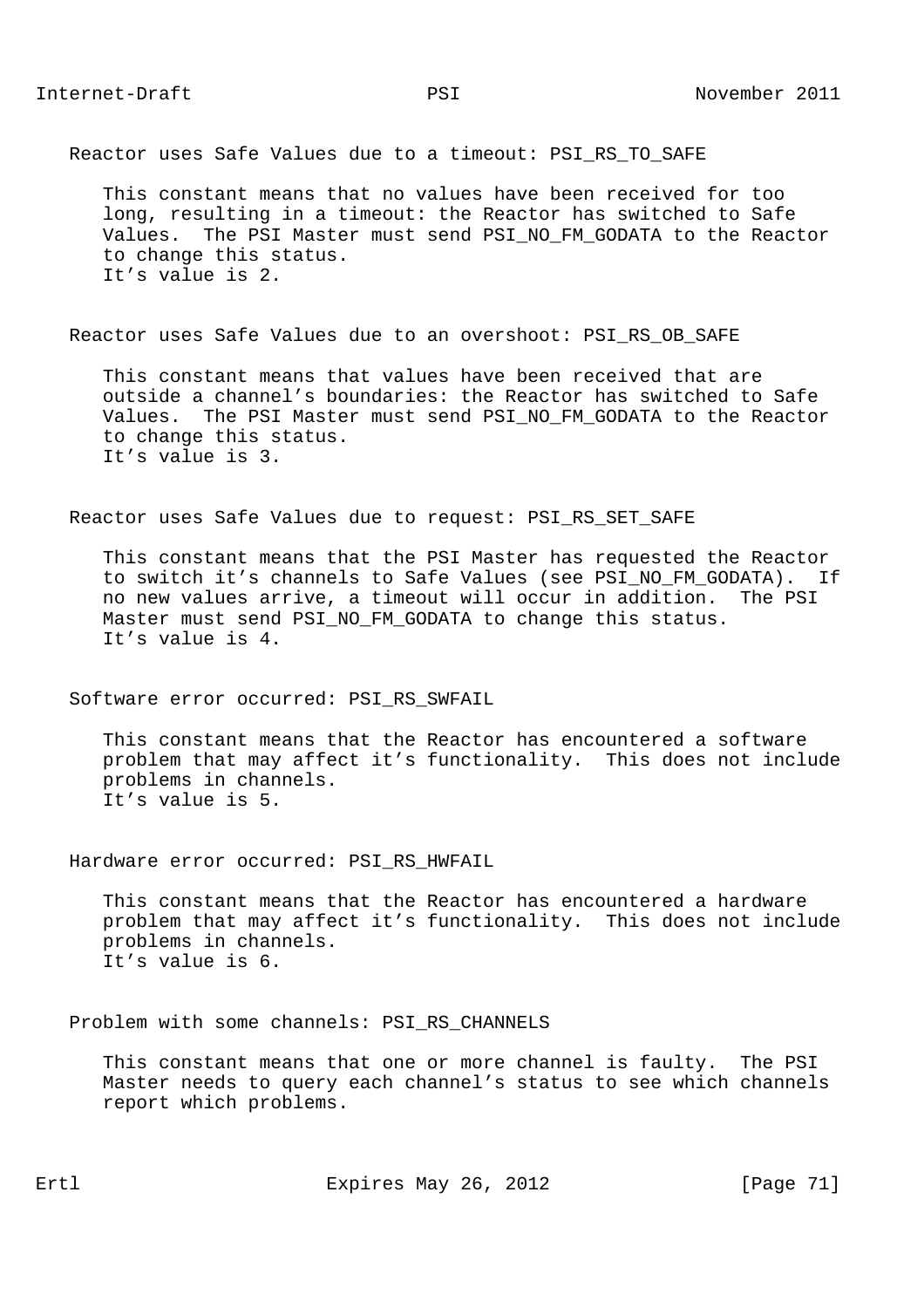Reactor uses Safe Values due to a timeout: PSI_RS_TO_SAFE

This constant means that no values have been received for too long, resulting in a timeout: the Reactor has switched to Safe Values. The PSI Master must send PSI_NO_FM_GODATA to the Reactor to change this status.
It's value is 2.

Reactor uses Safe Values due to an overshoot: PSI_RS_OB_SAFE

This constant means that values have been received that are outside a channel's boundaries: the Reactor has switched to Safe Values. The PSI Master must send PSI_NO_FM_GODATA to the Reactor to change this status.
It's value is 3.

Reactor uses Safe Values due to request: PSI_RS_SET_SAFE

This constant means that the PSI Master has requested the Reactor to switch it's channels to Safe Values (see PSI_NO_FM_GODATA). If no new values arrive, a timeout will occur in addition. The PSI Master must send PSI_NO_FM_GODATA to change this status.
It's value is 4.

Software error occurred: PSI_RS_SWFAIL

This constant means that the Reactor has encountered a software problem that may affect it's functionality. This does not include problems in channels.
It's value is 5.

Hardware error occurred: PSI_RS_HWFAIL

This constant means that the Reactor has encountered a hardware problem that may affect it's functionality. This does not include problems in channels.
It's value is 6.

Problem with some channels: PSI_RS_CHANNELS

This constant means that one or more channel is faulty. The PSI Master needs to query each channel's status to see which channels report which problems.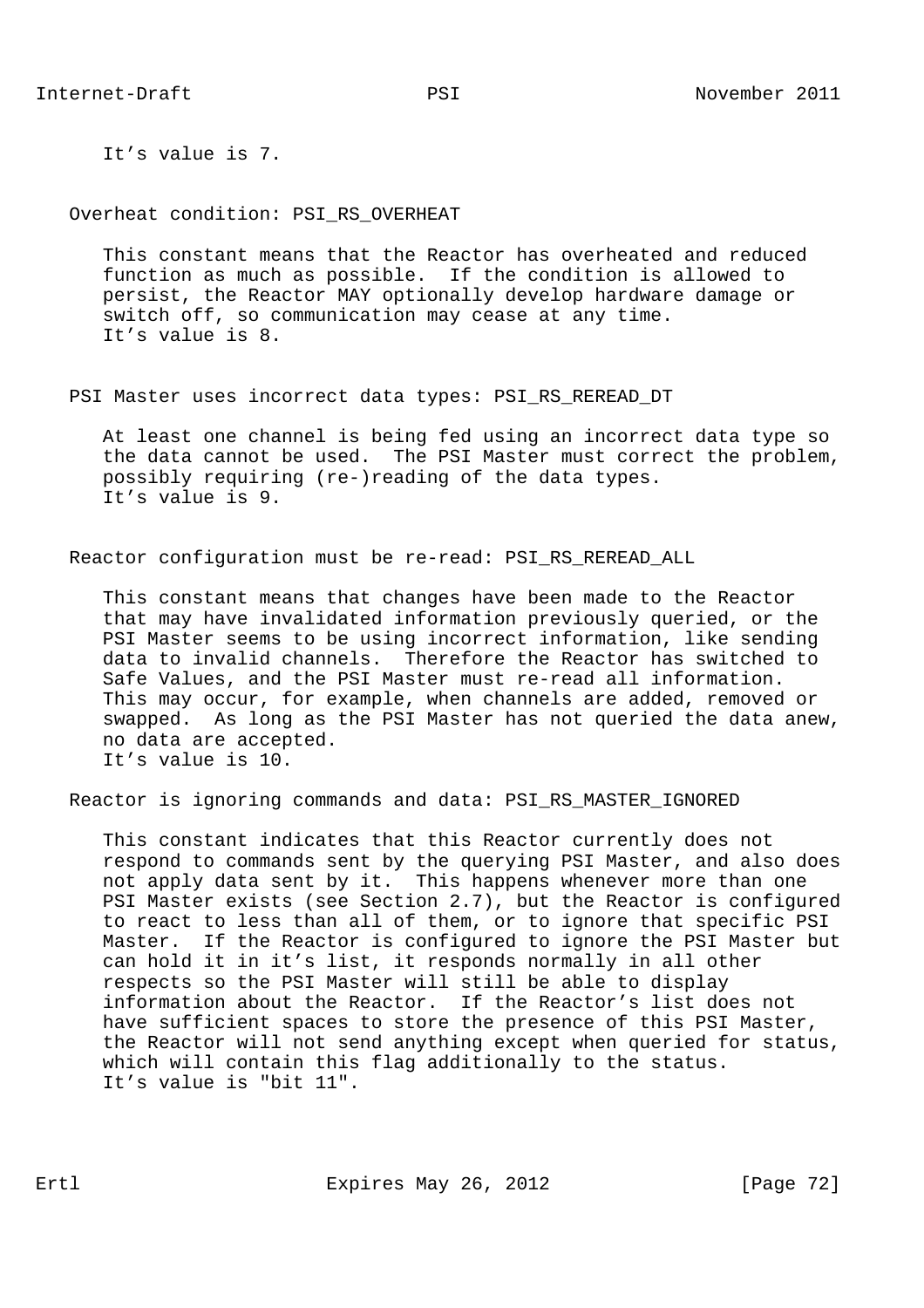It's value is 7.

Overheat condition: PSI_RS_OVERHEAT

This constant means that the Reactor has overheated and reduced function as much as possible. If the condition is allowed to persist, the Reactor MAY optionally develop hardware damage or switch off, so communication may cease at any time. It's value is 8.

PSI Master uses incorrect data types: PSI_RS_REREAD_DT

At least one channel is being fed using an incorrect data type so the data cannot be used. The PSI Master must correct the problem, possibly requiring (re-)reading of the data types. It's value is 9.

Reactor configuration must be re-read: PSI_RS_REREAD_ALL

This constant means that changes have been made to the Reactor that may have invalidated information previously queried, or the PSI Master seems to be using incorrect information, like sending data to invalid channels. Therefore the Reactor has switched to Safe Values, and the PSI Master must re-read all information. This may occur, for example, when channels are added, removed or swapped. As long as the PSI Master has not queried the data anew, no data are accepted. It's value is 10.

Reactor is ignoring commands and data: PSI_RS_MASTER_IGNORED

This constant indicates that this Reactor currently does not respond to commands sent by the querying PSI Master, and also does not apply data sent by it. This happens whenever more than one PSI Master exists (see Section 2.7), but the Reactor is configured to react to less than all of them, or to ignore that specific PSI Master. If the Reactor is configured to ignore the PSI Master but can hold it in it's list, it responds normally in all other respects so the PSI Master will still be able to display information about the Reactor. If the Reactor's list does not have sufficient spaces to store the presence of this PSI Master, the Reactor will not send anything except when queried for status, which will contain this flag additionally to the status. It's value is "bit 11".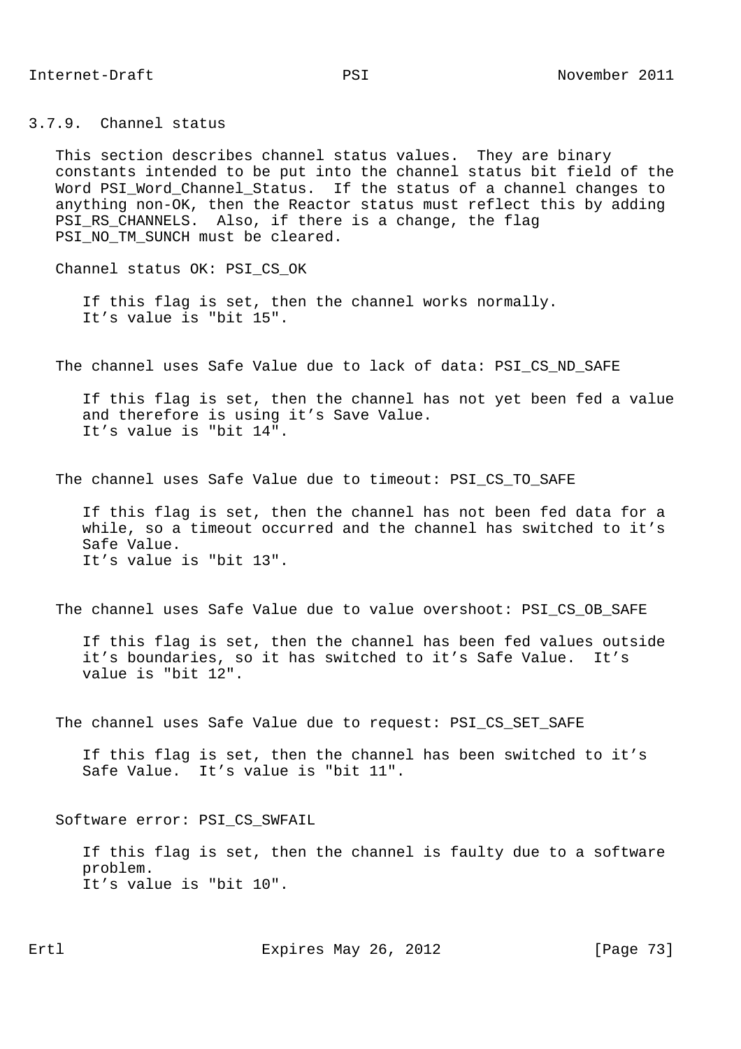### 3.7.9. Channel status

This section describes channel status values. They are binary constants intended to be put into the channel status bit field of the Word PSI_Word_Channel_Status. If the status of a channel changes to anything non-OK, then the Reactor status must reflect this by adding PSI_RS_CHANNELS. Also, if there is a change, the flag PSI_NO_TM_SUNCH must be cleared.

Channel status OK: PSI_CS_OK

> If this flag is set, then the channel works normally.
> It’s value is "bit 15".

The channel uses Safe Value due to lack of data: PSI_CS_ND_SAFE

> If this flag is set, then the channel has not yet been fed a value and therefore is using it’s Save Value.
> It’s value is "bit 14".

The channel uses Safe Value due to timeout: PSI_CS_TO_SAFE

> If this flag is set, then the channel has not been fed data for a while, so a timeout occurred and the channel has switched to it’s Safe Value.
> It’s value is "bit 13".

The channel uses Safe Value due to value overshoot: PSI_CS_OB_SAFE

> If this flag is set, then the channel has been fed values outside it’s boundaries, so it has switched to it’s Safe Value. It’s value is "bit 12".

The channel uses Safe Value due to request: PSI_CS_SET_SAFE

> If this flag is set, then the channel has been switched to it’s Safe Value. It’s value is "bit 11".

Software error: PSI_CS_SWFAIL

> If this flag is set, then the channel is faulty due to a software problem.
> It’s value is "bit 10".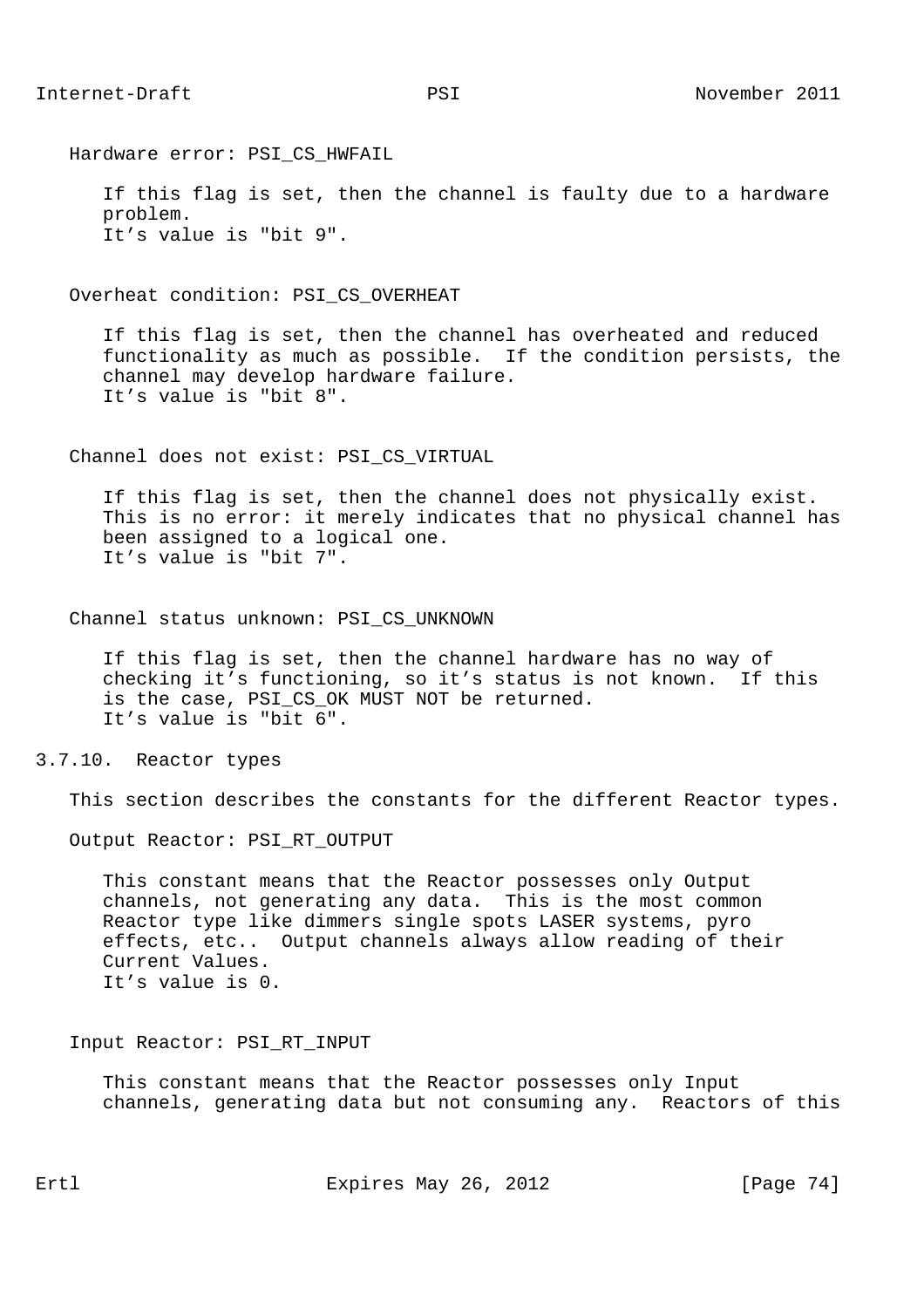Hardware error: PSI_CS_HWFAIL

If this flag is set, then the channel is faulty due to a hardware problem.
It’s value is "bit 9".

Overheat condition: PSI_CS_OVERHEAT

If this flag is set, then the channel has overheated and reduced functionality as much as possible. If the condition persists, the channel may develop hardware failure.
It’s value is "bit 8".

Channel does not exist: PSI_CS_VIRTUAL

If this flag is set, then the channel does not physically exist. This is no error: it merely indicates that no physical channel has been assigned to a logical one.
It’s value is "bit 7".

Channel status unknown: PSI_CS_UNKNOWN

If this flag is set, then the channel hardware has no way of checking it’s functioning, so it’s status is not known. If this is the case, PSI_CS_OK MUST NOT be returned.
It’s value is "bit 6".

### 3.7.10. Reactor types

This section describes the constants for the different Reactor types.

Output Reactor: PSI_RT_OUTPUT

This constant means that the Reactor possesses only Output channels, not generating any data. This is the most common Reactor type like dimmers single spots LASER systems, pyro effects, etc.. Output channels always allow reading of their Current Values.
It’s value is 0.

Input Reactor: PSI_RT_INPUT

This constant means that the Reactor possesses only Input channels, generating data but not consuming any. Reactors of this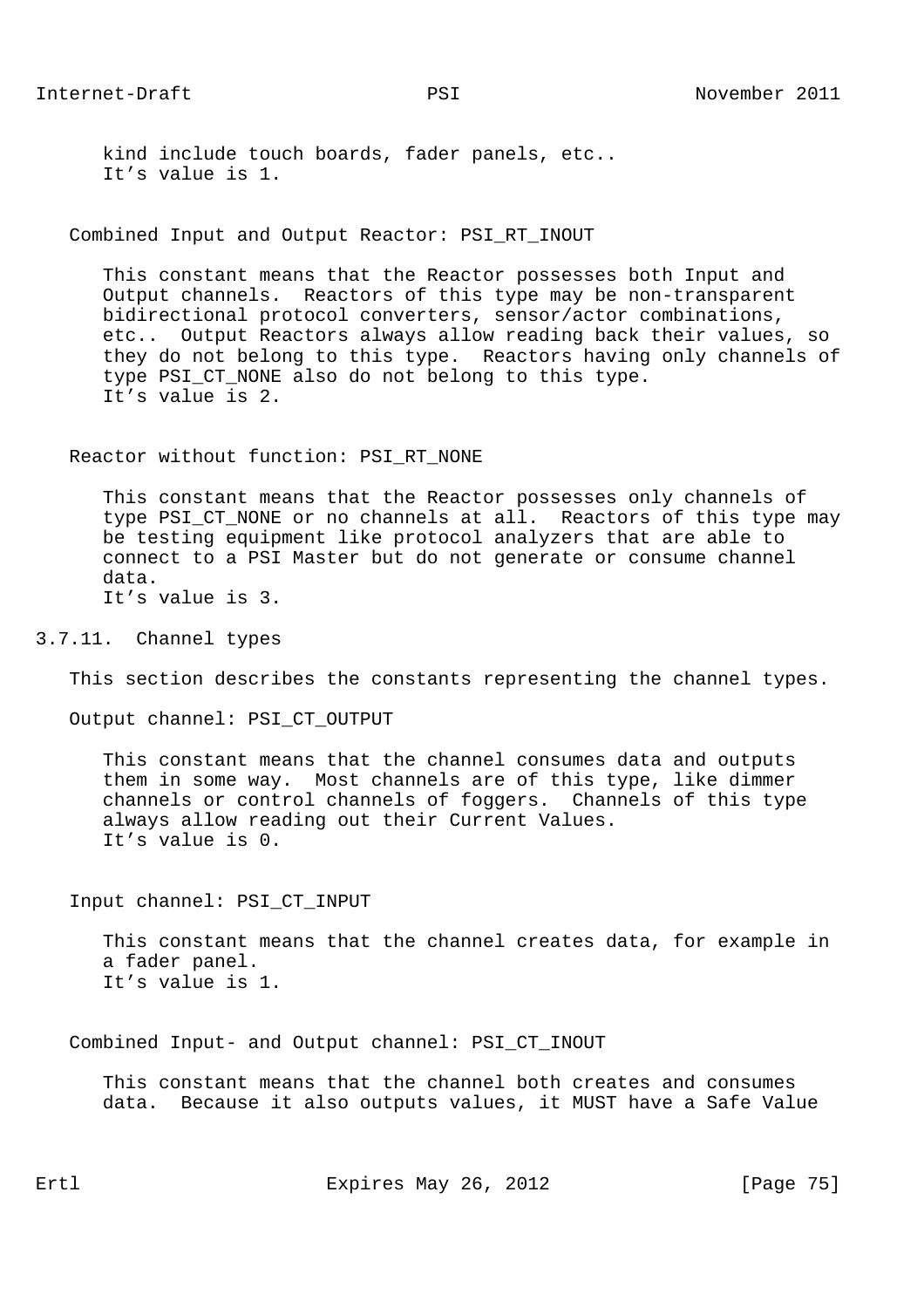kind include touch boards, fader panels, etc..
It's value is 1.

Combined Input and Output Reactor: PSI_RT_INOUT

This constant means that the Reactor possesses both Input and Output channels. Reactors of this type may be non-transparent bidirectional protocol converters, sensor/actor combinations, etc.. Output Reactors always allow reading back their values, so they do not belong to this type. Reactors having only channels of type PSI_CT_NONE also do not belong to this type.
It's value is 2.

Reactor without function: PSI_RT_NONE

This constant means that the Reactor possesses only channels of type PSI_CT_NONE or no channels at all. Reactors of this type may be testing equipment like protocol analyzers that are able to connect to a PSI Master but do not generate or consume channel data.
It's value is 3.

### 3.7.11. Channel types

This section describes the constants representing the channel types.

Output channel: PSI_CT_OUTPUT

This constant means that the channel consumes data and outputs them in some way. Most channels are of this type, like dimmer channels or control channels of foggers. Channels of this type always allow reading out their Current Values.
It's value is 0.

Input channel: PSI_CT_INPUT

This constant means that the channel creates data, for example in a fader panel.
It's value is 1.

Combined Input- and Output channel: PSI_CT_INOUT

This constant means that the channel both creates and consumes data. Because it also outputs values, it MUST have a Safe Value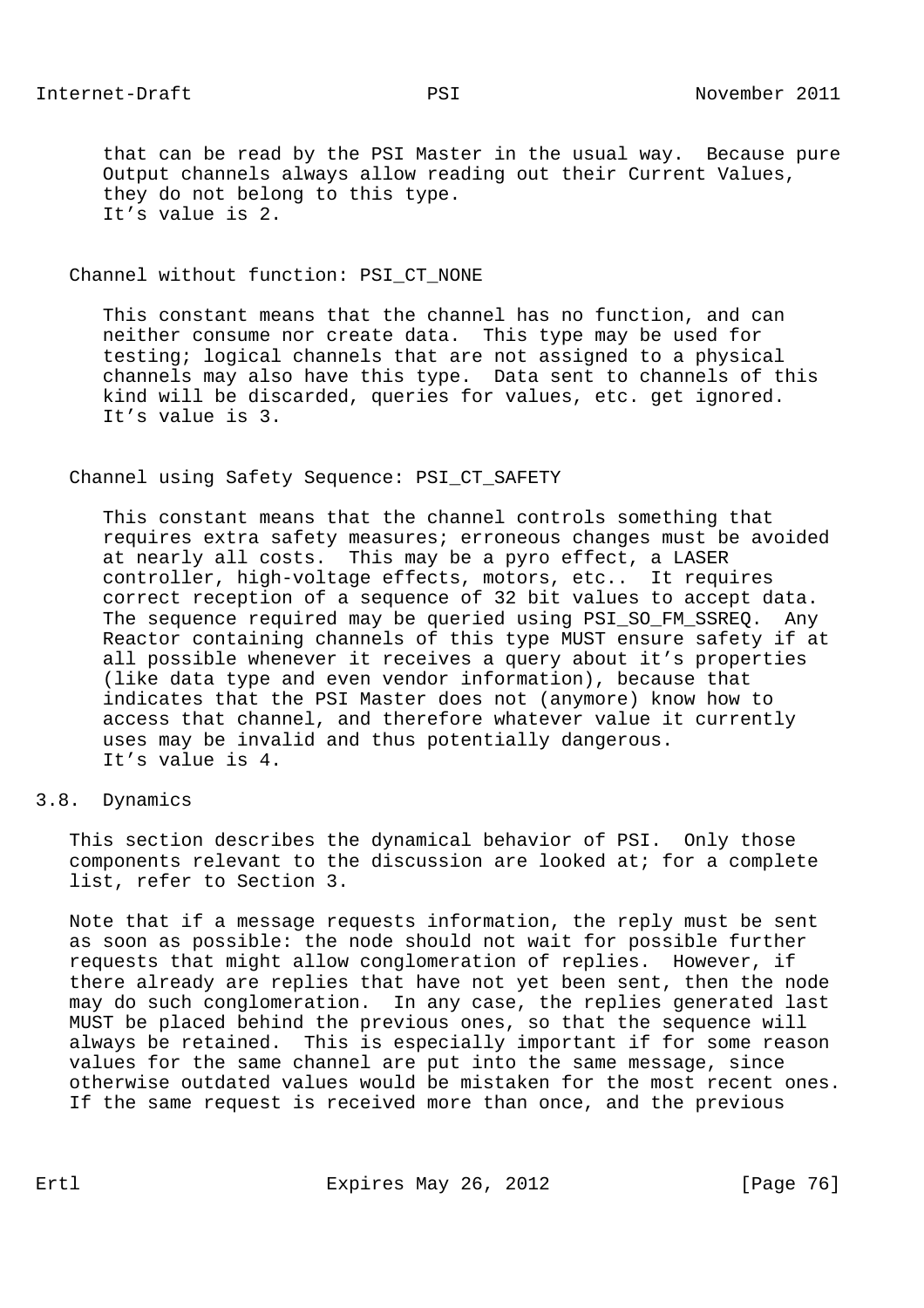that can be read by the PSI Master in the usual way. Because pure Output channels always allow reading out their Current Values, they do not belong to this type.
It’s value is 2.

Channel without function: PSI_CT_NONE

This constant means that the channel has no function, and can neither consume nor create data. This type may be used for testing; logical channels that are not assigned to a physical channels may also have this type. Data sent to channels of this kind will be discarded, queries for values, etc. get ignored.
It’s value is 3.

Channel using Safety Sequence: PSI_CT_SAFETY

This constant means that the channel controls something that requires extra safety measures; erroneous changes must be avoided at nearly all costs. This may be a pyro effect, a LASER controller, high-voltage effects, motors, etc.. It requires correct reception of a sequence of 32 bit values to accept data. The sequence required may be queried using PSI_SO_FM_SSREQ. Any Reactor containing channels of this type MUST ensure safety if at all possible whenever it receives a query about it’s properties (like data type and even vendor information), because that indicates that the PSI Master does not (anymore) know how to access that channel, and therefore whatever value it currently uses may be invalid and thus potentially dangerous.
It’s value is 4.

## 3.8. Dynamics

This section describes the dynamical behavior of PSI. Only those components relevant to the discussion are looked at; for a complete list, refer to Section 3.

Note that if a message requests information, the reply must be sent as soon as possible: the node should not wait for possible further requests that might allow conglomeration of replies. However, if there already are replies that have not yet been sent, then the node may do such conglomeration. In any case, the replies generated last MUST be placed behind the previous ones, so that the sequence will always be retained. This is especially important if for some reason values for the same channel are put into the same message, since otherwise outdated values would be mistaken for the most recent ones. If the same request is received more than once, and the previous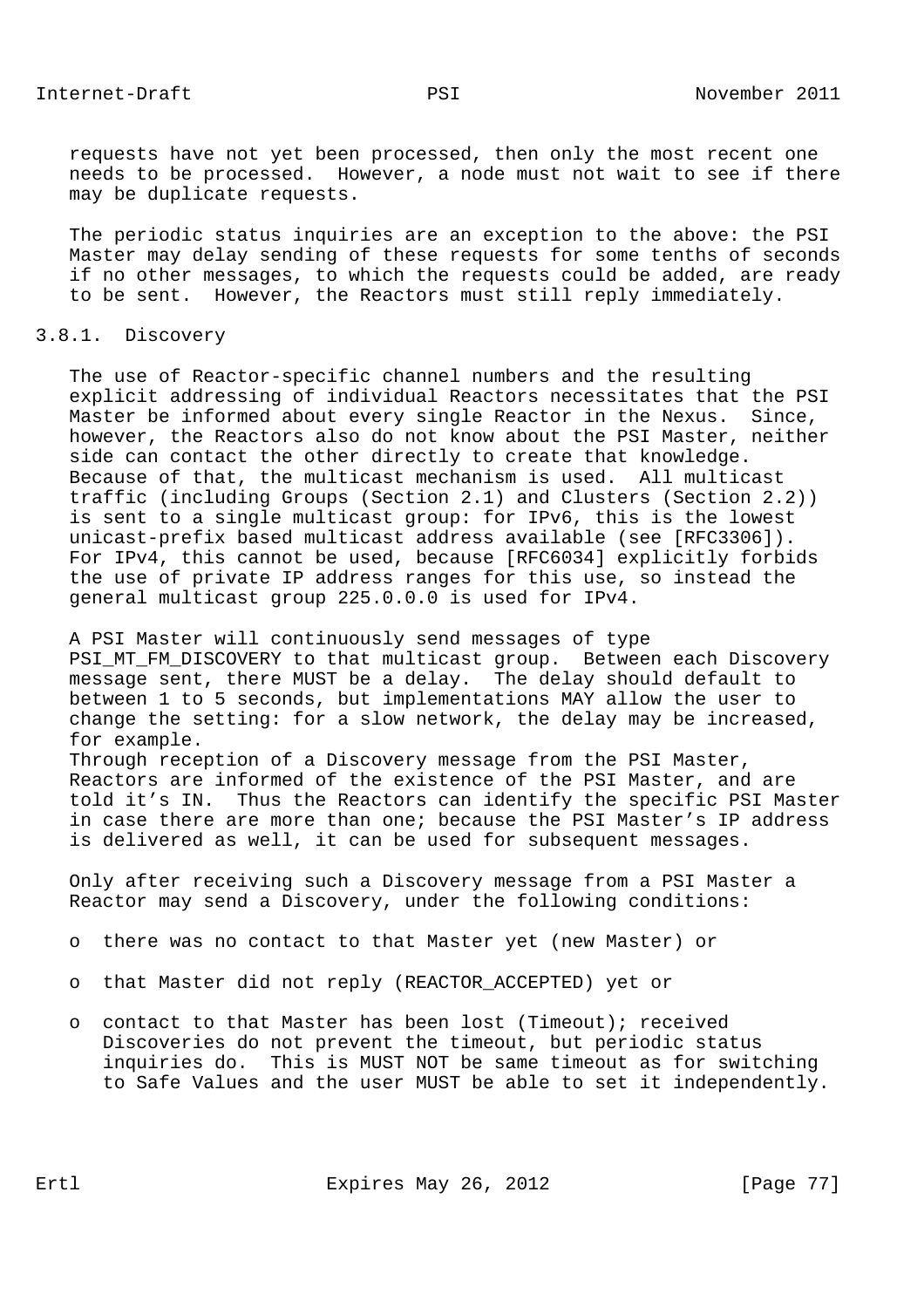requests have not yet been processed, then only the most recent one needs to be processed. However, a node must not wait to see if there may be duplicate requests.

The periodic status inquiries are an exception to the above: the PSI Master may delay sending of these requests for some tenths of seconds if no other messages, to which the requests could be added, are ready to be sent. However, the Reactors must still reply immediately.

### 3.8.1. Discovery

The use of Reactor-specific channel numbers and the resulting explicit addressing of individual Reactors necessitates that the PSI Master be informed about every single Reactor in the Nexus. Since, however, the Reactors also do not know about the PSI Master, neither side can contact the other directly to create that knowledge. Because of that, the multicast mechanism is used. All multicast traffic (including Groups (Section 2.1) and Clusters (Section 2.2)) is sent to a single multicast group: for IPv6, this is the lowest unicast-prefix based multicast address available (see [RFC3306]). For IPv4, this cannot be used, because [RFC6034] explicitly forbids the use of private IP address ranges for this use, so instead the general multicast group 225.0.0.0 is used for IPv4.

A PSI Master will continuously send messages of type PSI_MT_FM_DISCOVERY to that multicast group. Between each Discovery message sent, there MUST be a delay. The delay should default to between 1 to 5 seconds, but implementations MAY allow the user to change the setting: for a slow network, the delay may be increased, for example.
Through reception of a Discovery message from the PSI Master, Reactors are informed of the existence of the PSI Master, and are told it's IN. Thus the Reactors can identify the specific PSI Master in case there are more than one; because the PSI Master's IP address is delivered as well, it can be used for subsequent messages.

Only after receiving such a Discovery message from a PSI Master a Reactor may send a Discovery, under the following conditions:

- there was no contact to that Master yet (new Master) or
- that Master did not reply (REACTOR_ACCEPTED) yet or
- contact to that Master has been lost (Timeout); received Discoveries do not prevent the timeout, but periodic status inquiries do. This is MUST NOT be same timeout as for switching to Safe Values and the user MUST be able to set it independently.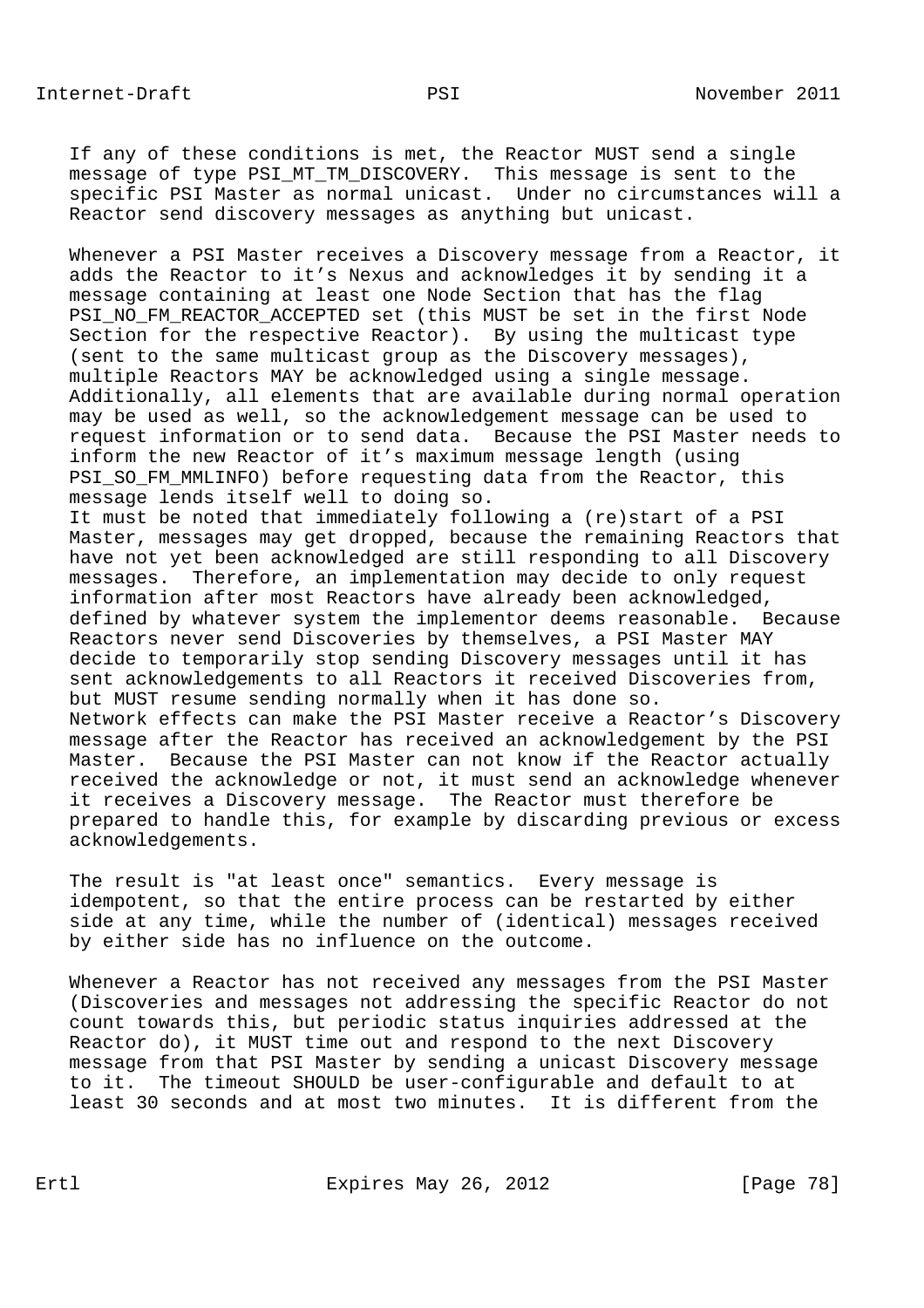If any of these conditions is met, the Reactor MUST send a single message of type PSI_MT_TM_DISCOVERY. This message is sent to the specific PSI Master as normal unicast. Under no circumstances will a Reactor send discovery messages as anything but unicast.

Whenever a PSI Master receives a Discovery message from a Reactor, it adds the Reactor to it's Nexus and acknowledges it by sending it a message containing at least one Node Section that has the flag PSI_NO_FM_REACTOR_ACCEPTED set (this MUST be set in the first Node Section for the respective Reactor). By using the multicast type (sent to the same multicast group as the Discovery messages), multiple Reactors MAY be acknowledged using a single message. Additionally, all elements that are available during normal operation may be used as well, so the acknowledgement message can be used to request information or to send data. Because the PSI Master needs to inform the new Reactor of it's maximum message length (using PSI_SO_FM_MMLINFO) before requesting data from the Reactor, this message lends itself well to doing so.
It must be noted that immediately following a (re)start of a PSI Master, messages may get dropped, because the remaining Reactors that have not yet been acknowledged are still responding to all Discovery messages. Therefore, an implementation may decide to only request information after most Reactors have already been acknowledged, defined by whatever system the implementor deems reasonable. Because Reactors never send Discoveries by themselves, a PSI Master MAY decide to temporarily stop sending Discovery messages until it has sent acknowledgements to all Reactors it received Discoveries from, but MUST resume sending normally when it has done so.
Network effects can make the PSI Master receive a Reactor's Discovery message after the Reactor has received an acknowledgement by the PSI Master. Because the PSI Master can not know if the Reactor actually received the acknowledge or not, it must send an acknowledge whenever it receives a Discovery message. The Reactor must therefore be prepared to handle this, for example by discarding previous or excess acknowledgements.

The result is "at least once" semantics. Every message is idempotent, so that the entire process can be restarted by either side at any time, while the number of (identical) messages received by either side has no influence on the outcome.

Whenever a Reactor has not received any messages from the PSI Master (Discoveries and messages not addressing the specific Reactor do not count towards this, but periodic status inquiries addressed at the Reactor do), it MUST time out and respond to the next Discovery message from that PSI Master by sending a unicast Discovery message to it. The timeout SHOULD be user-configurable and default to at least 30 seconds and at most two minutes. It is different from the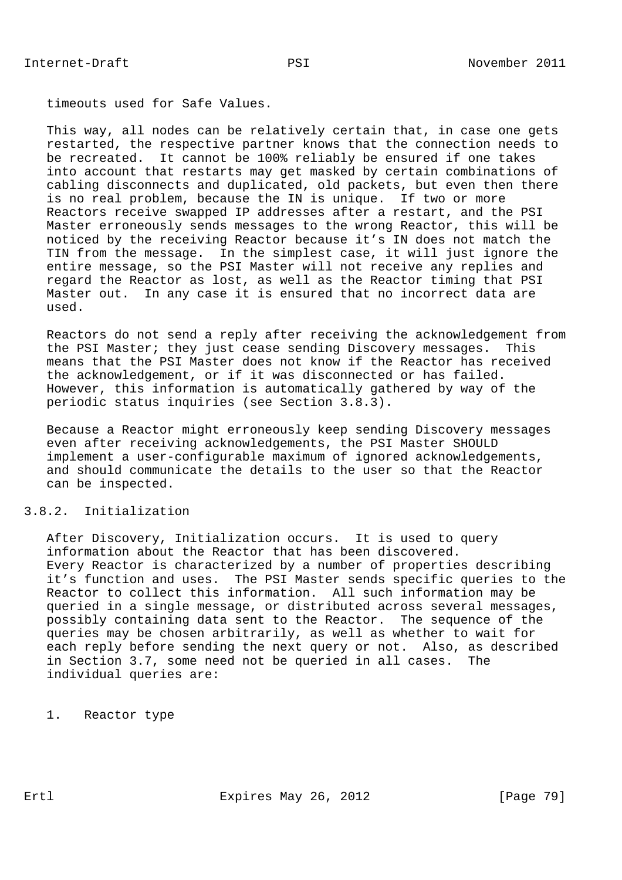timeouts used for Safe Values.

This way, all nodes can be relatively certain that, in case one gets restarted, the respective partner knows that the connection needs to be recreated. It cannot be 100% reliably be ensured if one takes into account that restarts may get masked by certain combinations of cabling disconnects and duplicated, old packets, but even then there is no real problem, because the IN is unique. If two or more Reactors receive swapped IP addresses after a restart, and the PSI Master erroneously sends messages to the wrong Reactor, this will be noticed by the receiving Reactor because it’s IN does not match the TIN from the message. In the simplest case, it will just ignore the entire message, so the PSI Master will not receive any replies and regard the Reactor as lost, as well as the Reactor timing that PSI Master out. In any case it is ensured that no incorrect data are used.

Reactors do not send a reply after receiving the acknowledgement from the PSI Master; they just cease sending Discovery messages. This means that the PSI Master does not know if the Reactor has received the acknowledgement, or if it was disconnected or has failed. However, this information is automatically gathered by way of the periodic status inquiries (see Section 3.8.3).

Because a Reactor might erroneously keep sending Discovery messages even after receiving acknowledgements, the PSI Master SHOULD implement a user-configurable maximum of ignored acknowledgements, and should communicate the details to the user so that the Reactor can be inspected.

### 3.8.2. Initialization

After Discovery, Initialization occurs. It is used to query information about the Reactor that has been discovered. Every Reactor is characterized by a number of properties describing it’s function and uses. The PSI Master sends specific queries to the Reactor to collect this information. All such information may be queried in a single message, or distributed across several messages, possibly containing data sent to the Reactor. The sequence of the queries may be chosen arbitrarily, as well as whether to wait for each reply before sending the next query or not. Also, as described in Section 3.7, some need not be queried in all cases. The individual queries are:

1. Reactor type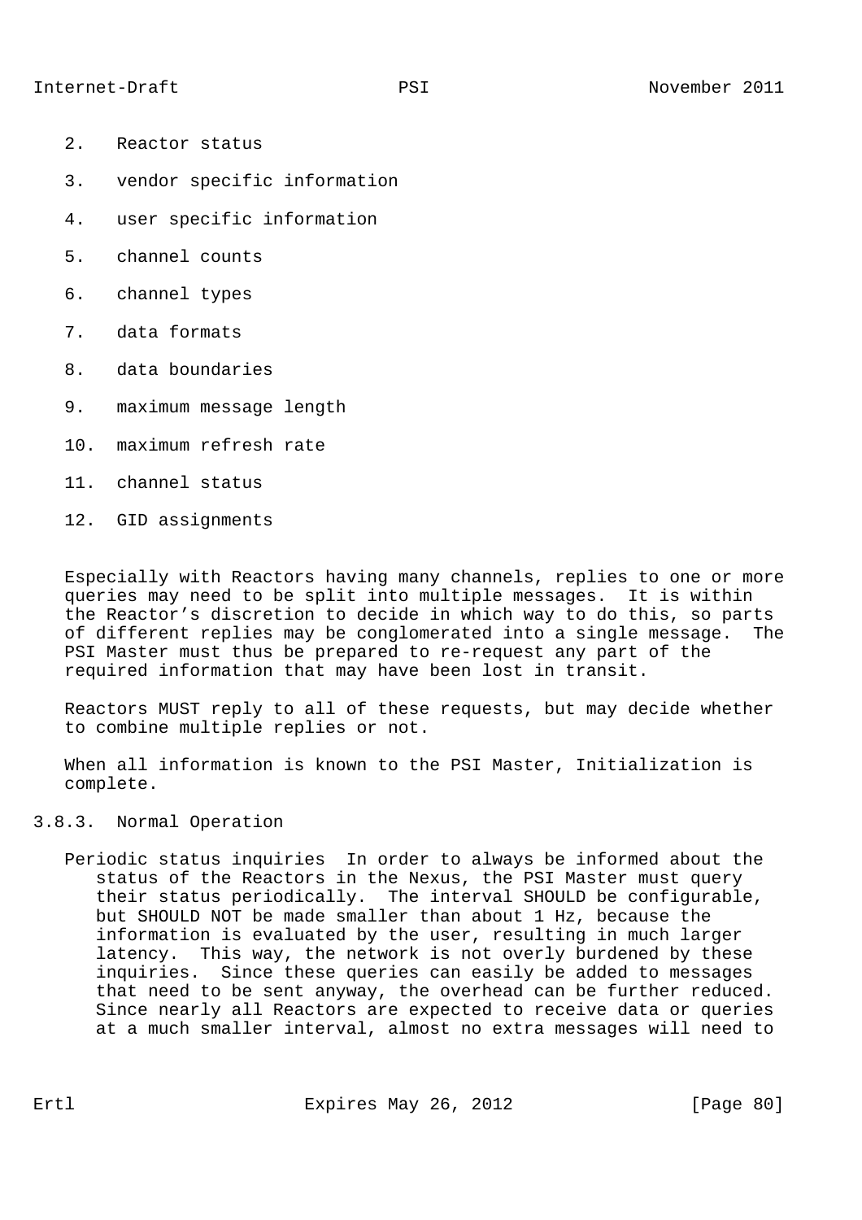2. Reactor status

3. vendor specific information

4. user specific information

5. channel counts

6. channel types

7. data formats

8. data boundaries

9. maximum message length

10. maximum refresh rate

11. channel status

12. GID assignments

Especially with Reactors having many channels, replies to one or more queries may need to be split into multiple messages. It is within the Reactor’s discretion to decide in which way to do this, so parts of different replies may be conglomerated into a single message. The PSI Master must thus be prepared to re-request any part of the required information that may have been lost in transit.

Reactors MUST reply to all of these requests, but may decide whether to combine multiple replies or not.

When all information is known to the PSI Master, Initialization is complete.

### 3.8.3. Normal Operation

Periodic status inquiries In order to always be informed about the status of the Reactors in the Nexus, the PSI Master must query their status periodically. The interval SHOULD be configurable, but SHOULD NOT be made smaller than about 1 Hz, because the information is evaluated by the user, resulting in much larger latency. This way, the network is not overly burdened by these inquiries. Since these queries can easily be added to messages that need to be sent anyway, the overhead can be further reduced. Since nearly all Reactors are expected to receive data or queries at a much smaller interval, almost no extra messages will need to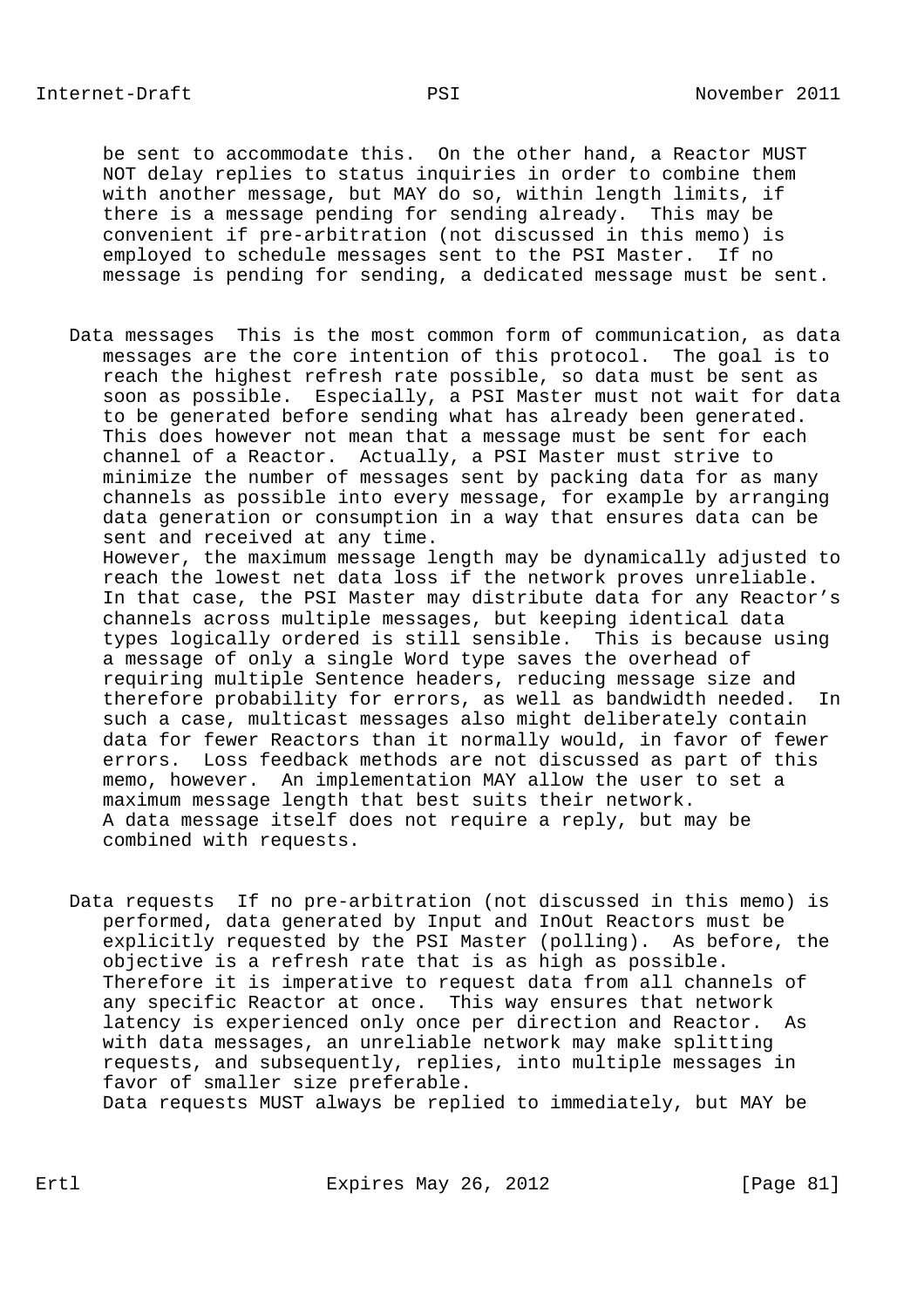be sent to accommodate this. On the other hand, a Reactor MUST NOT delay replies to status inquiries in order to combine them with another message, but MAY do so, within length limits, if there is a message pending for sending already. This may be convenient if pre-arbitration (not discussed in this memo) is employed to schedule messages sent to the PSI Master. If no message is pending for sending, a dedicated message must be sent.

Data messages This is the most common form of communication, as data messages are the core intention of this protocol. The goal is to reach the highest refresh rate possible, so data must be sent as soon as possible. Especially, a PSI Master must not wait for data to be generated before sending what has already been generated. This does however not mean that a message must be sent for each channel of a Reactor. Actually, a PSI Master must strive to minimize the number of messages sent by packing data for as many channels as possible into every message, for example by arranging data generation or consumption in a way that ensures data can be sent and received at any time.
However, the maximum message length may be dynamically adjusted to reach the lowest net data loss if the network proves unreliable. In that case, the PSI Master may distribute data for any Reactor's channels across multiple messages, but keeping identical data types logically ordered is still sensible. This is because using a message of only a single Word type saves the overhead of requiring multiple Sentence headers, reducing message size and therefore probability for errors, as well as bandwidth needed. In such a case, multicast messages also might deliberately contain data for fewer Reactors than it normally would, in favor of fewer errors. Loss feedback methods are not discussed as part of this memo, however. An implementation MAY allow the user to set a maximum message length that best suits their network.
A data message itself does not require a reply, but may be combined with requests.

Data requests If no pre-arbitration (not discussed in this memo) is performed, data generated by Input and InOut Reactors must be explicitly requested by the PSI Master (polling). As before, the objective is a refresh rate that is as high as possible. Therefore it is imperative to request data from all channels of any specific Reactor at once. This way ensures that network latency is experienced only once per direction and Reactor. As with data messages, an unreliable network may make splitting requests, and subsequently, replies, into multiple messages in favor of smaller size preferable.
Data requests MUST always be replied to immediately, but MAY be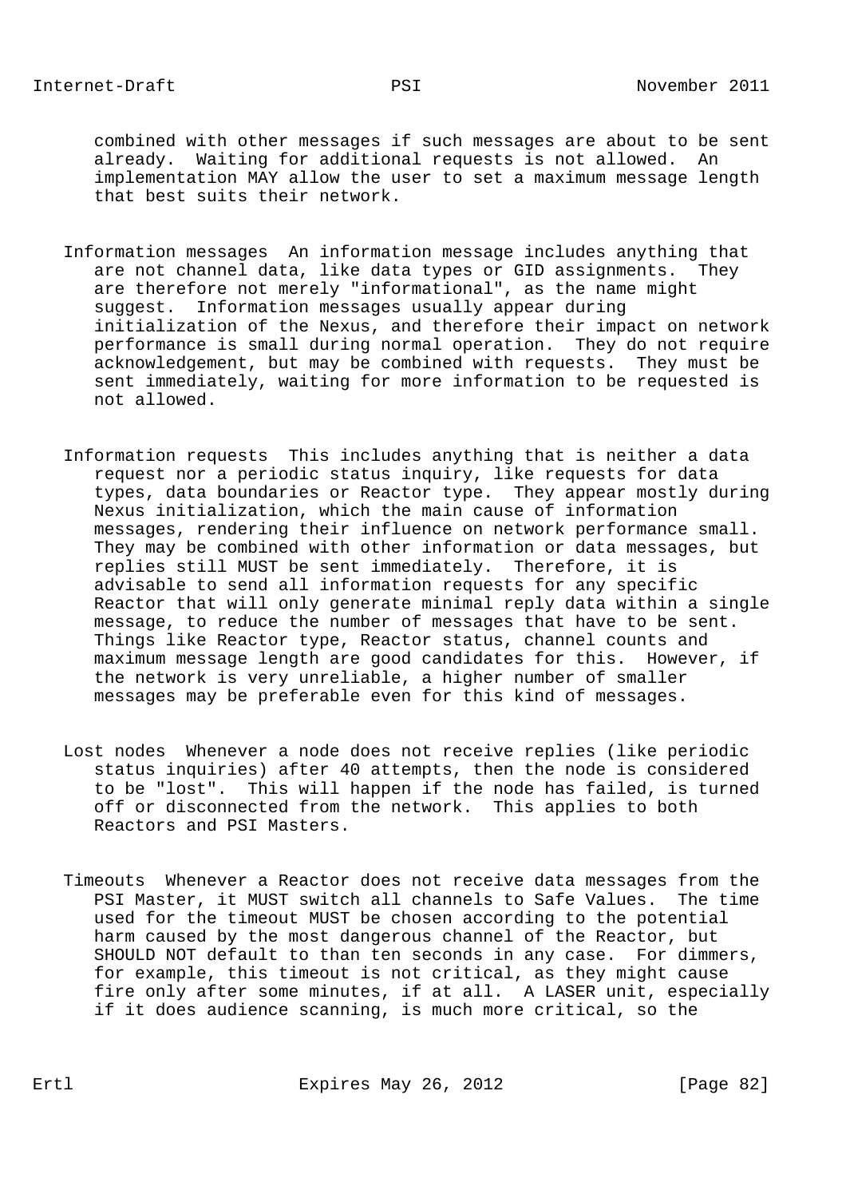combined with other messages if such messages are about to be sent already. Waiting for additional requests is not allowed. An implementation MAY allow the user to set a maximum message length that best suits their network.

Information messages An information message includes anything that are not channel data, like data types or GID assignments. They are therefore not merely "informational", as the name might suggest. Information messages usually appear during initialization of the Nexus, and therefore their impact on network performance is small during normal operation. They do not require acknowledgement, but may be combined with requests. They must be sent immediately, waiting for more information to be requested is not allowed.

Information requests This includes anything that is neither a data request nor a periodic status inquiry, like requests for data types, data boundaries or Reactor type. They appear mostly during Nexus initialization, which the main cause of information messages, rendering their influence on network performance small. They may be combined with other information or data messages, but replies still MUST be sent immediately. Therefore, it is advisable to send all information requests for any specific Reactor that will only generate minimal reply data within a single message, to reduce the number of messages that have to be sent. Things like Reactor type, Reactor status, channel counts and maximum message length are good candidates for this. However, if the network is very unreliable, a higher number of smaller messages may be preferable even for this kind of messages.

Lost nodes Whenever a node does not receive replies (like periodic status inquiries) after 40 attempts, then the node is considered to be "lost". This will happen if the node has failed, is turned off or disconnected from the network. This applies to both Reactors and PSI Masters.

Timeouts Whenever a Reactor does not receive data messages from the PSI Master, it MUST switch all channels to Safe Values. The time used for the timeout MUST be chosen according to the potential harm caused by the most dangerous channel of the Reactor, but SHOULD NOT default to than ten seconds in any case. For dimmers, for example, this timeout is not critical, as they might cause fire only after some minutes, if at all. A LASER unit, especially if it does audience scanning, is much more critical, so the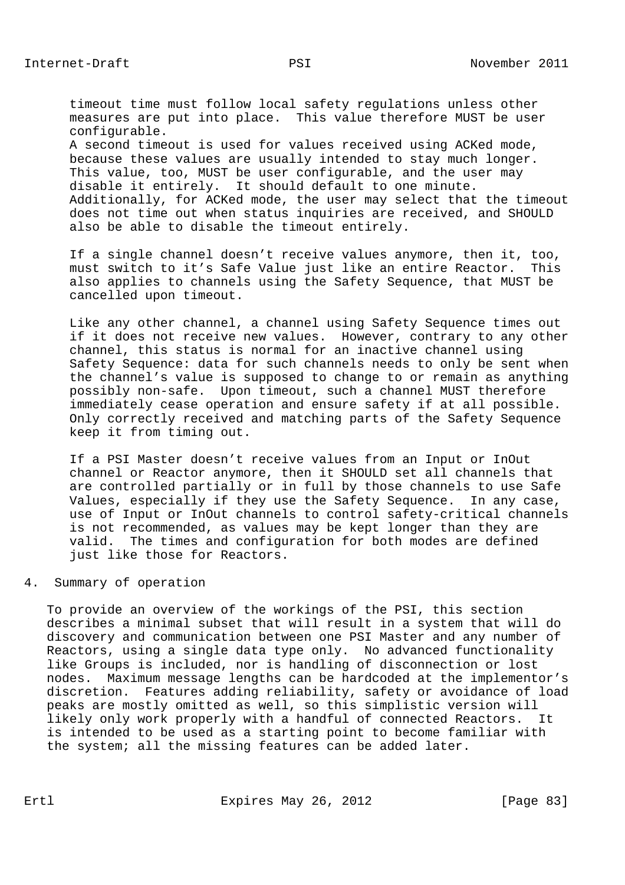timeout time must follow local safety regulations unless other measures are put into place. This value therefore MUST be user configurable.
A second timeout is used for values received using ACKed mode, because these values are usually intended to stay much longer. This value, too, MUST be user configurable, and the user may disable it entirely. It should default to one minute. Additionally, for ACKed mode, the user may select that the timeout does not time out when status inquiries are received, and SHOULD also be able to disable the timeout entirely.

If a single channel doesn't receive values anymore, then it, too, must switch to it's Safe Value just like an entire Reactor. This also applies to channels using the Safety Sequence, that MUST be cancelled upon timeout.

Like any other channel, a channel using Safety Sequence times out if it does not receive new values. However, contrary to any other channel, this status is normal for an inactive channel using Safety Sequence: data for such channels needs to only be sent when the channel's value is supposed to change to or remain as anything possibly non-safe. Upon timeout, such a channel MUST therefore immediately cease operation and ensure safety if at all possible. Only correctly received and matching parts of the Safety Sequence keep it from timing out.

If a PSI Master doesn't receive values from an Input or InOut channel or Reactor anymore, then it SHOULD set all channels that are controlled partially or in full by those channels to use Safe Values, especially if they use the Safety Sequence. In any case, use of Input or InOut channels to control safety-critical channels is not recommended, as values may be kept longer than they are valid. The times and configuration for both modes are defined just like those for Reactors.

## 4. Summary of operation

To provide an overview of the workings of the PSI, this section describes a minimal subset that will result in a system that will do discovery and communication between one PSI Master and any number of Reactors, using a single data type only. No advanced functionality like Groups is included, nor is handling of disconnection or lost nodes. Maximum message lengths can be hardcoded at the implementor's discretion. Features adding reliability, safety or avoidance of load peaks are mostly omitted as well, so this simplistic version will likely only work properly with a handful of connected Reactors. It is intended to be used as a starting point to become familiar with the system; all the missing features can be added later.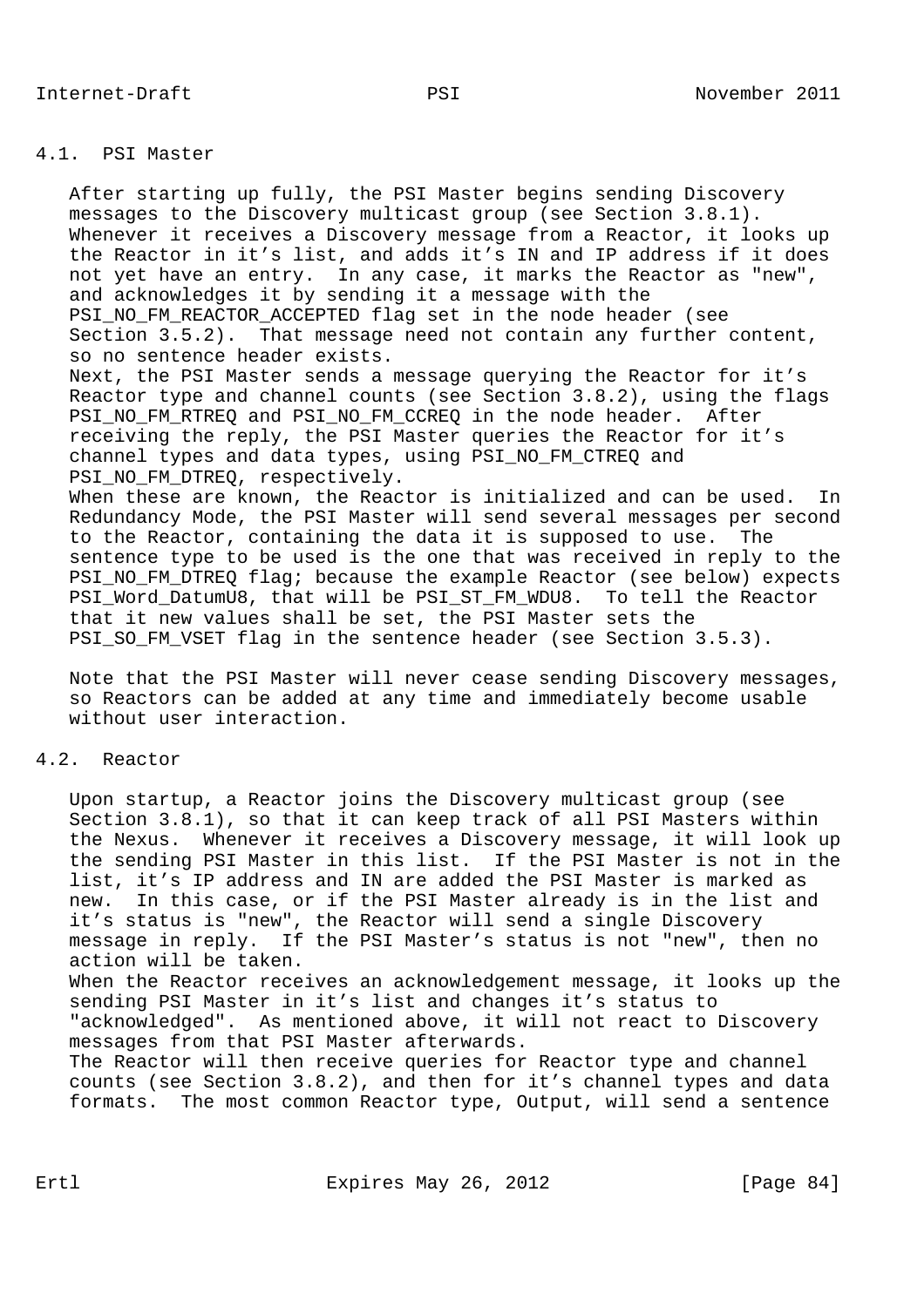## 4.1. PSI Master

After starting up fully, the PSI Master begins sending Discovery messages to the Discovery multicast group (see Section 3.8.1). Whenever it receives a Discovery message from a Reactor, it looks up the Reactor in it's list, and adds it's IN and IP address if it does not yet have an entry. In any case, it marks the Reactor as "new", and acknowledges it by sending it a message with the PSI_NO_FM_REACTOR_ACCEPTED flag set in the node header (see Section 3.5.2). That message need not contain any further content, so no sentence header exists.

Next, the PSI Master sends a message querying the Reactor for it's Reactor type and channel counts (see Section 3.8.2), using the flags PSI_NO_FM_RTREQ and PSI_NO_FM_CCREQ in the node header. After receiving the reply, the PSI Master queries the Reactor for it's channel types and data types, using PSI_NO_FM_CTREQ and PSI_NO_FM_DTREQ, respectively.

When these are known, the Reactor is initialized and can be used. In Redundancy Mode, the PSI Master will send several messages per second to the Reactor, containing the data it is supposed to use. The sentence type to be used is the one that was received in reply to the PSI_NO_FM_DTREQ flag; because the example Reactor (see below) expects PSI_Word_DatumU8, that will be PSI_ST_FM_WDU8. To tell the Reactor that it new values shall be set, the PSI Master sets the PSI_SO_FM_VSET flag in the sentence header (see Section 3.5.3).

Note that the PSI Master will never cease sending Discovery messages, so Reactors can be added at any time and immediately become usable without user interaction.

## 4.2. Reactor

Upon startup, a Reactor joins the Discovery multicast group (see Section 3.8.1), so that it can keep track of all PSI Masters within the Nexus. Whenever it receives a Discovery message, it will look up the sending PSI Master in this list. If the PSI Master is not in the list, it's IP address and IN are added the PSI Master is marked as new. In this case, or if the PSI Master already is in the list and it's status is "new", the Reactor will send a single Discovery message in reply. If the PSI Master's status is not "new", then no action will be taken.

When the Reactor receives an acknowledgement message, it looks up the sending PSI Master in it's list and changes it's status to "acknowledged". As mentioned above, it will not react to Discovery messages from that PSI Master afterwards.

The Reactor will then receive queries for Reactor type and channel counts (see Section 3.8.2), and then for it's channel types and data formats. The most common Reactor type, Output, will send a sentence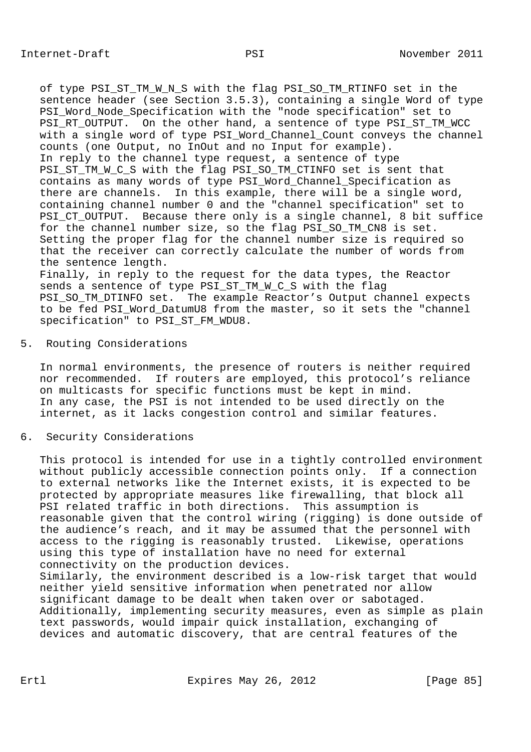of type PSI_ST_TM_W_N_S with the flag PSI_SO_TM_RTINFO set in the sentence header (see Section 3.5.3), containing a single Word of type PSI_Word_Node_Specification with the "node specification" set to PSI_RT_OUTPUT. On the other hand, a sentence of type PSI_ST_TM_WCC with a single word of type PSI_Word_Channel_Count conveys the channel counts (one Output, no InOut and no Input for example).
In reply to the channel type request, a sentence of type PSI_ST_TM_W_C_S with the flag PSI_SO_TM_CTINFO set is sent that contains as many words of type PSI_Word_Channel_Specification as there are channels. In this example, there will be a single word, containing channel number 0 and the "channel specification" set to PSI_CT_OUTPUT. Because there only is a single channel, 8 bit suffice for the channel number size, so the flag PSI_SO_TM_CN8 is set. Setting the proper flag for the channel number size is required so that the receiver can correctly calculate the number of words from the sentence length.
Finally, in reply to the request for the data types, the Reactor sends a sentence of type PSI_ST_TM_W_C_S with the flag PSI_SO_TM_DTINFO set. The example Reactor's Output channel expects to be fed PSI_Word_DatumU8 from the master, so it sets the "channel specification" to PSI_ST_FM_WDU8.

## 5. Routing Considerations

In normal environments, the presence of routers is neither required nor recommended. If routers are employed, this protocol's reliance on multicasts for specific functions must be kept in mind.
In any case, the PSI is not intended to be used directly on the internet, as it lacks congestion control and similar features.

## 6. Security Considerations

This protocol is intended for use in a tightly controlled environment without publicly accessible connection points only. If a connection to external networks like the Internet exists, it is expected to be protected by appropriate measures like firewalling, that block all PSI related traffic in both directions. This assumption is reasonable given that the control wiring (rigging) is done outside of the audience's reach, and it may be assumed that the personnel with access to the rigging is reasonably trusted. Likewise, operations using this type of installation have no need for external connectivity on the production devices.
Similarly, the environment described is a low-risk target that would neither yield sensitive information when penetrated nor allow significant damage to be dealt when taken over or sabotaged. Additionally, implementing security measures, even as simple as plain text passwords, would impair quick installation, exchanging of devices and automatic discovery, that are central features of the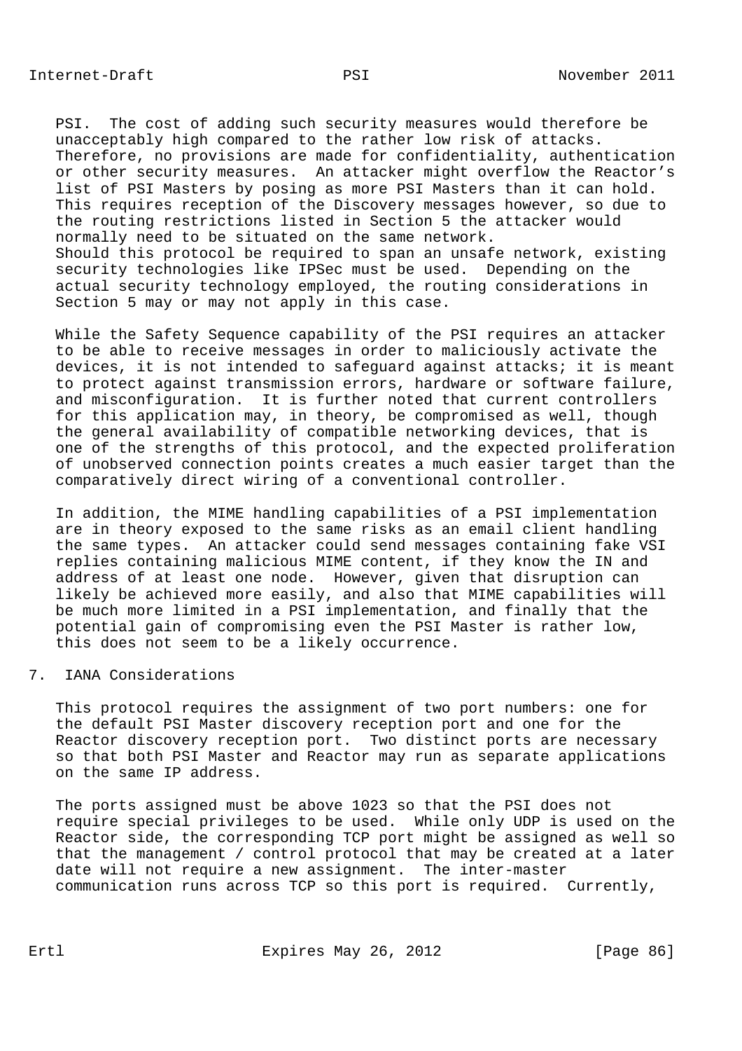PSI. The cost of adding such security measures would therefore be unacceptably high compared to the rather low risk of attacks. Therefore, no provisions are made for confidentiality, authentication or other security measures. An attacker might overflow the Reactor’s list of PSI Masters by posing as more PSI Masters than it can hold. This requires reception of the Discovery messages however, so due to the routing restrictions listed in Section 5 the attacker would normally need to be situated on the same network.
Should this protocol be required to span an unsafe network, existing security technologies like IPSec must be used. Depending on the actual security technology employed, the routing considerations in Section 5 may or may not apply in this case.

While the Safety Sequence capability of the PSI requires an attacker to be able to receive messages in order to maliciously activate the devices, it is not intended to safeguard against attacks; it is meant to protect against transmission errors, hardware or software failure, and misconfiguration. It is further noted that current controllers for this application may, in theory, be compromised as well, though the general availability of compatible networking devices, that is one of the strengths of this protocol, and the expected proliferation of unobserved connection points creates a much easier target than the comparatively direct wiring of a conventional controller.

In addition, the MIME handling capabilities of a PSI implementation are in theory exposed to the same risks as an email client handling the same types. An attacker could send messages containing fake VSI replies containing malicious MIME content, if they know the IN and address of at least one node. However, given that disruption can likely be achieved more easily, and also that MIME capabilities will be much more limited in a PSI implementation, and finally that the potential gain of compromising even the PSI Master is rather low, this does not seem to be a likely occurrence.

## 7. IANA Considerations

This protocol requires the assignment of two port numbers: one for the default PSI Master discovery reception port and one for the Reactor discovery reception port. Two distinct ports are necessary so that both PSI Master and Reactor may run as separate applications on the same IP address.

The ports assigned must be above 1023 so that the PSI does not require special privileges to be used. While only UDP is used on the Reactor side, the corresponding TCP port might be assigned as well so that the management / control protocol that may be created at a later date will not require a new assignment. The inter-master communication runs across TCP so this port is required. Currently,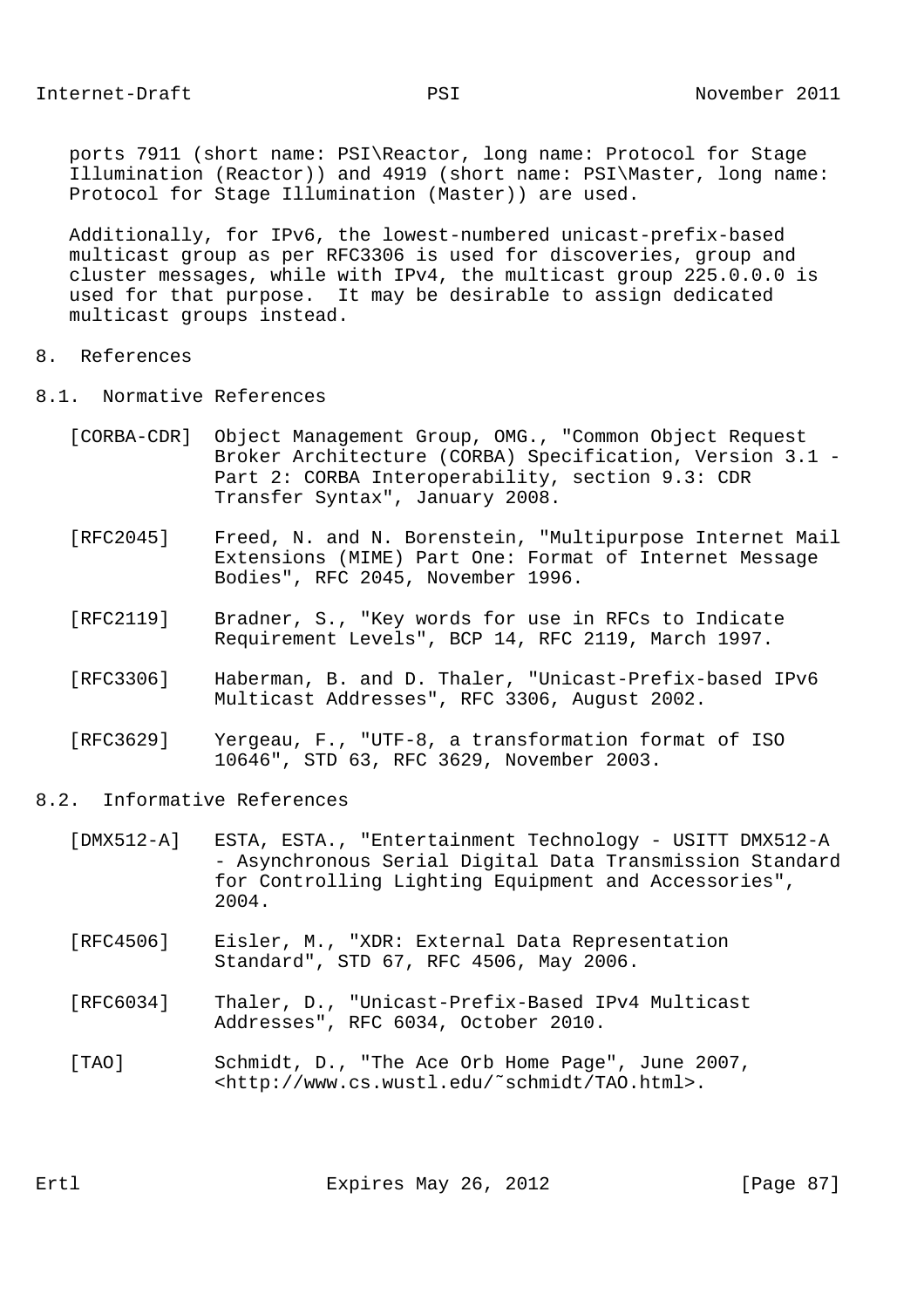ports 7911 (short name: PSI\Reactor, long name: Protocol for Stage Illumination (Reactor)) and 4919 (short name: PSI\Master, long name: Protocol for Stage Illumination (Master)) are used.

Additionally, for IPv6, the lowest-numbered unicast-prefix-based multicast group as per RFC3306 is used for discoveries, group and cluster messages, while with IPv4, the multicast group 225.0.0.0 is used for that purpose. It may be desirable to assign dedicated multicast groups instead.

# 8. References

## 8.1. Normative References

[CORBA-CDR] Object Management Group, OMG., "Common Object Request Broker Architecture (CORBA) Specification, Version 3.1 - Part 2: CORBA Interoperability, section 9.3: CDR Transfer Syntax", January 2008.

[RFC2045] Freed, N. and N. Borenstein, "Multipurpose Internet Mail Extensions (MIME) Part One: Format of Internet Message Bodies", RFC 2045, November 1996.

[RFC2119] Bradner, S., "Key words for use in RFCs to Indicate Requirement Levels", BCP 14, RFC 2119, March 1997.

[RFC3306] Haberman, B. and D. Thaler, "Unicast-Prefix-based IPv6 Multicast Addresses", RFC 3306, August 2002.

[RFC3629] Yergeau, F., "UTF-8, a transformation format of ISO 10646", STD 63, RFC 3629, November 2003.

## 8.2. Informative References

[DMX512-A] ESTA, ESTA., "Entertainment Technology - USITT DMX512-A - Asynchronous Serial Digital Data Transmission Standard for Controlling Lighting Equipment and Accessories", 2004.

[RFC4506] Eisler, M., "XDR: External Data Representation Standard", STD 67, RFC 4506, May 2006.

[RFC6034] Thaler, D., "Unicast-Prefix-Based IPv4 Multicast Addresses", RFC 6034, October 2010.

[TAO] Schmidt, D., "The Ace Orb Home Page", June 2007, <http://www.cs.wustl.edu/~schmidt/TAO.html>.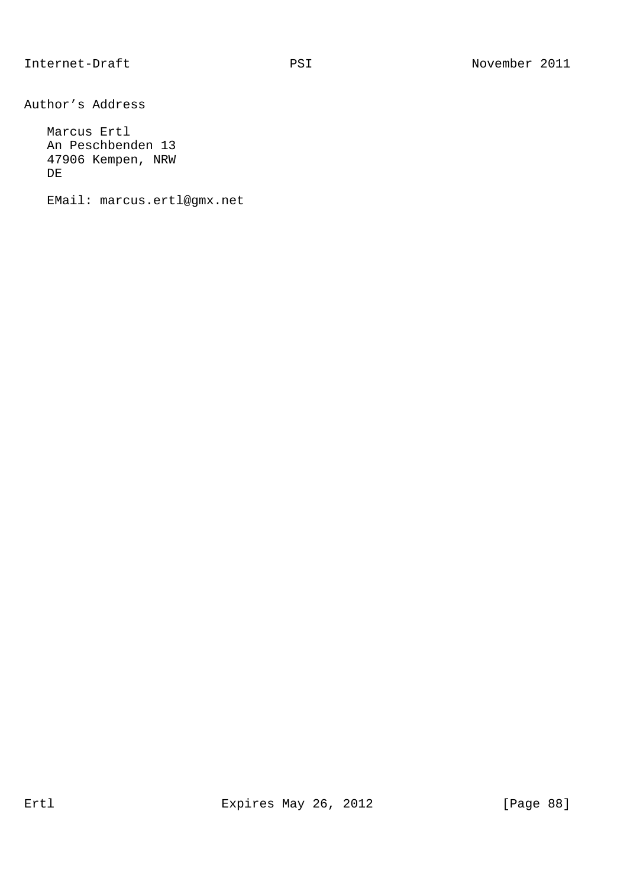## Author's Address

Marcus Ertl
An Peschbenden 13
47906 Kempen, NRW
DE

EMail: marcus.ertl@gmx.net